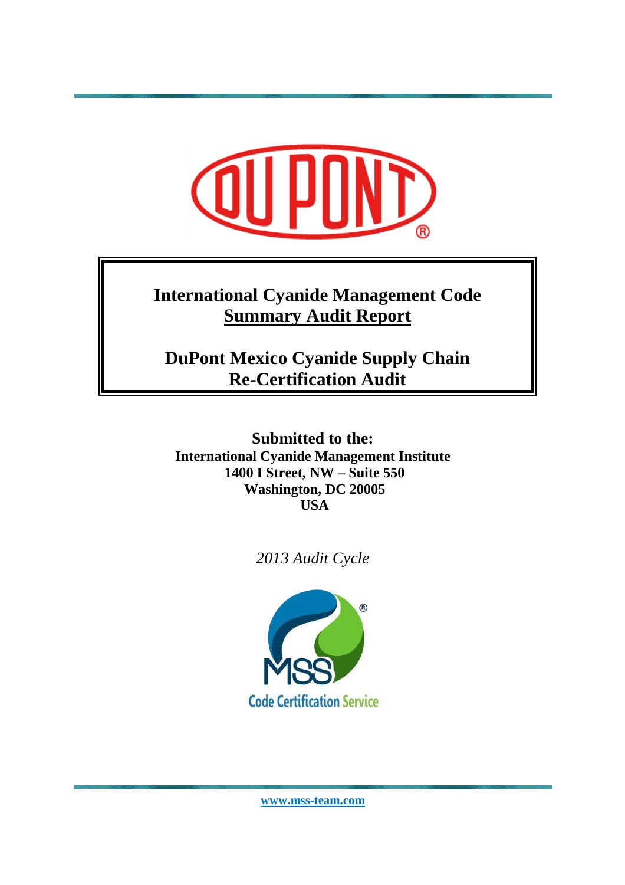# International Cyanide Management Code

## Summary Audit Report

## DuPont Mexico Cyanide Supply Chain Re-Certification Audit

**Submitted to the:**

**International Cyanide Management Institute**
**1400 I Street, NW – Suite 550**
**Washington, DC 20005**
**USA**

*2013 Audit Cycle*

MSS Code Certification Service

www.mss-team.com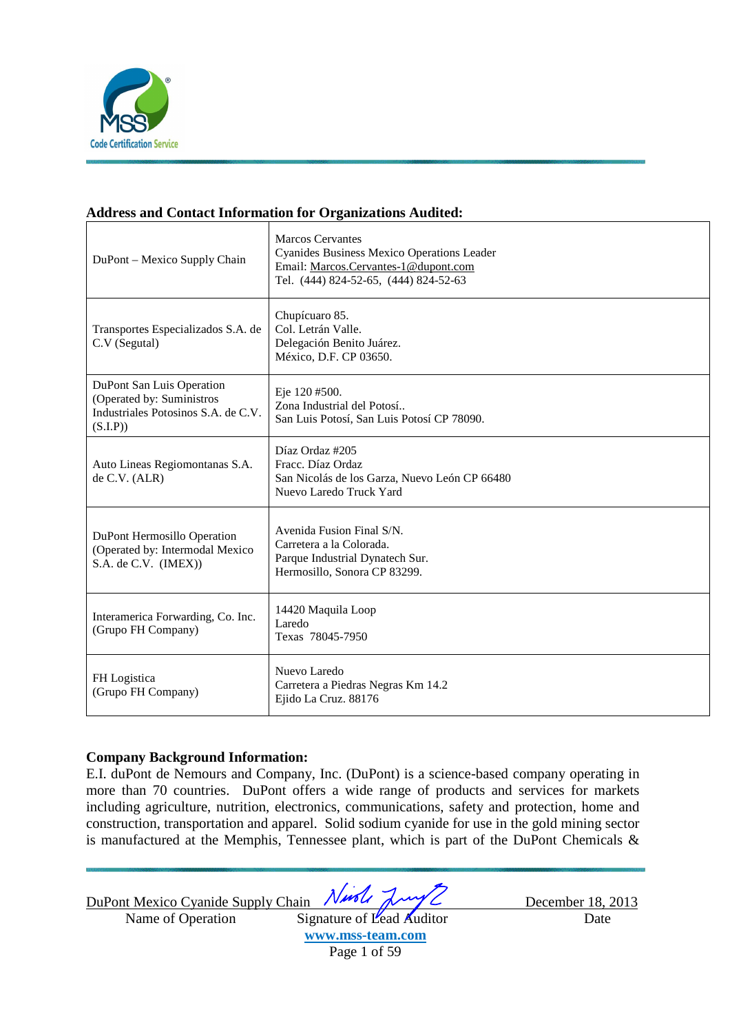**Address and Contact Information for Organizations Audited:**

| | |
|---|---|
| DuPont – Mexico Supply Chain | Marcos Cervantes<br>Cyanides Business Mexico Operations Leader<br>Email: Marcos.Cervantes-1@dupont.com<br>Tel. (444) 824-52-65, (444) 824-52-63 |
| Transportes Especializados S.A. de C.V (Segutal) | Chupícuaro 85.<br>Col. Letrán Valle.<br>Delegación Benito Juárez.<br>México, D.F. CP 03650. |
| DuPont San Luis Operation (Operated by: Suministros Industriales Potosinos S.A. de C.V. (S.I.P)) | Eje 120 #500.<br>Zona Industrial del Potosí..<br>San Luis Potosí, San Luis Potosí CP 78090. |
| Auto Lineas Regiomontanas S.A. de C.V. (ALR) | Díaz Ordaz #205<br>Fracc. Díaz Ordaz<br>San Nicolás de los Garza, Nuevo León CP 66480<br>Nuevo Laredo Truck Yard |
| DuPont Hermosillo Operation (Operated by: Intermodal Mexico S.A. de C.V. (IMEX)) | Avenida Fusion Final S/N.<br>Carretera a la Colorada.<br>Parque Industrial Dynatech Sur.<br>Hermosillo, Sonora CP 83299. |
| Interamerica Forwarding, Co. Inc. (Grupo FH Company) | 14420 Maquila Loop<br>Laredo<br>Texas 78045-7950 |
| FH Logistica (Grupo FH Company) | Nuevo Laredo<br>Carretera a Piedras Negras Km 14.2<br>Ejido La Cruz. 88176 |

**Company Background Information:**

E.I. duPont de Nemours and Company, Inc. (DuPont) is a science-based company operating in more than 70 countries. DuPont offers a wide range of products and services for markets including agriculture, nutrition, electronics, communications, safety and protection, home and construction, transportation and apparel. Solid sodium cyanide for use in the gold mining sector is manufactured at the Memphis, Tennessee plant, which is part of the DuPont Chemicals &

DuPont Mexico Cyanide Supply Chain — Name of Operation | Signature of Lead Auditor | December 18, 2013 — Date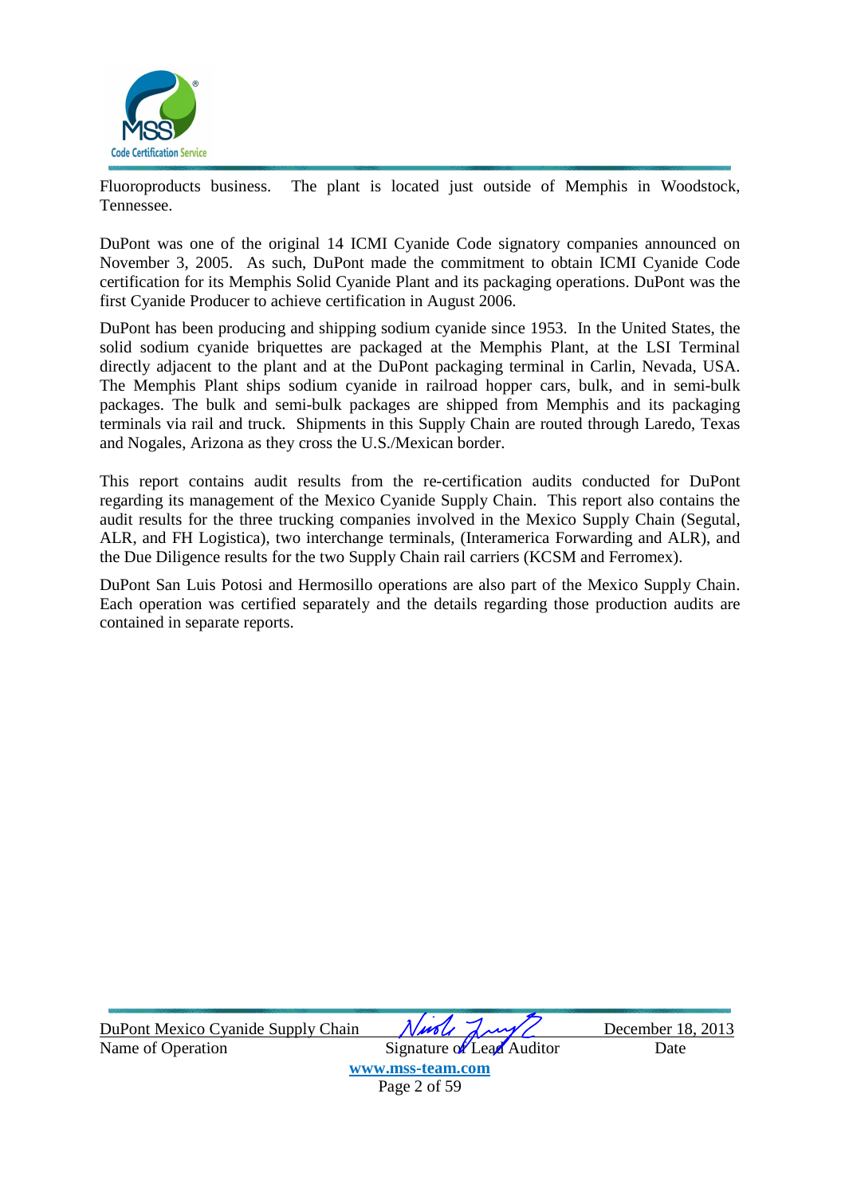Fluoroproducts business. The plant is located just outside of Memphis in Woodstock, Tennessee.

DuPont was one of the original 14 ICMI Cyanide Code signatory companies announced on November 3, 2005. As such, DuPont made the commitment to obtain ICMI Cyanide Code certification for its Memphis Solid Cyanide Plant and its packaging operations. DuPont was the first Cyanide Producer to achieve certification in August 2006.

DuPont has been producing and shipping sodium cyanide since 1953. In the United States, the solid sodium cyanide briquettes are packaged at the Memphis Plant, at the LSI Terminal directly adjacent to the plant and at the DuPont packaging terminal in Carlin, Nevada, USA. The Memphis Plant ships sodium cyanide in railroad hopper cars, bulk, and in semi-bulk packages. The bulk and semi-bulk packages are shipped from Memphis and its packaging terminals via rail and truck. Shipments in this Supply Chain are routed through Laredo, Texas and Nogales, Arizona as they cross the U.S./Mexican border.

This report contains audit results from the re-certification audits conducted for DuPont regarding its management of the Mexico Cyanide Supply Chain. This report also contains the audit results for the three trucking companies involved in the Mexico Supply Chain (Segutal, ALR, and FH Logistica), two interchange terminals, (Interamerica Forwarding and ALR), and the Due Diligence results for the two Supply Chain rail carriers (KCSM and Ferromex).

DuPont San Luis Potosi and Hermosillo operations are also part of the Mexico Supply Chain. Each operation was certified separately and the details regarding those production audits are contained in separate reports.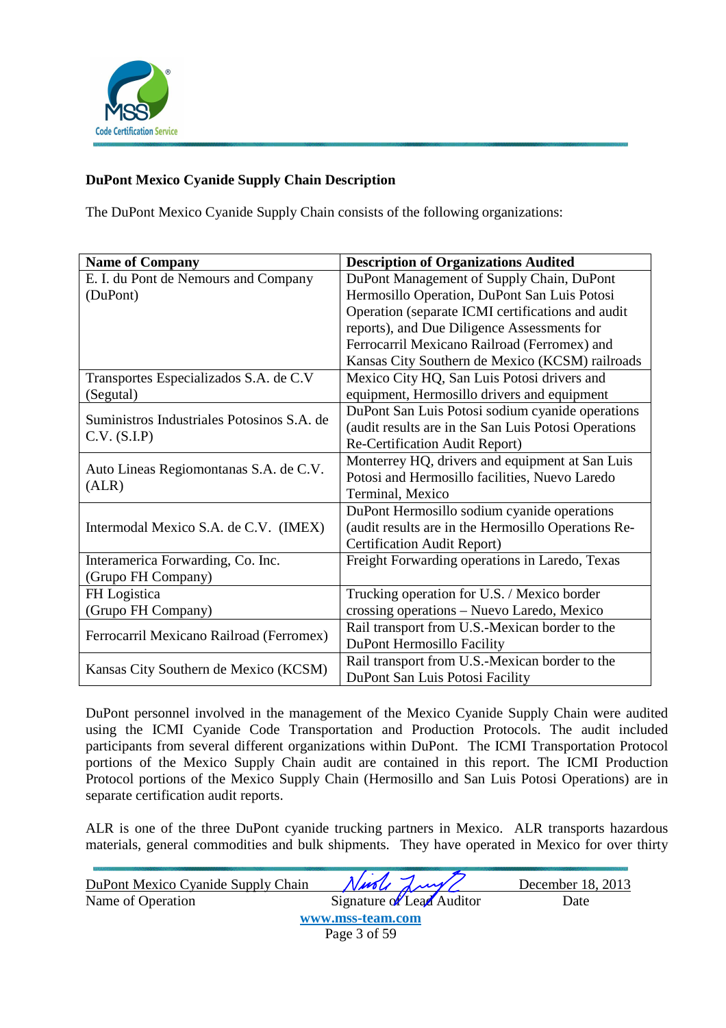**DuPont Mexico Cyanide Supply Chain Description**

The DuPont Mexico Cyanide Supply Chain consists of the following organizations:

| Name of Company | Description of Organizations Audited |
|---|---|
| E. I. du Pont de Nemours and Company (DuPont) | DuPont Management of Supply Chain, DuPont Hermosillo Operation, DuPont San Luis Potosi Operation (separate ICMI certifications and audit reports), and Due Diligence Assessments for Ferrocarril Mexicano Railroad (Ferromex) and Kansas City Southern de Mexico (KCSM) railroads |
| Transportes Especializados S.A. de C.V (Segutal) | Mexico City HQ, San Luis Potosi drivers and equipment, Hermosillo drivers and equipment |
| Suministros Industriales Potosinos S.A. de C.V. (S.I.P) | DuPont San Luis Potosi sodium cyanide operations (audit results are in the San Luis Potosi Operations Re-Certification Audit Report) |
| Auto Lineas Regiomontanas S.A. de C.V. (ALR) | Monterrey HQ, drivers and equipment at San Luis Potosi and Hermosillo facilities, Nuevo Laredo Terminal, Mexico |
| Intermodal Mexico S.A. de C.V. (IMEX) | DuPont Hermosillo sodium cyanide operations (audit results are in the Hermosillo Operations Re-Certification Audit Report) |
| Interamerica Forwarding, Co. Inc. (Grupo FH Company) | Freight Forwarding operations in Laredo, Texas |
| FH Logistica (Grupo FH Company) | Trucking operation for U.S. / Mexico border crossing operations – Nuevo Laredo, Mexico |
| Ferrocarril Mexicano Railroad (Ferromex) | Rail transport from U.S.-Mexican border to the DuPont Hermosillo Facility |
| Kansas City Southern de Mexico (KCSM) | Rail transport from U.S.-Mexican border to the DuPont San Luis Potosi Facility |

DuPont personnel involved in the management of the Mexico Cyanide Supply Chain were audited using the ICMI Cyanide Code Transportation and Production Protocols. The audit included participants from several different organizations within DuPont. The ICMI Transportation Protocol portions of the Mexico Supply Chain audit are contained in this report. The ICMI Production Protocol portions of the Mexico Supply Chain (Hermosillo and San Luis Potosi Operations) are in separate certification audit reports.

ALR is one of the three DuPont cyanide trucking partners in Mexico. ALR transports hazardous materials, general commodities and bulk shipments. They have operated in Mexico for over thirty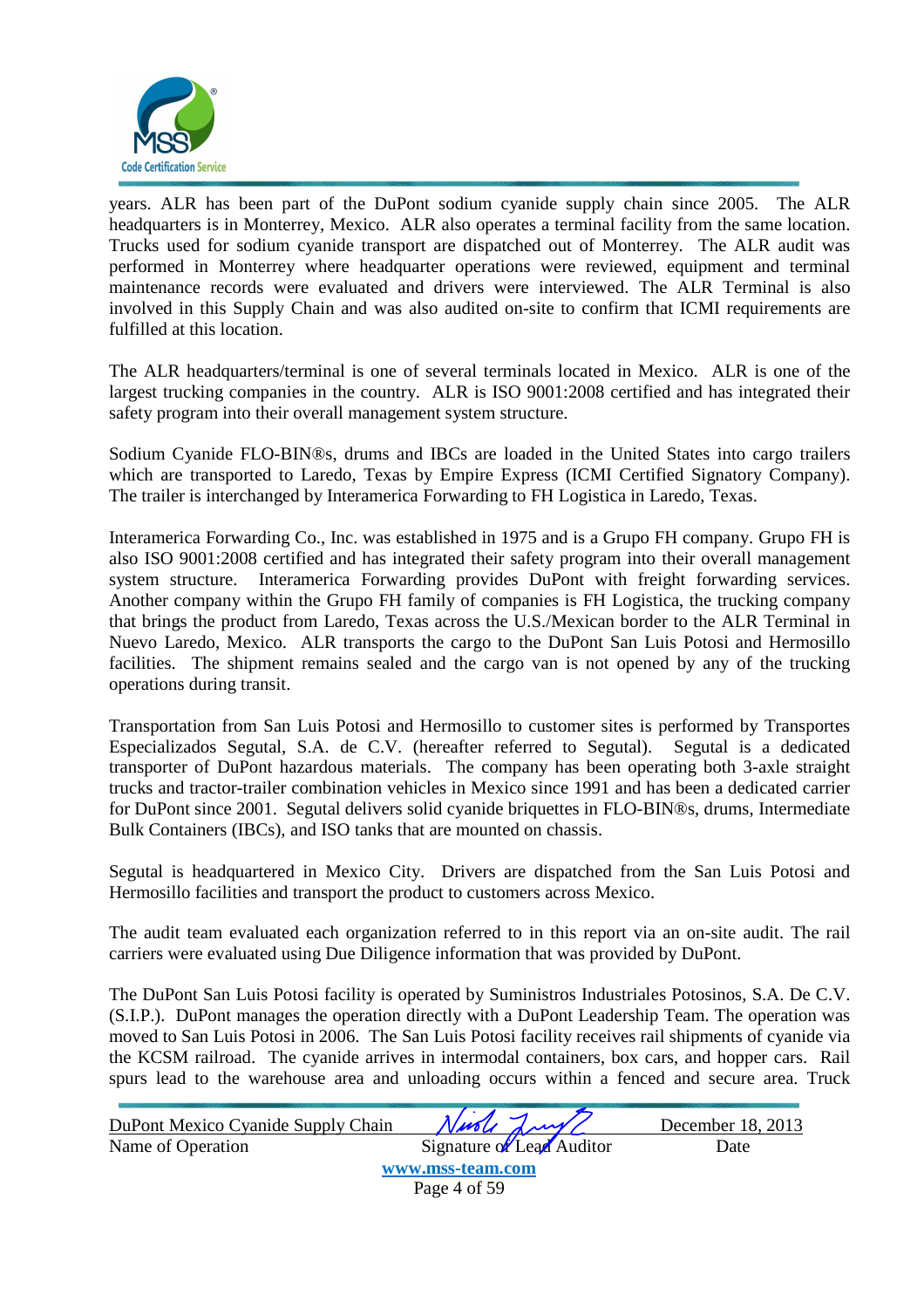years. ALR has been part of the DuPont sodium cyanide supply chain since 2005. The ALR headquarters is in Monterrey, Mexico. ALR also operates a terminal facility from the same location. Trucks used for sodium cyanide transport are dispatched out of Monterrey. The ALR audit was performed in Monterrey where headquarter operations were reviewed, equipment and terminal maintenance records were evaluated and drivers were interviewed. The ALR Terminal is also involved in this Supply Chain and was also audited on-site to confirm that ICMI requirements are fulfilled at this location.

The ALR headquarters/terminal is one of several terminals located in Mexico. ALR is one of the largest trucking companies in the country. ALR is ISO 9001:2008 certified and has integrated their safety program into their overall management system structure.

Sodium Cyanide FLO-BIN®s, drums and IBCs are loaded in the United States into cargo trailers which are transported to Laredo, Texas by Empire Express (ICMI Certified Signatory Company). The trailer is interchanged by Interamerica Forwarding to FH Logistica in Laredo, Texas.

Interamerica Forwarding Co., Inc. was established in 1975 and is a Grupo FH company. Grupo FH is also ISO 9001:2008 certified and has integrated their safety program into their overall management system structure. Interamerica Forwarding provides DuPont with freight forwarding services. Another company within the Grupo FH family of companies is FH Logistica, the trucking company that brings the product from Laredo, Texas across the U.S./Mexican border to the ALR Terminal in Nuevo Laredo, Mexico. ALR transports the cargo to the DuPont San Luis Potosi and Hermosillo facilities. The shipment remains sealed and the cargo van is not opened by any of the trucking operations during transit.

Transportation from San Luis Potosi and Hermosillo to customer sites is performed by Transportes Especializados Segutal, S.A. de C.V. (hereafter referred to Segutal). Segutal is a dedicated transporter of DuPont hazardous materials. The company has been operating both 3-axle straight trucks and tractor-trailer combination vehicles in Mexico since 1991 and has been a dedicated carrier for DuPont since 2001. Segutal delivers solid cyanide briquettes in FLO-BIN®s, drums, Intermediate Bulk Containers (IBCs), and ISO tanks that are mounted on chassis.

Segutal is headquartered in Mexico City. Drivers are dispatched from the San Luis Potosi and Hermosillo facilities and transport the product to customers across Mexico.

The audit team evaluated each organization referred to in this report via an on-site audit. The rail carriers were evaluated using Due Diligence information that was provided by DuPont.

The DuPont San Luis Potosi facility is operated by Suministros Industriales Potosinos, S.A. De C.V. (S.I.P.). DuPont manages the operation directly with a DuPont Leadership Team. The operation was moved to San Luis Potosi in 2006. The San Luis Potosi facility receives rail shipments of cyanide via the KCSM railroad. The cyanide arrives in intermodal containers, box cars, and hopper cars. Rail spurs lead to the warehouse area and unloading occurs within a fenced and secure area. Truck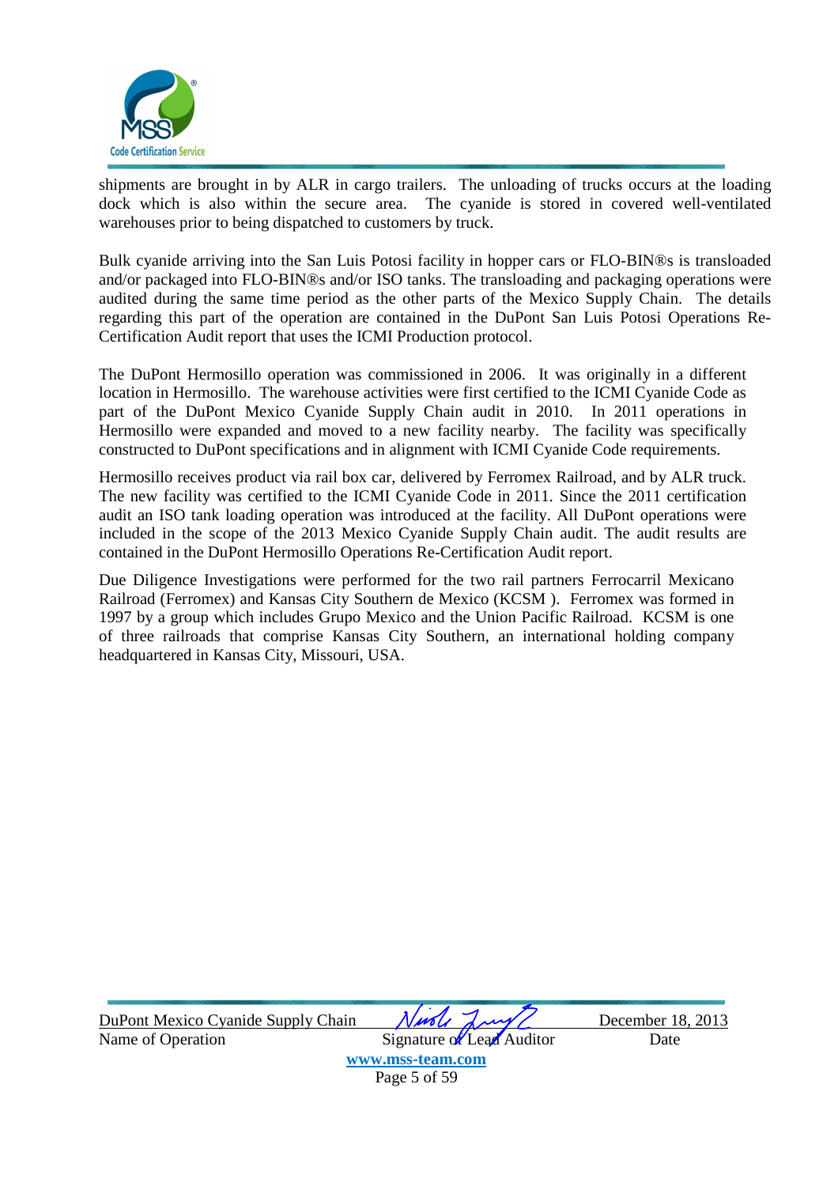shipments are brought in by ALR in cargo trailers. The unloading of trucks occurs at the loading dock which is also within the secure area. The cyanide is stored in covered well-ventilated warehouses prior to being dispatched to customers by truck.

Bulk cyanide arriving into the San Luis Potosi facility in hopper cars or FLO-BIN®s is transloaded and/or packaged into FLO-BIN®s and/or ISO tanks. The transloading and packaging operations were audited during the same time period as the other parts of the Mexico Supply Chain. The details regarding this part of the operation are contained in the DuPont San Luis Potosi Operations Re-Certification Audit report that uses the ICMI Production protocol.

The DuPont Hermosillo operation was commissioned in 2006. It was originally in a different location in Hermosillo. The warehouse activities were first certified to the ICMI Cyanide Code as part of the DuPont Mexico Cyanide Supply Chain audit in 2010. In 2011 operations in Hermosillo were expanded and moved to a new facility nearby. The facility was specifically constructed to DuPont specifications and in alignment with ICMI Cyanide Code requirements.

Hermosillo receives product via rail box car, delivered by Ferromex Railroad, and by ALR truck. The new facility was certified to the ICMI Cyanide Code in 2011. Since the 2011 certification audit an ISO tank loading operation was introduced at the facility. All DuPont operations were included in the scope of the 2013 Mexico Cyanide Supply Chain audit. The audit results are contained in the DuPont Hermosillo Operations Re-Certification Audit report.

Due Diligence Investigations were performed for the two rail partners Ferrocarril Mexicano Railroad (Ferromex) and Kansas City Southern de Mexico (KCSM ). Ferromex was formed in 1997 by a group which includes Grupo Mexico and the Union Pacific Railroad. KCSM is one of three railroads that comprise Kansas City Southern, an international holding company headquartered in Kansas City, Missouri, USA.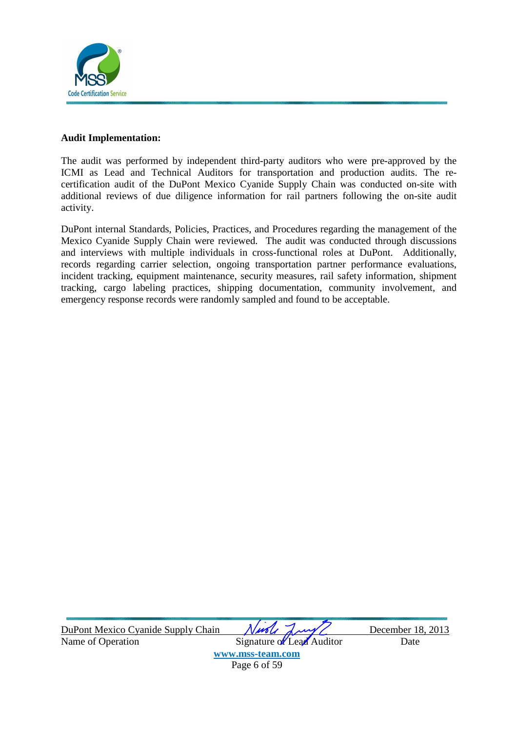**Audit Implementation:**

The audit was performed by independent third-party auditors who were pre-approved by the ICMI as Lead and Technical Auditors for transportation and production audits. The re-certification audit of the DuPont Mexico Cyanide Supply Chain was conducted on-site with additional reviews of due diligence information for rail partners following the on-site audit activity.

DuPont internal Standards, Policies, Practices, and Procedures regarding the management of the Mexico Cyanide Supply Chain were reviewed. The audit was conducted through discussions and interviews with multiple individuals in cross-functional roles at DuPont. Additionally, records regarding carrier selection, ongoing transportation partner performance evaluations, incident tracking, equipment maintenance, security measures, rail safety information, shipment tracking, cargo labeling practices, shipping documentation, community involvement, and emergency response records were randomly sampled and found to be acceptable.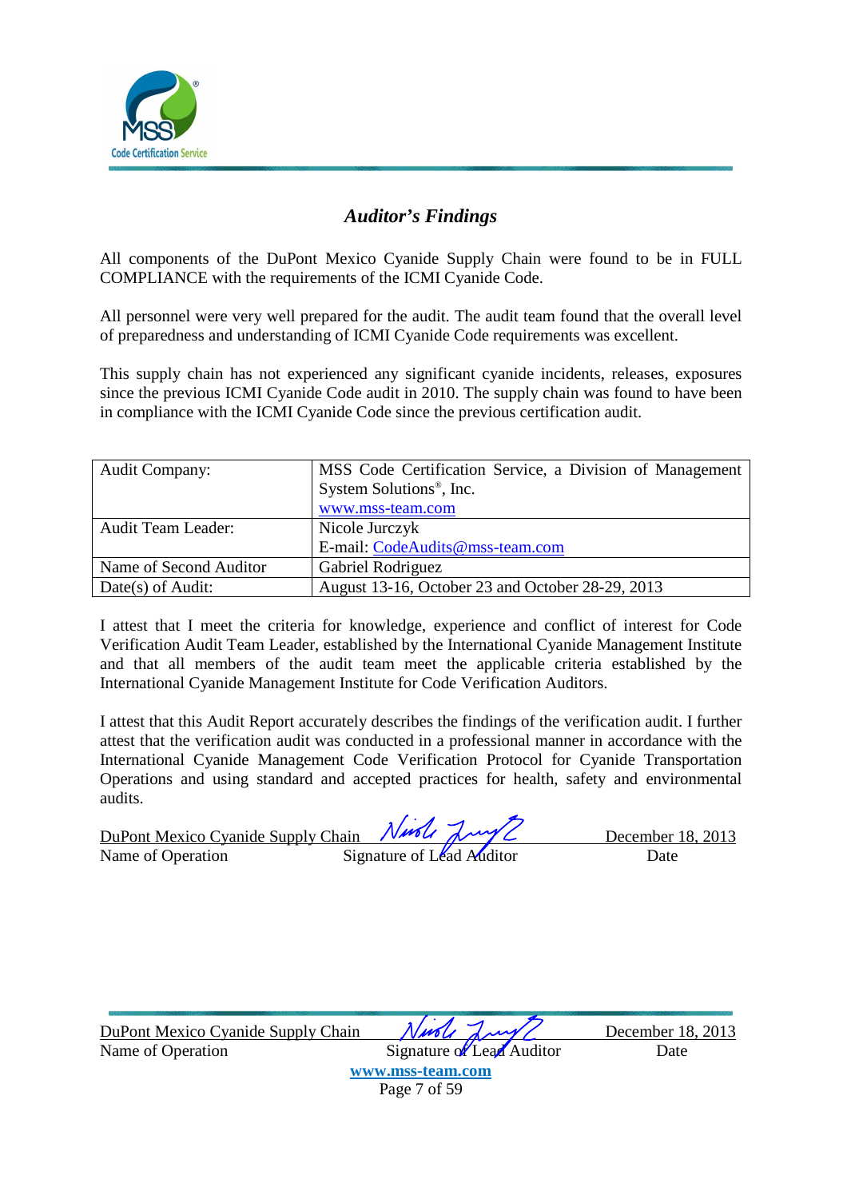## *Auditor's Findings*

All components of the DuPont Mexico Cyanide Supply Chain were found to be in FULL COMPLIANCE with the requirements of the ICMI Cyanide Code.

All personnel were very well prepared for the audit. The audit team found that the overall level of preparedness and understanding of ICMI Cyanide Code requirements was excellent.

This supply chain has not experienced any significant cyanide incidents, releases, exposures since the previous ICMI Cyanide Code audit in 2010. The supply chain was found to have been in compliance with the ICMI Cyanide Code since the previous certification audit.

| | |
|---|---|
| Audit Company: | MSS Code Certification Service, a Division of Management System Solutions®, Inc. www.mss-team.com |
| Audit Team Leader: | Nicole Jurczyk<br>E-mail: CodeAudits@mss-team.com |
| Name of Second Auditor | Gabriel Rodriguez |
| Date(s) of Audit: | August 13-16, October 23 and October 28-29, 2013 |

I attest that I meet the criteria for knowledge, experience and conflict of interest for Code Verification Audit Team Leader, established by the International Cyanide Management Institute and that all members of the audit team meet the applicable criteria established by the International Cyanide Management Institute for Code Verification Auditors.

I attest that this Audit Report accurately describes the findings of the verification audit. I further attest that the verification audit was conducted in a professional manner in accordance with the International Cyanide Management Code Verification Protocol for Cyanide Transportation Operations and using standard and accepted practices for health, safety and environmental audits.

| DuPont Mexico Cyanide Supply Chain | *[signature]* | December 18, 2013 |
|---|---|---|
| Name of Operation | Signature of Lead Auditor | Date |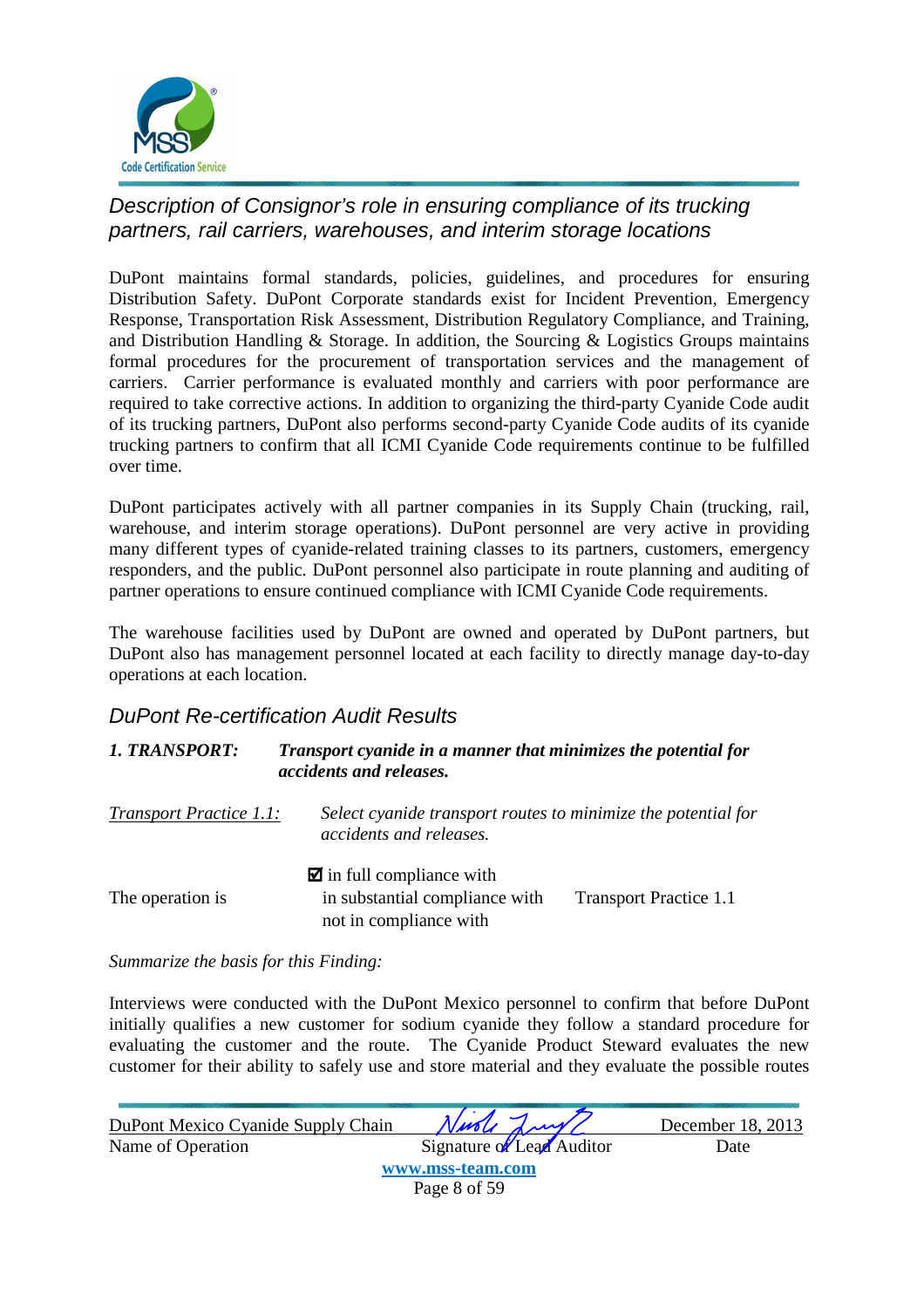## Description of Consignor's role in ensuring compliance of its trucking partners, rail carriers, warehouses, and interim storage locations

DuPont maintains formal standards, policies, guidelines, and procedures for ensuring Distribution Safety. DuPont Corporate standards exist for Incident Prevention, Emergency Response, Transportation Risk Assessment, Distribution Regulatory Compliance, and Training, and Distribution Handling & Storage. In addition, the Sourcing & Logistics Groups maintains formal procedures for the procurement of transportation services and the management of carriers. Carrier performance is evaluated monthly and carriers with poor performance are required to take corrective actions. In addition to organizing the third-party Cyanide Code audit of its trucking partners, DuPont also performs second-party Cyanide Code audits of its cyanide trucking partners to confirm that all ICMI Cyanide Code requirements continue to be fulfilled over time.

DuPont participates actively with all partner companies in its Supply Chain (trucking, rail, warehouse, and interim storage operations). DuPont personnel are very active in providing many different types of cyanide-related training classes to its partners, customers, emergency responders, and the public. DuPont personnel also participate in route planning and auditing of partner operations to ensure continued compliance with ICMI Cyanide Code requirements.

The warehouse facilities used by DuPont are owned and operated by DuPont partners, but DuPont also has management personnel located at each facility to directly manage day-to-day operations at each location.

## DuPont Re-certification Audit Results

***1. TRANSPORT: Transport cyanide in a manner that minimizes the potential for accidents and releases.***

*Transport Practice 1.1:* *Select cyanide transport routes to minimize the potential for accidents and releases.*

The operation is
- ☑ in full compliance with
- in substantial compliance with
- not in compliance with

Transport Practice 1.1

*Summarize the basis for this Finding:*

Interviews were conducted with the DuPont Mexico personnel to confirm that before DuPont initially qualifies a new customer for sodium cyanide they follow a standard procedure for evaluating the customer and the route. The Cyanide Product Steward evaluates the new customer for their ability to safely use and store material and they evaluate the possible routes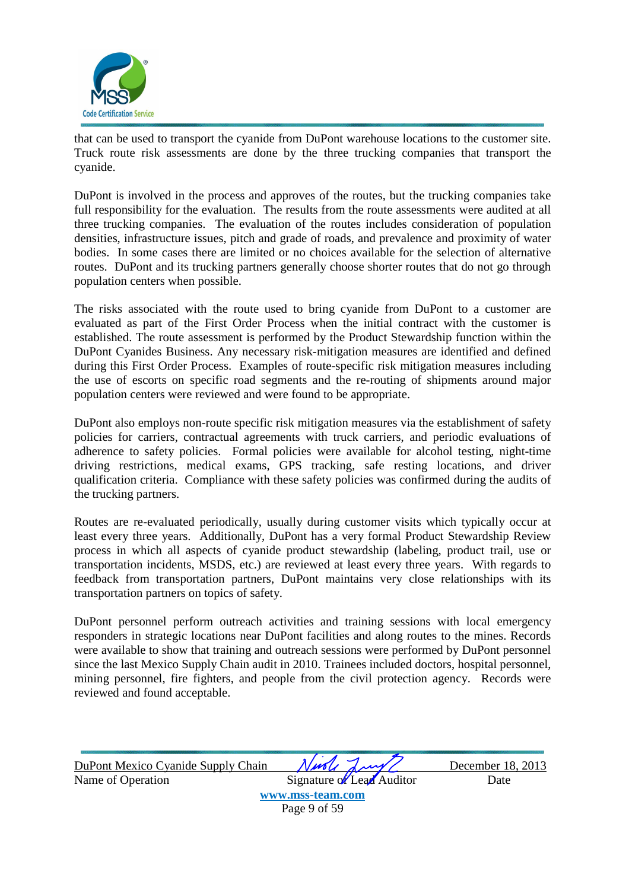that can be used to transport the cyanide from DuPont warehouse locations to the customer site. Truck route risk assessments are done by the three trucking companies that transport the cyanide.

DuPont is involved in the process and approves of the routes, but the trucking companies take full responsibility for the evaluation. The results from the route assessments were audited at all three trucking companies. The evaluation of the routes includes consideration of population densities, infrastructure issues, pitch and grade of roads, and prevalence and proximity of water bodies. In some cases there are limited or no choices available for the selection of alternative routes. DuPont and its trucking partners generally choose shorter routes that do not go through population centers when possible.

The risks associated with the route used to bring cyanide from DuPont to a customer are evaluated as part of the First Order Process when the initial contract with the customer is established. The route assessment is performed by the Product Stewardship function within the DuPont Cyanides Business. Any necessary risk-mitigation measures are identified and defined during this First Order Process. Examples of route-specific risk mitigation measures including the use of escorts on specific road segments and the re-routing of shipments around major population centers were reviewed and were found to be appropriate.

DuPont also employs non-route specific risk mitigation measures via the establishment of safety policies for carriers, contractual agreements with truck carriers, and periodic evaluations of adherence to safety policies. Formal policies were available for alcohol testing, night-time driving restrictions, medical exams, GPS tracking, safe resting locations, and driver qualification criteria. Compliance with these safety policies was confirmed during the audits of the trucking partners.

Routes are re-evaluated periodically, usually during customer visits which typically occur at least every three years. Additionally, DuPont has a very formal Product Stewardship Review process in which all aspects of cyanide product stewardship (labeling, product trail, use or transportation incidents, MSDS, etc.) are reviewed at least every three years. With regards to feedback from transportation partners, DuPont maintains very close relationships with its transportation partners on topics of safety.

DuPont personnel perform outreach activities and training sessions with local emergency responders in strategic locations near DuPont facilities and along routes to the mines. Records were available to show that training and outreach sessions were performed by DuPont personnel since the last Mexico Supply Chain audit in 2010. Trainees included doctors, hospital personnel, mining personnel, fire fighters, and people from the civil protection agency. Records were reviewed and found acceptable.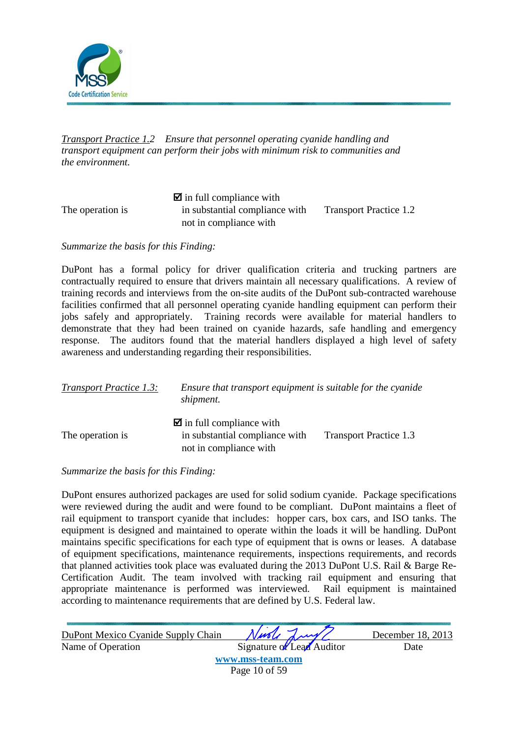*Transport Practice 1.2 Ensure that personnel operating cyanide handling and transport equipment can perform their jobs with minimum risk to communities and the environment.*

| The operation is | ☑ in full compliance with<br>in substantial compliance with<br>not in compliance with | Transport Practice 1.2 |
|---|---|---|

*Summarize the basis for this Finding:*

DuPont has a formal policy for driver qualification criteria and trucking partners are contractually required to ensure that drivers maintain all necessary qualifications. A review of training records and interviews from the on-site audits of the DuPont sub-contracted warehouse facilities confirmed that all personnel operating cyanide handling equipment can perform their jobs safely and appropriately. Training records were available for material handlers to demonstrate that they had been trained on cyanide hazards, safe handling and emergency response. The auditors found that the material handlers displayed a high level of safety awareness and understanding regarding their responsibilities.

*Transport Practice 1.3: Ensure that transport equipment is suitable for the cyanide shipment.*

| The operation is | ☑ in full compliance with<br>in substantial compliance with<br>not in compliance with | Transport Practice 1.3 |
|---|---|---|

*Summarize the basis for this Finding:*

DuPont ensures authorized packages are used for solid sodium cyanide. Package specifications were reviewed during the audit and were found to be compliant. DuPont maintains a fleet of rail equipment to transport cyanide that includes: hopper cars, box cars, and ISO tanks. The equipment is designed and maintained to operate within the loads it will be handling. DuPont maintains specific specifications for each type of equipment that is owns or leases. A database of equipment specifications, maintenance requirements, inspections requirements, and records that planned activities took place was evaluated during the 2013 DuPont U.S. Rail & Barge Re-Certification Audit. The team involved with tracking rail equipment and ensuring that appropriate maintenance is performed was interviewed. Rail equipment is maintained according to maintenance requirements that are defined by U.S. Federal law.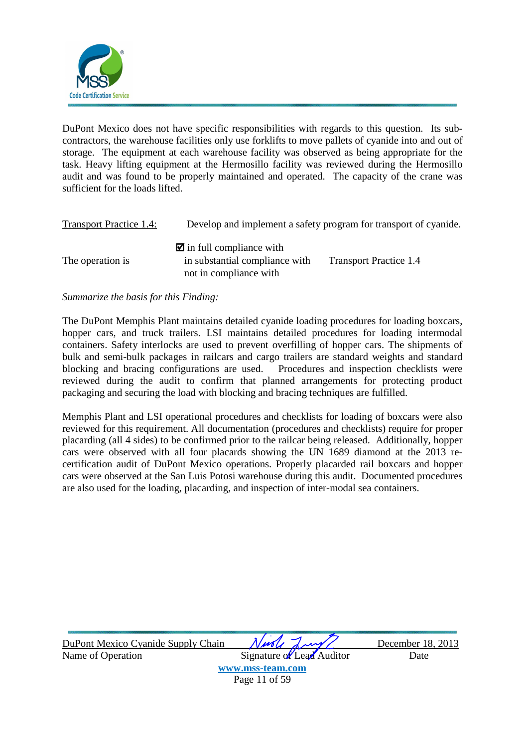DuPont Mexico does not have specific responsibilities with regards to this question. Its sub-contractors, the warehouse facilities only use forklifts to move pallets of cyanide into and out of storage. The equipment at each warehouse facility was observed as being appropriate for the task. Heavy lifting equipment at the Hermosillo facility was reviewed during the Hermosillo audit and was found to be properly maintained and operated. The capacity of the crane was sufficient for the loads lifted.

Transport Practice 1.4: Develop and implement a safety program for transport of cyanide.

| | | |
|---|---|---|
| | ☑ in full compliance with | |
| The operation is | in substantial compliance with | Transport Practice 1.4 |
| | not in compliance with | |

*Summarize the basis for this Finding:*

The DuPont Memphis Plant maintains detailed cyanide loading procedures for loading boxcars, hopper cars, and truck trailers. LSI maintains detailed procedures for loading intermodal containers. Safety interlocks are used to prevent overfilling of hopper cars. The shipments of bulk and semi-bulk packages in railcars and cargo trailers are standard weights and standard blocking and bracing configurations are used. Procedures and inspection checklists were reviewed during the audit to confirm that planned arrangements for protecting product packaging and securing the load with blocking and bracing techniques are fulfilled.

Memphis Plant and LSI operational procedures and checklists for loading of boxcars were also reviewed for this requirement. All documentation (procedures and checklists) require for proper placarding (all 4 sides) to be confirmed prior to the railcar being released. Additionally, hopper cars were observed with all four placards showing the UN 1689 diamond at the 2013 re-certification audit of DuPont Mexico operations. Properly placarded rail boxcars and hopper cars were observed at the San Luis Potosi warehouse during this audit. Documented procedures are also used for the loading, placarding, and inspection of inter-modal sea containers.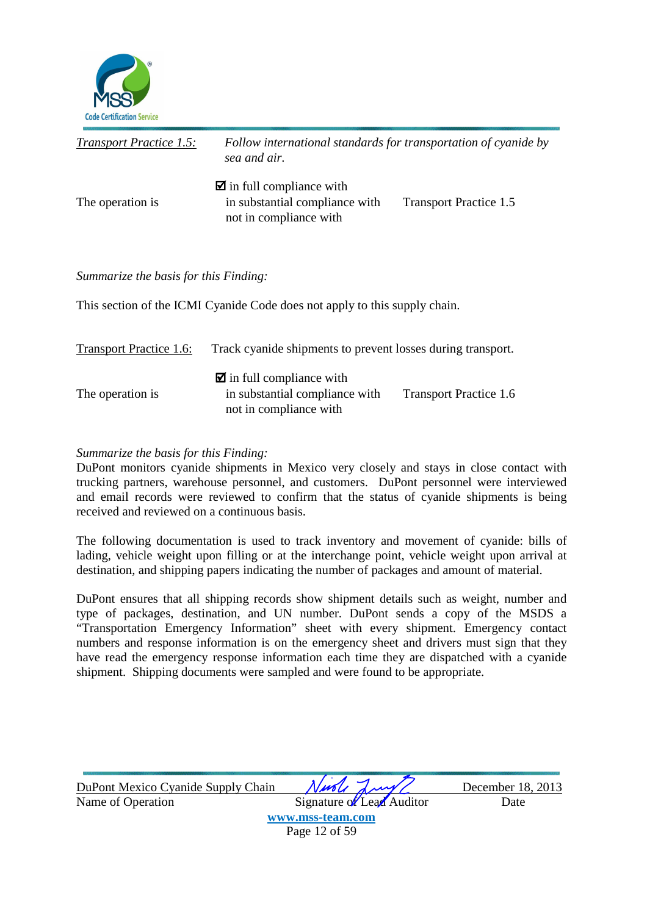*Transport Practice 1.5:* *Follow international standards for transportation of cyanide by sea and air.*

The operation is

- ☑ in full compliance with
- in substantial compliance with
- not in compliance with

Transport Practice 1.5

*Summarize the basis for this Finding:*

This section of the ICMI Cyanide Code does not apply to this supply chain.

Transport Practice 1.6: Track cyanide shipments to prevent losses during transport.

The operation is

- ☑ in full compliance with
- in substantial compliance with
- not in compliance with

Transport Practice 1.6

*Summarize the basis for this Finding:*

DuPont monitors cyanide shipments in Mexico very closely and stays in close contact with trucking partners, warehouse personnel, and customers. DuPont personnel were interviewed and email records were reviewed to confirm that the status of cyanide shipments is being received and reviewed on a continuous basis.

The following documentation is used to track inventory and movement of cyanide: bills of lading, vehicle weight upon filling or at the interchange point, vehicle weight upon arrival at destination, and shipping papers indicating the number of packages and amount of material.

DuPont ensures that all shipping records show shipment details such as weight, number and type of packages, destination, and UN number. DuPont sends a copy of the MSDS a "Transportation Emergency Information" sheet with every shipment. Emergency contact numbers and response information is on the emergency sheet and drivers must sign that they have read the emergency response information each time they are dispatched with a cyanide shipment. Shipping documents were sampled and were found to be appropriate.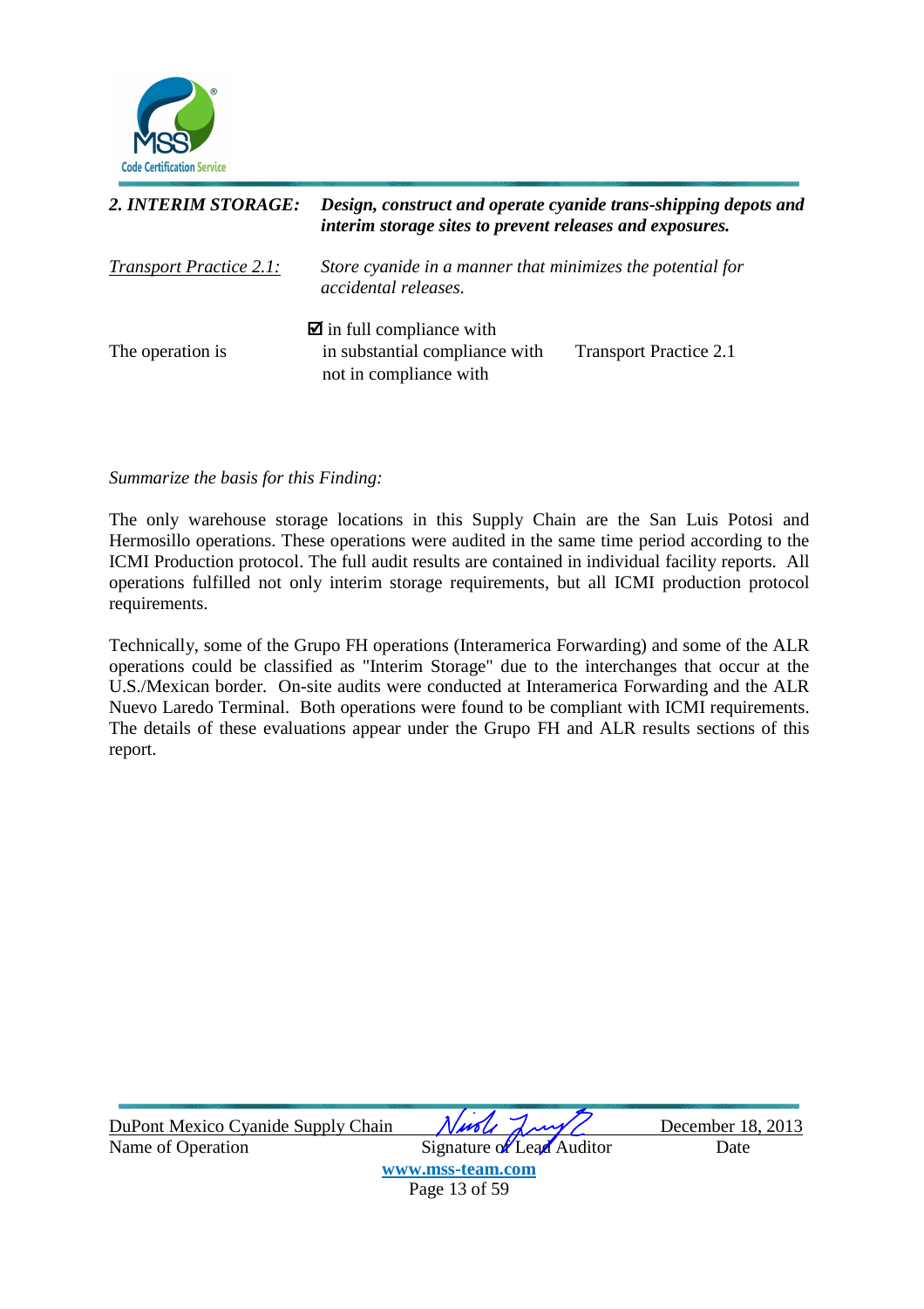| | |
|---|---|
| ***2. INTERIM STORAGE:*** | ***Design, construct and operate cyanide trans-shipping depots and interim storage sites to prevent releases and exposures.*** |
| *<u>Transport Practice 2.1:</u>* | *Store cyanide in a manner that minimizes the potential for accidental releases.* |

| | | |
|---|---|---|
| The operation is | ☑ in full compliance with<br>in substantial compliance with<br>not in compliance with | Transport Practice 2.1 |

*Summarize the basis for this Finding:*

The only warehouse storage locations in this Supply Chain are the San Luis Potosi and Hermosillo operations. These operations were audited in the same time period according to the ICMI Production protocol. The full audit results are contained in individual facility reports. All operations fulfilled not only interim storage requirements, but all ICMI production protocol requirements.

Technically, some of the Grupo FH operations (Interamerica Forwarding) and some of the ALR operations could be classified as "Interim Storage" due to the interchanges that occur at the U.S./Mexican border. On-site audits were conducted at Interamerica Forwarding and the ALR Nuevo Laredo Terminal. Both operations were found to be compliant with ICMI requirements. The details of these evaluations appear under the Grupo FH and ALR results sections of this report.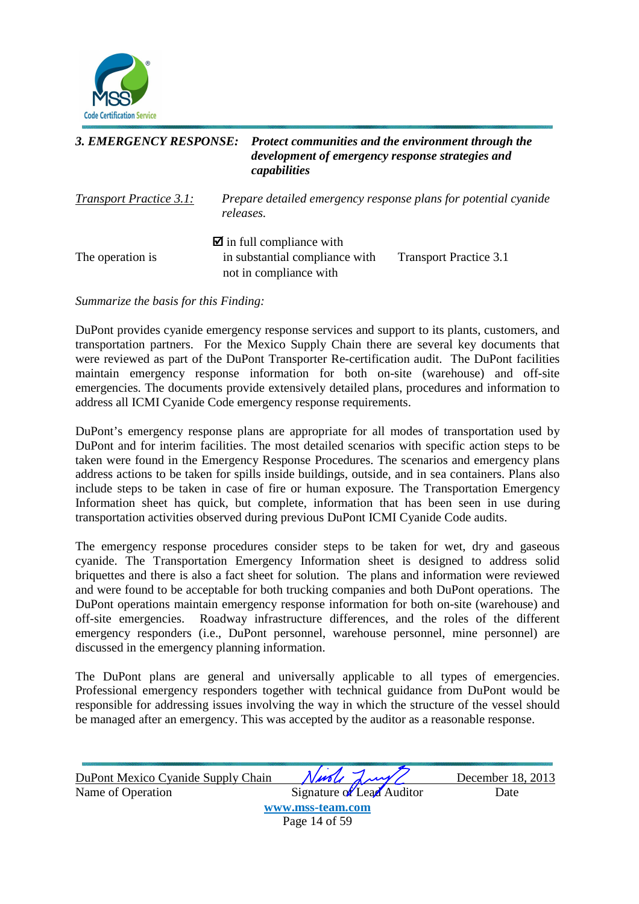**_3. EMERGENCY RESPONSE:_** ***Protect communities and the environment through the development of emergency response strategies and capabilities***

_Transport Practice 3.1:_ *Prepare detailed emergency response plans for potential cyanide releases.*

| The operation is | ☑ in full compliance with | Transport Practice 3.1 |
|---|---|---|
| | in substantial compliance with | |
| | not in compliance with | |

*Summarize the basis for this Finding:*

DuPont provides cyanide emergency response services and support to its plants, customers, and transportation partners. For the Mexico Supply Chain there are several key documents that were reviewed as part of the DuPont Transporter Re-certification audit. The DuPont facilities maintain emergency response information for both on-site (warehouse) and off-site emergencies. The documents provide extensively detailed plans, procedures and information to address all ICMI Cyanide Code emergency response requirements.

DuPont's emergency response plans are appropriate for all modes of transportation used by DuPont and for interim facilities. The most detailed scenarios with specific action steps to be taken were found in the Emergency Response Procedures. The scenarios and emergency plans address actions to be taken for spills inside buildings, outside, and in sea containers. Plans also include steps to be taken in case of fire or human exposure. The Transportation Emergency Information sheet has quick, but complete, information that has been seen in use during transportation activities observed during previous DuPont ICMI Cyanide Code audits.

The emergency response procedures consider steps to be taken for wet, dry and gaseous cyanide. The Transportation Emergency Information sheet is designed to address solid briquettes and there is also a fact sheet for solution. The plans and information were reviewed and were found to be acceptable for both trucking companies and both DuPont operations. The DuPont operations maintain emergency response information for both on-site (warehouse) and off-site emergencies. Roadway infrastructure differences, and the roles of the different emergency responders (i.e., DuPont personnel, warehouse personnel, mine personnel) are discussed in the emergency planning information.

The DuPont plans are general and universally applicable to all types of emergencies. Professional emergency responders together with technical guidance from DuPont would be responsible for addressing issues involving the way in which the structure of the vessel should be managed after an emergency. This was accepted by the auditor as a reasonable response.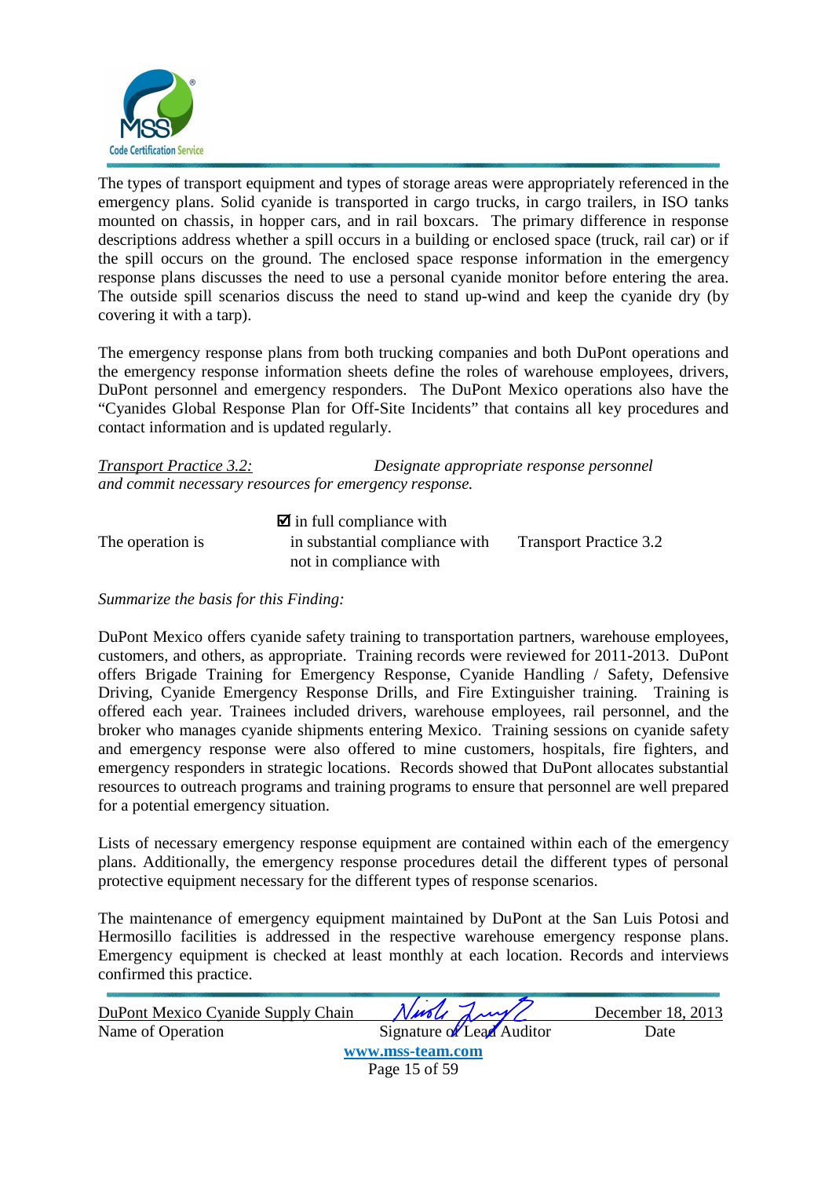The types of transport equipment and types of storage areas were appropriately referenced in the emergency plans. Solid cyanide is transported in cargo trucks, in cargo trailers, in ISO tanks mounted on chassis, in hopper cars, and in rail boxcars. The primary difference in response descriptions address whether a spill occurs in a building or enclosed space (truck, rail car) or if the spill occurs on the ground. The enclosed space response information in the emergency response plans discusses the need to use a personal cyanide monitor before entering the area. The outside spill scenarios discuss the need to stand up-wind and keep the cyanide dry (by covering it with a tarp).

The emergency response plans from both trucking companies and both DuPont operations and the emergency response information sheets define the roles of warehouse employees, drivers, DuPont personnel and emergency responders. The DuPont Mexico operations also have the "Cyanides Global Response Plan for Off-Site Incidents" that contains all key procedures and contact information and is updated regularly.

*Transport Practice 3.2:* *Designate appropriate response personnel and commit necessary resources for emergency response.*

| | | |
|---|---|---|
| The operation is | ☑ in full compliance with<br>in substantial compliance with<br>not in compliance with | Transport Practice 3.2 |

*Summarize the basis for this Finding:*

DuPont Mexico offers cyanide safety training to transportation partners, warehouse employees, customers, and others, as appropriate. Training records were reviewed for 2011-2013. DuPont offers Brigade Training for Emergency Response, Cyanide Handling / Safety, Defensive Driving, Cyanide Emergency Response Drills, and Fire Extinguisher training. Training is offered each year. Trainees included drivers, warehouse employees, rail personnel, and the broker who manages cyanide shipments entering Mexico. Training sessions on cyanide safety and emergency response were also offered to mine customers, hospitals, fire fighters, and emergency responders in strategic locations. Records showed that DuPont allocates substantial resources to outreach programs and training programs to ensure that personnel are well prepared for a potential emergency situation.

Lists of necessary emergency response equipment are contained within each of the emergency plans. Additionally, the emergency response procedures detail the different types of personal protective equipment necessary for the different types of response scenarios.

The maintenance of emergency equipment maintained by DuPont at the San Luis Potosi and Hermosillo facilities is addressed in the respective warehouse emergency response plans. Emergency equipment is checked at least monthly at each location. Records and interviews confirmed this practice.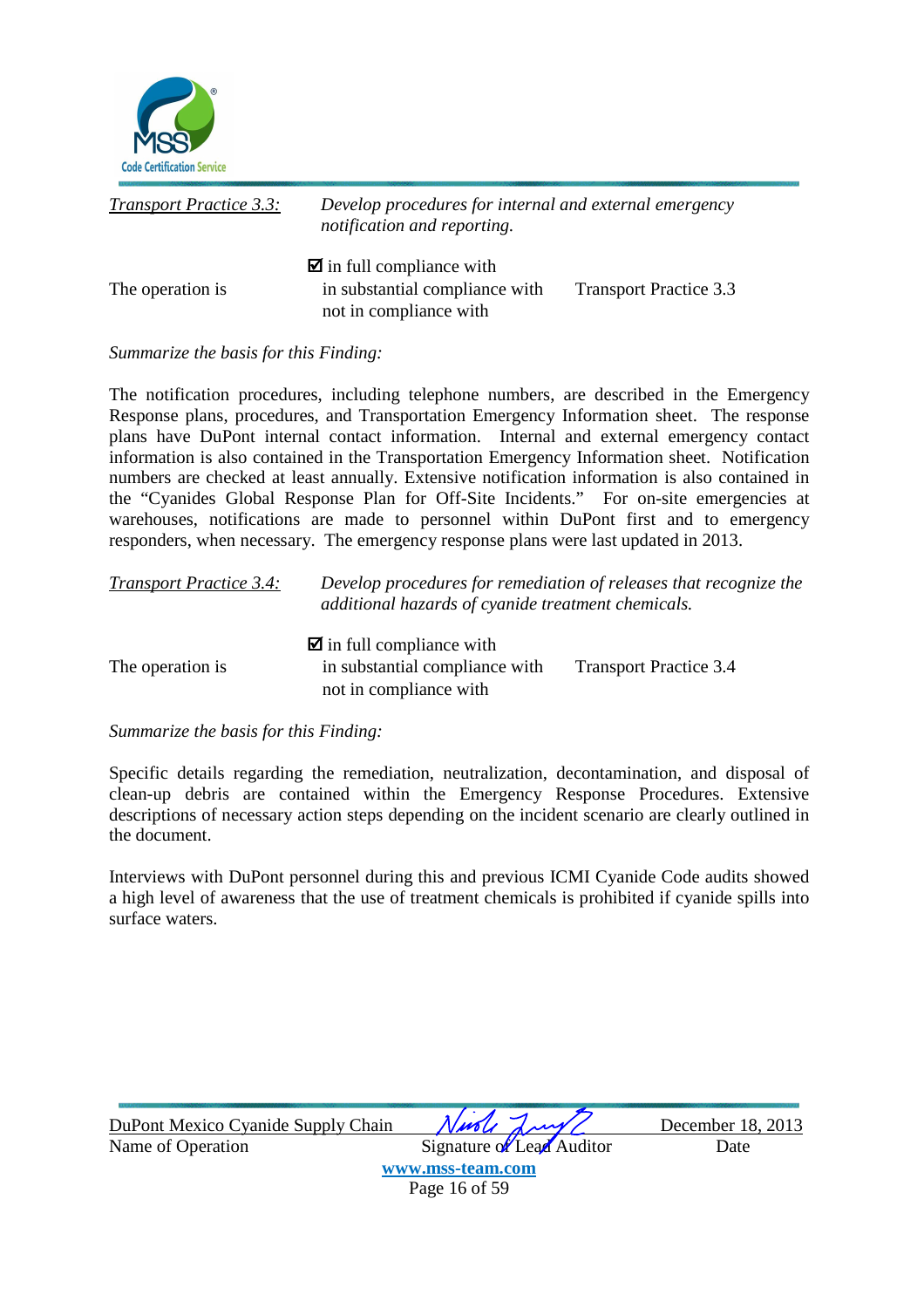*Transport Practice 3.3:* *Develop procedures for internal and external emergency notification and reporting.*

The operation is

☑ in full compliance with
in substantial compliance with
not in compliance with

Transport Practice 3.3

*Summarize the basis for this Finding:*

The notification procedures, including telephone numbers, are described in the Emergency Response plans, procedures, and Transportation Emergency Information sheet. The response plans have DuPont internal contact information. Internal and external emergency contact information is also contained in the Transportation Emergency Information sheet. Notification numbers are checked at least annually. Extensive notification information is also contained in the "Cyanides Global Response Plan for Off-Site Incidents." For on-site emergencies at warehouses, notifications are made to personnel within DuPont first and to emergency responders, when necessary. The emergency response plans were last updated in 2013.

*Transport Practice 3.4:* *Develop procedures for remediation of releases that recognize the additional hazards of cyanide treatment chemicals.*

The operation is

☑ in full compliance with
in substantial compliance with
not in compliance with

Transport Practice 3.4

*Summarize the basis for this Finding:*

Specific details regarding the remediation, neutralization, decontamination, and disposal of clean-up debris are contained within the Emergency Response Procedures. Extensive descriptions of necessary action steps depending on the incident scenario are clearly outlined in the document.

Interviews with DuPont personnel during this and previous ICMI Cyanide Code audits showed a high level of awareness that the use of treatment chemicals is prohibited if cyanide spills into surface waters.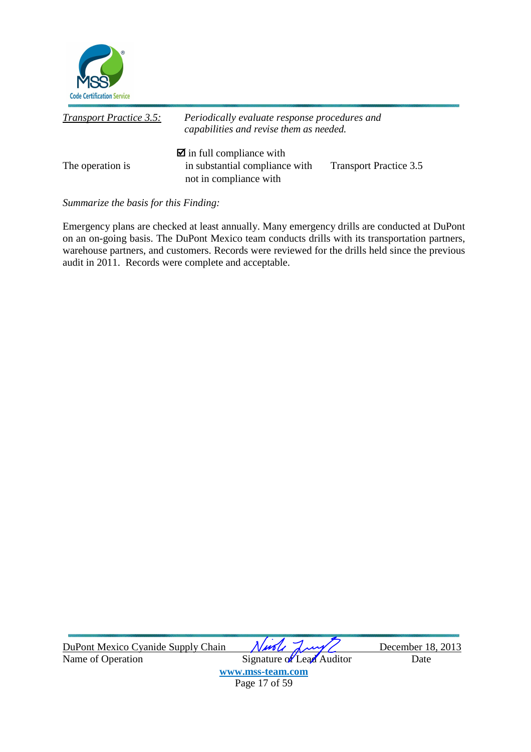*Transport Practice 3.5:* *Periodically evaluate response procedures and capabilities and revise them as needed.*

The operation is

☑ in full compliance with
☐ in substantial compliance with
☐ not in compliance with

Transport Practice 3.5

*Summarize the basis for this Finding:*

Emergency plans are checked at least annually. Many emergency drills are conducted at DuPont on an on-going basis. The DuPont Mexico team conducts drills with its transportation partners, warehouse partners, and customers. Records were reviewed for the drills held since the previous audit in 2011. Records were complete and acceptable.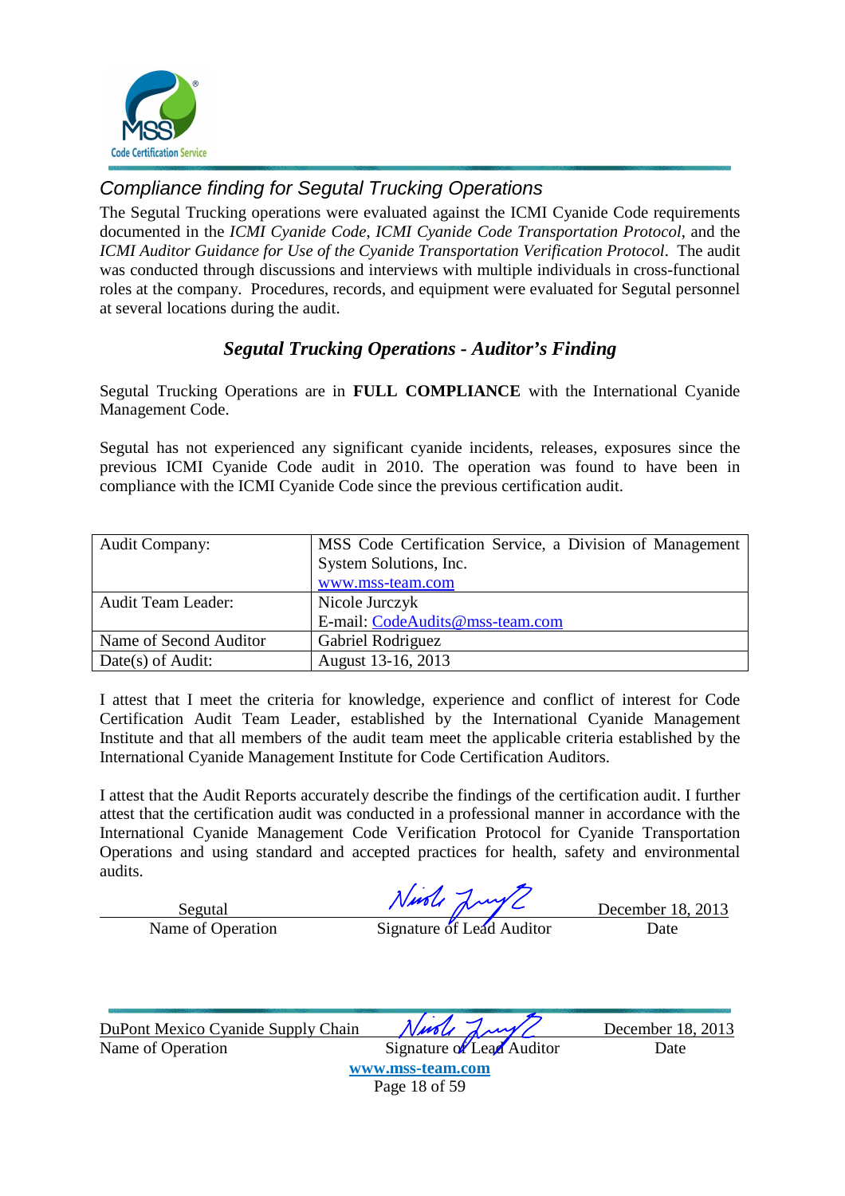## Compliance finding for Segutal Trucking Operations

The Segutal Trucking operations were evaluated against the ICMI Cyanide Code requirements documented in the *ICMI Cyanide Code*, *ICMI Cyanide Code Transportation Protocol*, and the *ICMI Auditor Guidance for Use of the Cyanide Transportation Verification Protocol*. The audit was conducted through discussions and interviews with multiple individuals in cross-functional roles at the company. Procedures, records, and equipment were evaluated for Segutal personnel at several locations during the audit.

### *Segutal Trucking Operations - Auditor's Finding*

Segutal Trucking Operations are in **FULL COMPLIANCE** with the International Cyanide Management Code.

Segutal has not experienced any significant cyanide incidents, releases, exposures since the previous ICMI Cyanide Code audit in 2010. The operation was found to have been in compliance with the ICMI Cyanide Code since the previous certification audit.

| Audit Company: | MSS Code Certification Service, a Division of Management System Solutions, Inc. www.mss-team.com |
|---|---|
| Audit Team Leader: | Nicole Jurczyk E-mail: CodeAudits@mss-team.com |
| Name of Second Auditor | Gabriel Rodriguez |
| Date(s) of Audit: | August 13-16, 2013 |

I attest that I meet the criteria for knowledge, experience and conflict of interest for Code Certification Audit Team Leader, established by the International Cyanide Management Institute and that all members of the audit team meet the applicable criteria established by the International Cyanide Management Institute for Code Certification Auditors.

I attest that the Audit Reports accurately describe the findings of the certification audit. I further attest that the certification audit was conducted in a professional manner in accordance with the International Cyanide Management Code Verification Protocol for Cyanide Transportation Operations and using standard and accepted practices for health, safety and environmental audits.

| Segutal | *(signature)* | December 18, 2013 |
|---|---|---|
| Name of Operation | Signature of Lead Auditor | Date |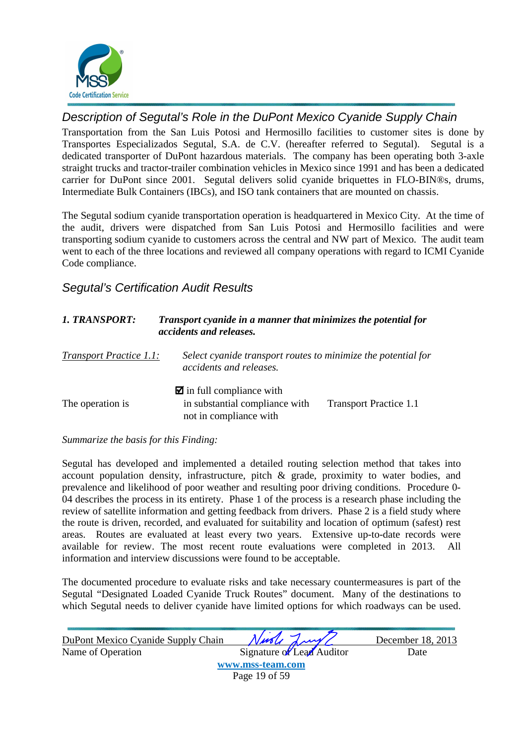## Description of Segutal's Role in the DuPont Mexico Cyanide Supply Chain

Transportation from the San Luis Potosi and Hermosillo facilities to customer sites is done by Transportes Especializados Segutal, S.A. de C.V. (hereafter referred to Segutal). Segutal is a dedicated transporter of DuPont hazardous materials. The company has been operating both 3-axle straight trucks and tractor-trailer combination vehicles in Mexico since 1991 and has been a dedicated carrier for DuPont since 2001. Segutal delivers solid cyanide briquettes in FLO-BIN®s, drums, Intermediate Bulk Containers (IBCs), and ISO tank containers that are mounted on chassis.

The Segutal sodium cyanide transportation operation is headquartered in Mexico City. At the time of the audit, drivers were dispatched from San Luis Potosi and Hermosillo facilities and were transporting sodium cyanide to customers across the central and NW part of Mexico. The audit team went to each of the three locations and reviewed all company operations with regard to ICMI Cyanide Code compliance.

## Segutal's Certification Audit Results

***1. TRANSPORT:*** ***Transport cyanide in a manner that minimizes the potential for accidents and releases.***

*Transport Practice 1.1:* *Select cyanide transport routes to minimize the potential for accidents and releases.*

The operation is
- ☑ in full compliance with
- in substantial compliance with
- not in compliance with

Transport Practice 1.1

*Summarize the basis for this Finding:*

Segutal has developed and implemented a detailed routing selection method that takes into account population density, infrastructure, pitch & grade, proximity to water bodies, and prevalence and likelihood of poor weather and resulting poor driving conditions. Procedure 0-04 describes the process in its entirety. Phase 1 of the process is a research phase including the review of satellite information and getting feedback from drivers. Phase 2 is a field study where the route is driven, recorded, and evaluated for suitability and location of optimum (safest) rest areas. Routes are evaluated at least every two years. Extensive up-to-date records were available for review. The most recent route evaluations were completed in 2013. All information and interview discussions were found to be acceptable.

The documented procedure to evaluate risks and take necessary countermeasures is part of the Segutal "Designated Loaded Cyanide Truck Routes" document. Many of the destinations to which Segutal needs to deliver cyanide have limited options for which roadways can be used.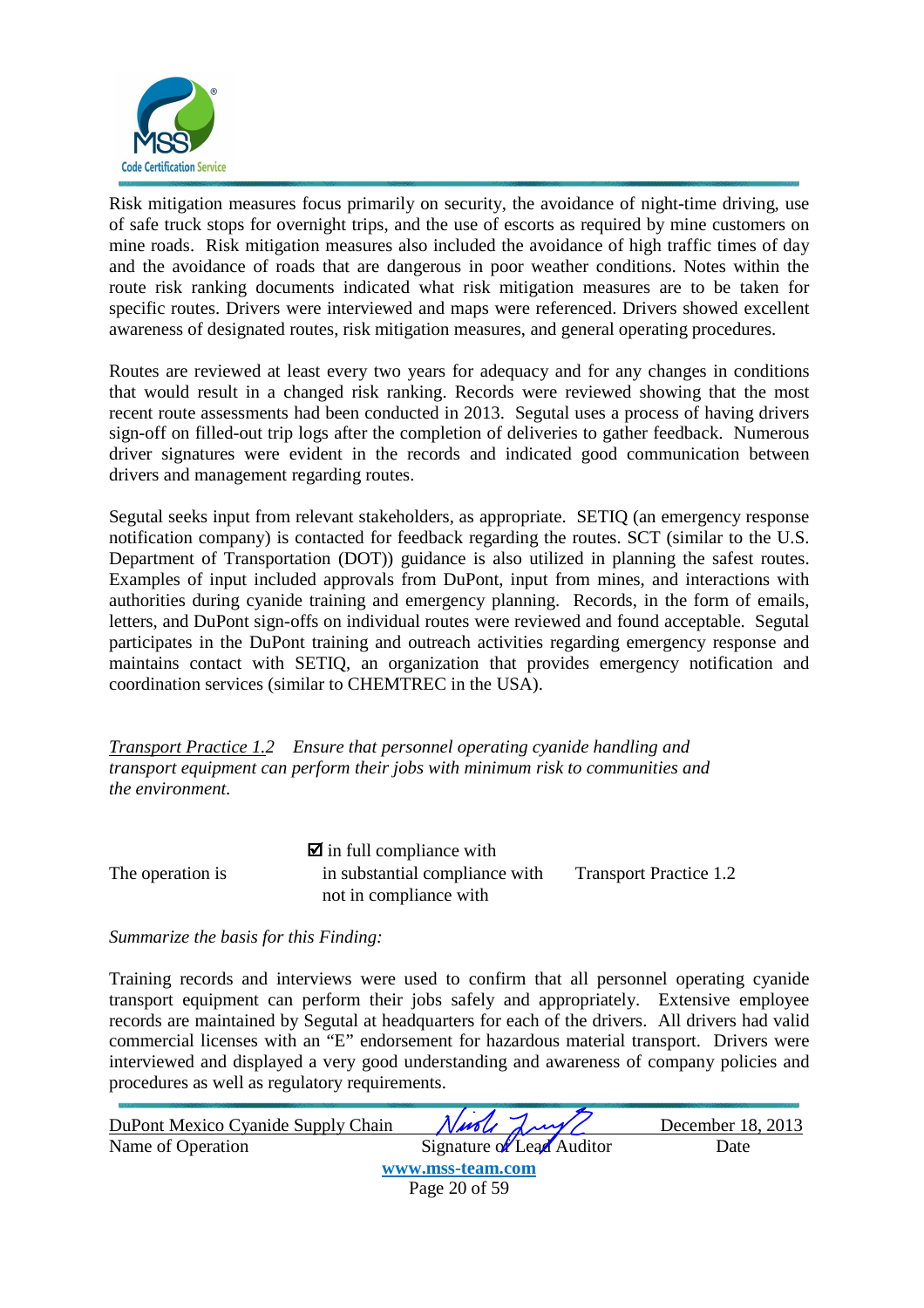Risk mitigation measures focus primarily on security, the avoidance of night-time driving, use of safe truck stops for overnight trips, and the use of escorts as required by mine customers on mine roads. Risk mitigation measures also included the avoidance of high traffic times of day and the avoidance of roads that are dangerous in poor weather conditions. Notes within the route risk ranking documents indicated what risk mitigation measures are to be taken for specific routes. Drivers were interviewed and maps were referenced. Drivers showed excellent awareness of designated routes, risk mitigation measures, and general operating procedures.

Routes are reviewed at least every two years for adequacy and for any changes in conditions that would result in a changed risk ranking. Records were reviewed showing that the most recent route assessments had been conducted in 2013. Segutal uses a process of having drivers sign-off on filled-out trip logs after the completion of deliveries to gather feedback. Numerous driver signatures were evident in the records and indicated good communication between drivers and management regarding routes.

Segutal seeks input from relevant stakeholders, as appropriate. SETIQ (an emergency response notification company) is contacted for feedback regarding the routes. SCT (similar to the U.S. Department of Transportation (DOT)) guidance is also utilized in planning the safest routes. Examples of input included approvals from DuPont, input from mines, and interactions with authorities during cyanide training and emergency planning. Records, in the form of emails, letters, and DuPont sign-offs on individual routes were reviewed and found acceptable. Segutal participates in the DuPont training and outreach activities regarding emergency response and maintains contact with SETIQ, an organization that provides emergency notification and coordination services (similar to CHEMTREC in the USA).

*<u>Transport Practice 1.2</u> Ensure that personnel operating cyanide handling and transport equipment can perform their jobs with minimum risk to communities and the environment.*

The operation is

- ☑ in full compliance with
- in substantial compliance with
- not in compliance with

Transport Practice 1.2

*Summarize the basis for this Finding:*

Training records and interviews were used to confirm that all personnel operating cyanide transport equipment can perform their jobs safely and appropriately. Extensive employee records are maintained by Segutal at headquarters for each of the drivers. All drivers had valid commercial licenses with an "E" endorsement for hazardous material transport. Drivers were interviewed and displayed a very good understanding and awareness of company policies and procedures as well as regulatory requirements.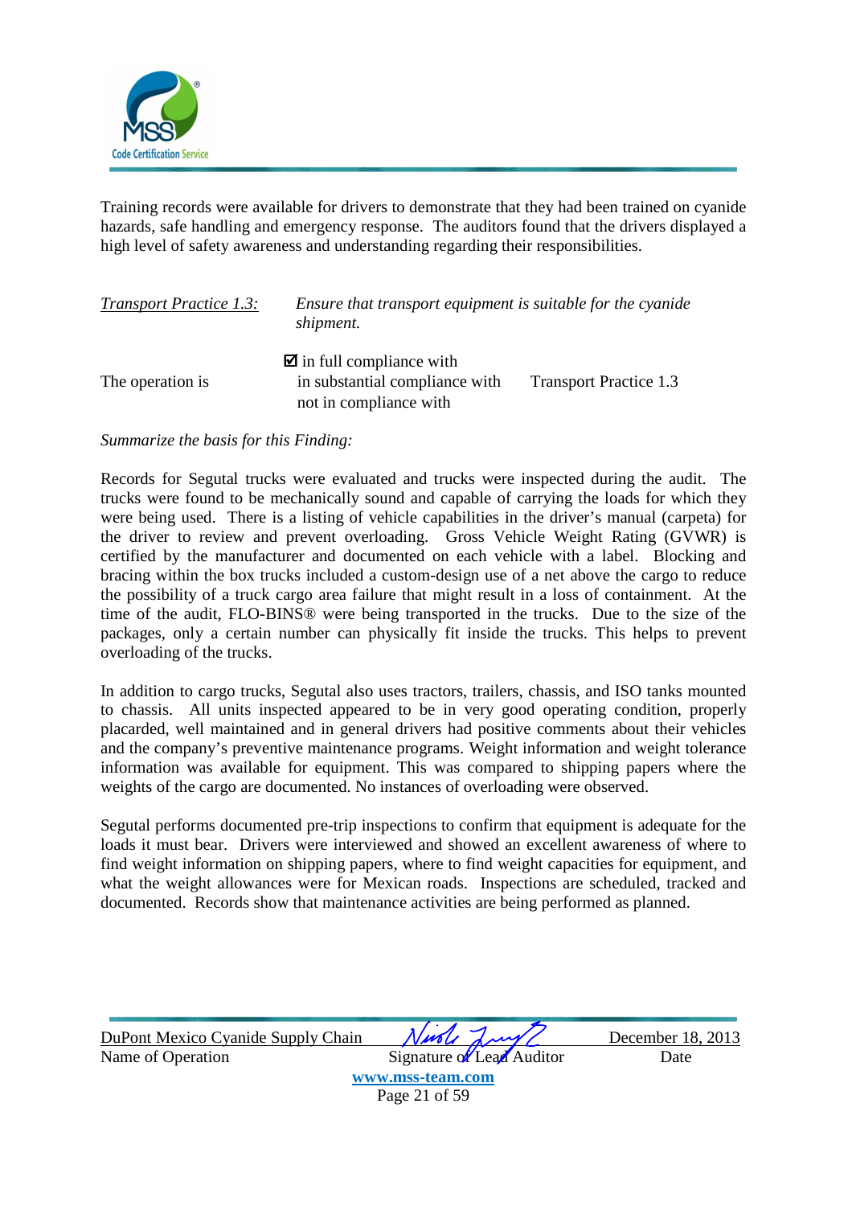Training records were available for drivers to demonstrate that they had been trained on cyanide hazards, safe handling and emergency response. The auditors found that the drivers displayed a high level of safety awareness and understanding regarding their responsibilities.

| <u>*Transport Practice 1.3:*</u> | *Ensure that transport equipment is suitable for the cyanide shipment.* | |
|---|---|---|
| The operation is | ☑ in full compliance with<br>in substantial compliance with<br>not in compliance with | Transport Practice 1.3 |

*Summarize the basis for this Finding:*

Records for Segutal trucks were evaluated and trucks were inspected during the audit. The trucks were found to be mechanically sound and capable of carrying the loads for which they were being used. There is a listing of vehicle capabilities in the driver's manual (carpeta) for the driver to review and prevent overloading. Gross Vehicle Weight Rating (GVWR) is certified by the manufacturer and documented on each vehicle with a label. Blocking and bracing within the box trucks included a custom-design use of a net above the cargo to reduce the possibility of a truck cargo area failure that might result in a loss of containment. At the time of the audit, FLO-BINS® were being transported in the trucks. Due to the size of the packages, only a certain number can physically fit inside the trucks. This helps to prevent overloading of the trucks.

In addition to cargo trucks, Segutal also uses tractors, trailers, chassis, and ISO tanks mounted to chassis. All units inspected appeared to be in very good operating condition, properly placarded, well maintained and in general drivers had positive comments about their vehicles and the company's preventive maintenance programs. Weight information and weight tolerance information was available for equipment. This was compared to shipping papers where the weights of the cargo are documented. No instances of overloading were observed.

Segutal performs documented pre-trip inspections to confirm that equipment is adequate for the loads it must bear. Drivers were interviewed and showed an excellent awareness of where to find weight information on shipping papers, where to find weight capacities for equipment, and what the weight allowances were for Mexican roads. Inspections are scheduled, tracked and documented. Records show that maintenance activities are being performed as planned.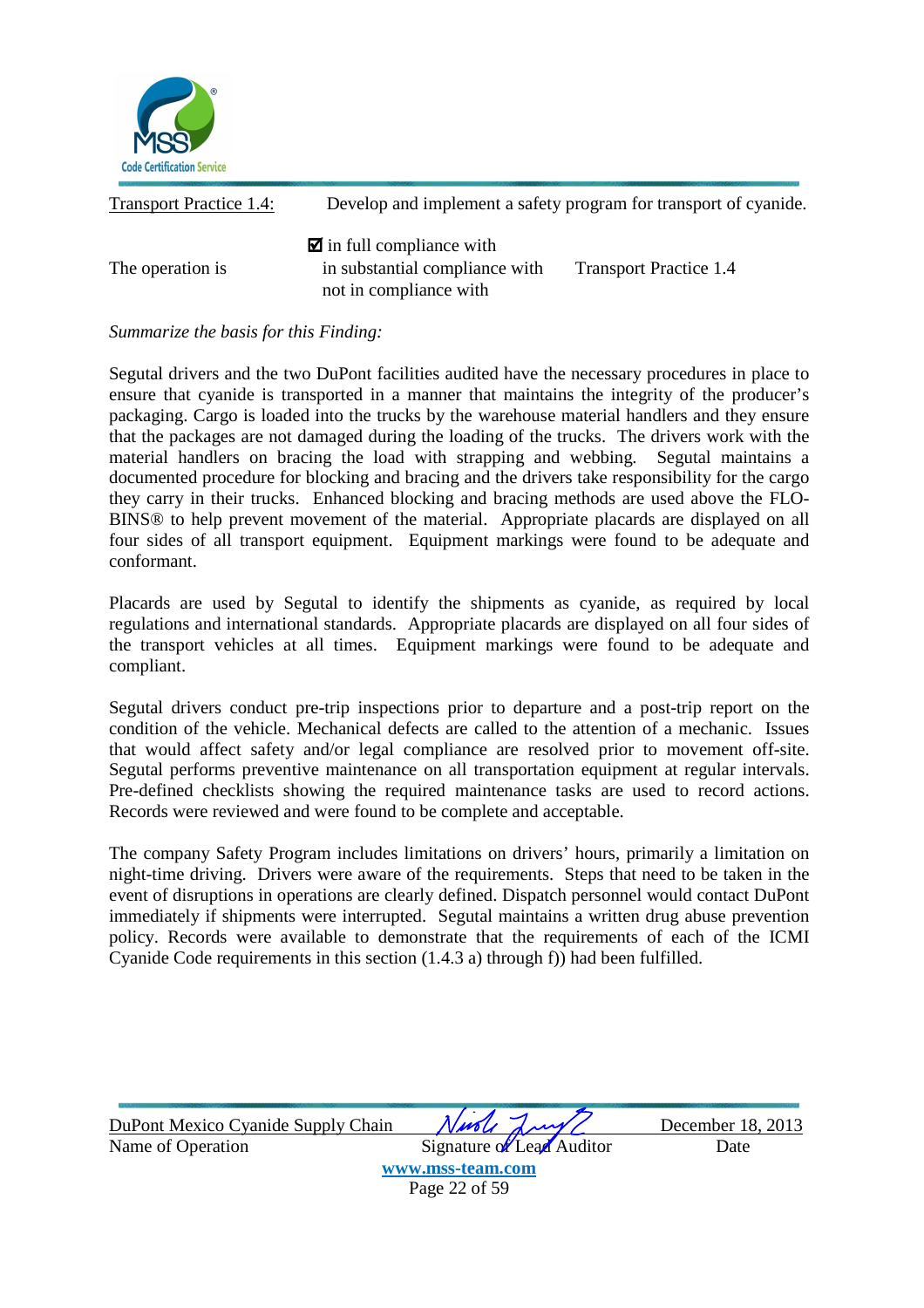Transport Practice 1.4: Develop and implement a safety program for transport of cyanide.

| | | |
|---|---|---|
| The operation is | ☑ in full compliance with<br>in substantial compliance with<br>not in compliance with | Transport Practice 1.4 |

*Summarize the basis for this Finding:*

Segutal drivers and the two DuPont facilities audited have the necessary procedures in place to ensure that cyanide is transported in a manner that maintains the integrity of the producer's packaging. Cargo is loaded into the trucks by the warehouse material handlers and they ensure that the packages are not damaged during the loading of the trucks. The drivers work with the material handlers on bracing the load with strapping and webbing. Segutal maintains a documented procedure for blocking and bracing and the drivers take responsibility for the cargo they carry in their trucks. Enhanced blocking and bracing methods are used above the FLO-BINS® to help prevent movement of the material. Appropriate placards are displayed on all four sides of all transport equipment. Equipment markings were found to be adequate and conformant.

Placards are used by Segutal to identify the shipments as cyanide, as required by local regulations and international standards. Appropriate placards are displayed on all four sides of the transport vehicles at all times. Equipment markings were found to be adequate and compliant.

Segutal drivers conduct pre-trip inspections prior to departure and a post-trip report on the condition of the vehicle. Mechanical defects are called to the attention of a mechanic. Issues that would affect safety and/or legal compliance are resolved prior to movement off-site. Segutal performs preventive maintenance on all transportation equipment at regular intervals. Pre-defined checklists showing the required maintenance tasks are used to record actions. Records were reviewed and were found to be complete and acceptable.

The company Safety Program includes limitations on drivers' hours, primarily a limitation on night-time driving. Drivers were aware of the requirements. Steps that need to be taken in the event of disruptions in operations are clearly defined. Dispatch personnel would contact DuPont immediately if shipments were interrupted. Segutal maintains a written drug abuse prevention policy. Records were available to demonstrate that the requirements of each of the ICMI Cyanide Code requirements in this section (1.4.3 a) through f)) had been fulfilled.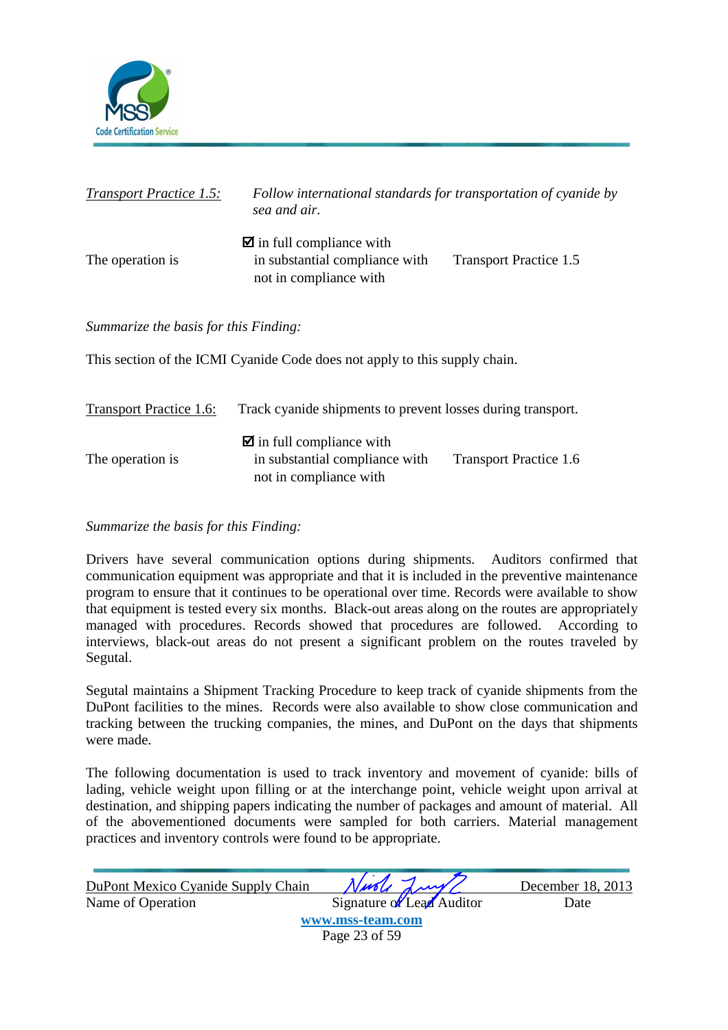*Transport Practice 1.5:* *Follow international standards for transportation of cyanide by sea and air.*

The operation is

☑ in full compliance with
in substantial compliance with
not in compliance with

Transport Practice 1.5

*Summarize the basis for this Finding:*

This section of the ICMI Cyanide Code does not apply to this supply chain.

Transport Practice 1.6: Track cyanide shipments to prevent losses during transport.

The operation is

☑ in full compliance with
in substantial compliance with
not in compliance with

Transport Practice 1.6

*Summarize the basis for this Finding:*

Drivers have several communication options during shipments. Auditors confirmed that communication equipment was appropriate and that it is included in the preventive maintenance program to ensure that it continues to be operational over time. Records were available to show that equipment is tested every six months. Black-out areas along on the routes are appropriately managed with procedures. Records showed that procedures are followed. According to interviews, black-out areas do not present a significant problem on the routes traveled by Segutal.

Segutal maintains a Shipment Tracking Procedure to keep track of cyanide shipments from the DuPont facilities to the mines. Records were also available to show close communication and tracking between the trucking companies, the mines, and DuPont on the days that shipments were made.

The following documentation is used to track inventory and movement of cyanide: bills of lading, vehicle weight upon filling or at the interchange point, vehicle weight upon arrival at destination, and shipping papers indicating the number of packages and amount of material. All of the abovementioned documents were sampled for both carriers. Material management practices and inventory controls were found to be appropriate.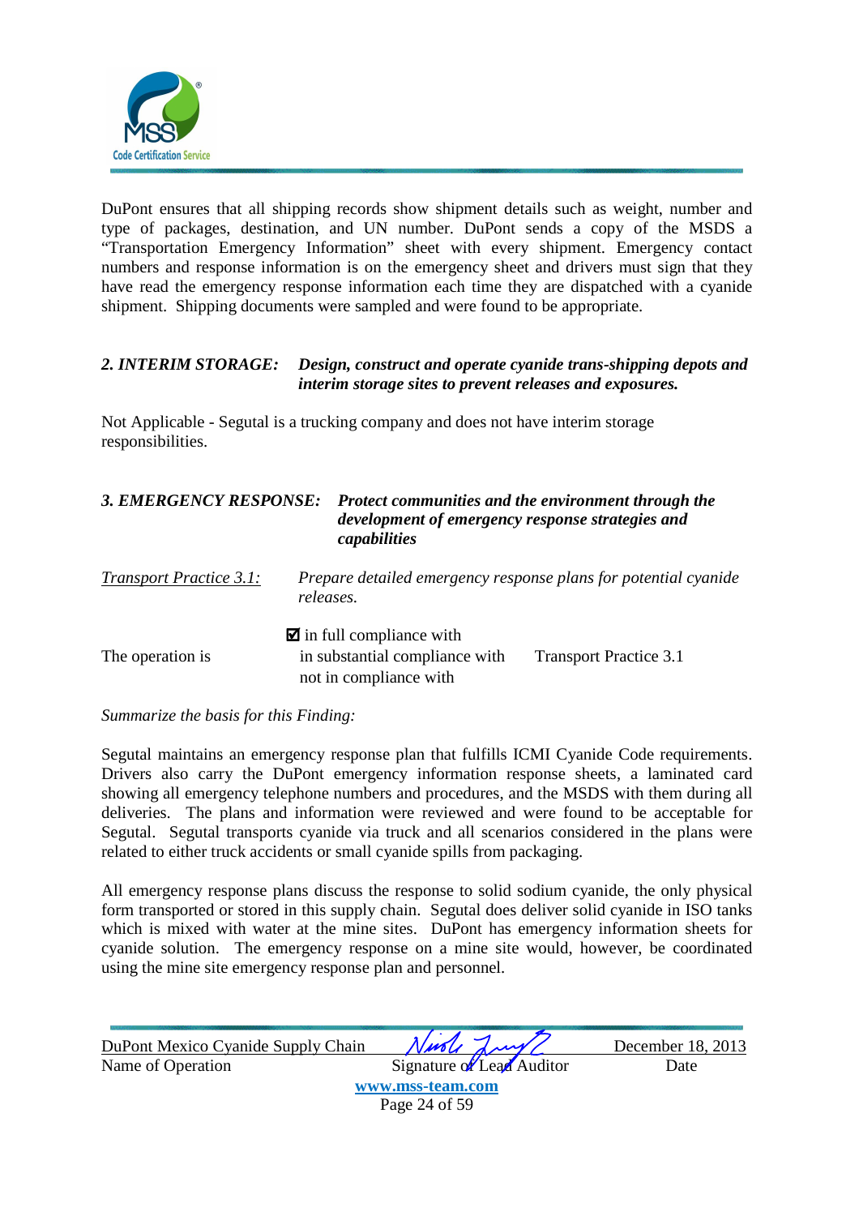DuPont ensures that all shipping records show shipment details such as weight, number and type of packages, destination, and UN number. DuPont sends a copy of the MSDS a "Transportation Emergency Information" sheet with every shipment. Emergency contact numbers and response information is on the emergency sheet and drivers must sign that they have read the emergency response information each time they are dispatched with a cyanide shipment. Shipping documents were sampled and were found to be appropriate.

***2. INTERIM STORAGE:*** ***Design, construct and operate cyanide trans-shipping depots and interim storage sites to prevent releases and exposures.***

Not Applicable - Segutal is a trucking company and does not have interim storage responsibilities.

***3. EMERGENCY RESPONSE:*** ***Protect communities and the environment through the development of emergency response strategies and capabilities***

*Transport Practice 3.1:* *Prepare detailed emergency response plans for potential cyanide releases.*

The operation is

☑ in full compliance with
in substantial compliance with
not in compliance with

Transport Practice 3.1

*Summarize the basis for this Finding:*

Segutal maintains an emergency response plan that fulfills ICMI Cyanide Code requirements. Drivers also carry the DuPont emergency information response sheets, a laminated card showing all emergency telephone numbers and procedures, and the MSDS with them during all deliveries. The plans and information were reviewed and were found to be acceptable for Segutal. Segutal transports cyanide via truck and all scenarios considered in the plans were related to either truck accidents or small cyanide spills from packaging.

All emergency response plans discuss the response to solid sodium cyanide, the only physical form transported or stored in this supply chain. Segutal does deliver solid cyanide in ISO tanks which is mixed with water at the mine sites. DuPont has emergency information sheets for cyanide solution. The emergency response on a mine site would, however, be coordinated using the mine site emergency response plan and personnel.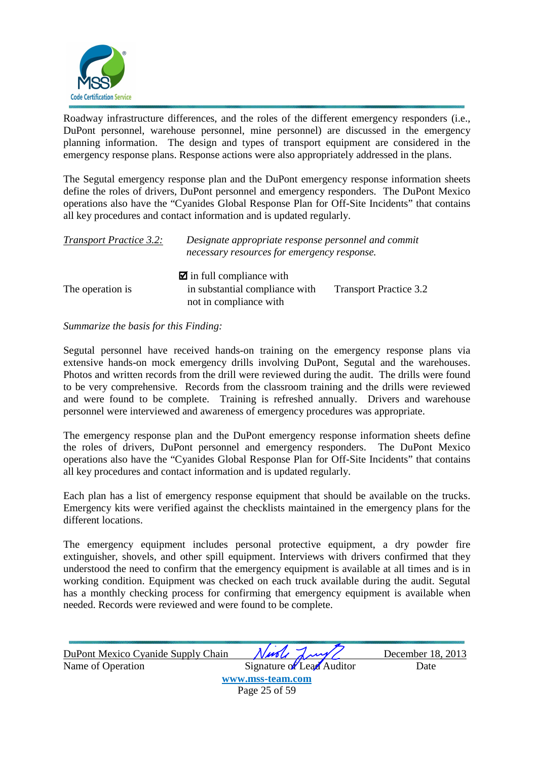Roadway infrastructure differences, and the roles of the different emergency responders (i.e., DuPont personnel, warehouse personnel, mine personnel) are discussed in the emergency planning information. The design and types of transport equipment are considered in the emergency response plans. Response actions were also appropriately addressed in the plans.

The Segutal emergency response plan and the DuPont emergency response information sheets define the roles of drivers, DuPont personnel and emergency responders. The DuPont Mexico operations also have the "Cyanides Global Response Plan for Off-Site Incidents" that contains all key procedures and contact information and is updated regularly.

<u>*Transport Practice 3.2:*</u> *Designate appropriate response personnel and commit necessary resources for emergency response.*

| | | |
|---|---|---|
| | ☑ in full compliance with | |
| The operation is | in substantial compliance with | Transport Practice 3.2 |
| | not in compliance with | |

*Summarize the basis for this Finding:*

Segutal personnel have received hands-on training on the emergency response plans via extensive hands-on mock emergency drills involving DuPont, Segutal and the warehouses. Photos and written records from the drill were reviewed during the audit. The drills were found to be very comprehensive. Records from the classroom training and the drills were reviewed and were found to be complete. Training is refreshed annually. Drivers and warehouse personnel were interviewed and awareness of emergency procedures was appropriate.

The emergency response plan and the DuPont emergency response information sheets define the roles of drivers, DuPont personnel and emergency responders. The DuPont Mexico operations also have the "Cyanides Global Response Plan for Off-Site Incidents" that contains all key procedures and contact information and is updated regularly.

Each plan has a list of emergency response equipment that should be available on the trucks. Emergency kits were verified against the checklists maintained in the emergency plans for the different locations.

The emergency equipment includes personal protective equipment, a dry powder fire extinguisher, shovels, and other spill equipment. Interviews with drivers confirmed that they understood the need to confirm that the emergency equipment is available at all times and is in working condition. Equipment was checked on each truck available during the audit. Segutal has a monthly checking process for confirming that emergency equipment is available when needed. Records were reviewed and were found to be complete.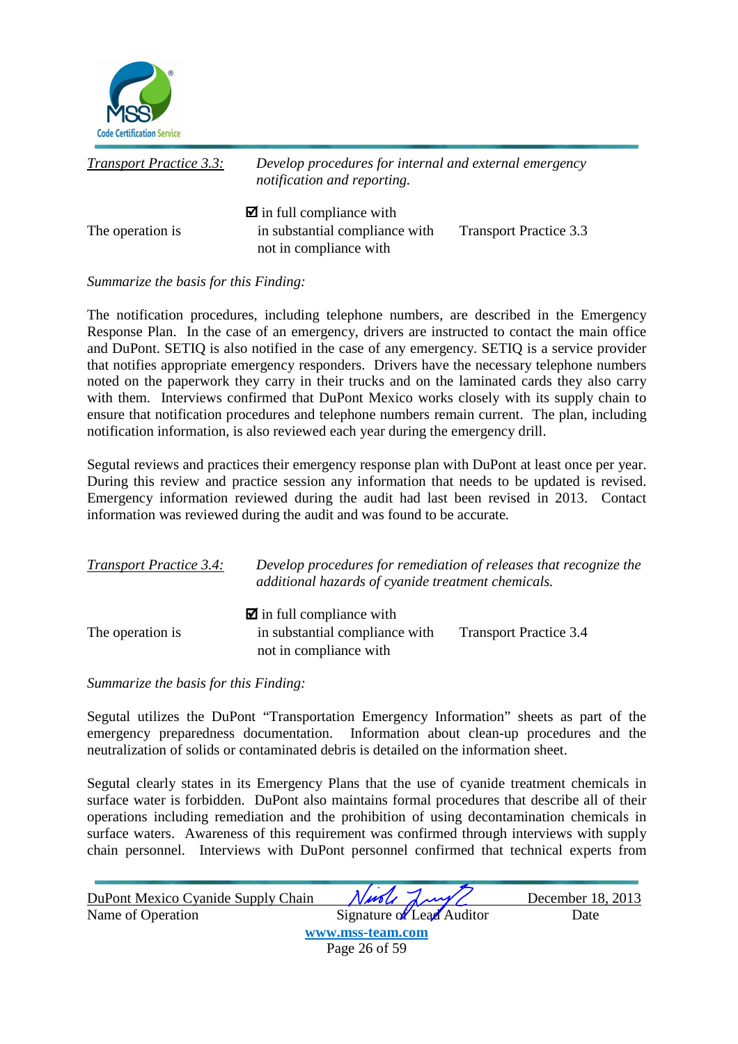*Transport Practice 3.3:* *Develop procedures for internal and external emergency notification and reporting.*

The operation is
☑ in full compliance with
in substantial compliance with
not in compliance with
Transport Practice 3.3

*Summarize the basis for this Finding:*

The notification procedures, including telephone numbers, are described in the Emergency Response Plan. In the case of an emergency, drivers are instructed to contact the main office and DuPont. SETIQ is also notified in the case of any emergency. SETIQ is a service provider that notifies appropriate emergency responders. Drivers have the necessary telephone numbers noted on the paperwork they carry in their trucks and on the laminated cards they also carry with them. Interviews confirmed that DuPont Mexico works closely with its supply chain to ensure that notification procedures and telephone numbers remain current. The plan, including notification information, is also reviewed each year during the emergency drill.

Segutal reviews and practices their emergency response plan with DuPont at least once per year. During this review and practice session any information that needs to be updated is revised. Emergency information reviewed during the audit had last been revised in 2013. Contact information was reviewed during the audit and was found to be accurate.

*Transport Practice 3.4:* *Develop procedures for remediation of releases that recognize the additional hazards of cyanide treatment chemicals.*

The operation is
☑ in full compliance with
in substantial compliance with
not in compliance with
Transport Practice 3.4

*Summarize the basis for this Finding:*

Segutal utilizes the DuPont "Transportation Emergency Information" sheets as part of the emergency preparedness documentation. Information about clean-up procedures and the neutralization of solids or contaminated debris is detailed on the information sheet.

Segutal clearly states in its Emergency Plans that the use of cyanide treatment chemicals in surface water is forbidden. DuPont also maintains formal procedures that describe all of their operations including remediation and the prohibition of using decontamination chemicals in surface waters. Awareness of this requirement was confirmed through interviews with supply chain personnel. Interviews with DuPont personnel confirmed that technical experts from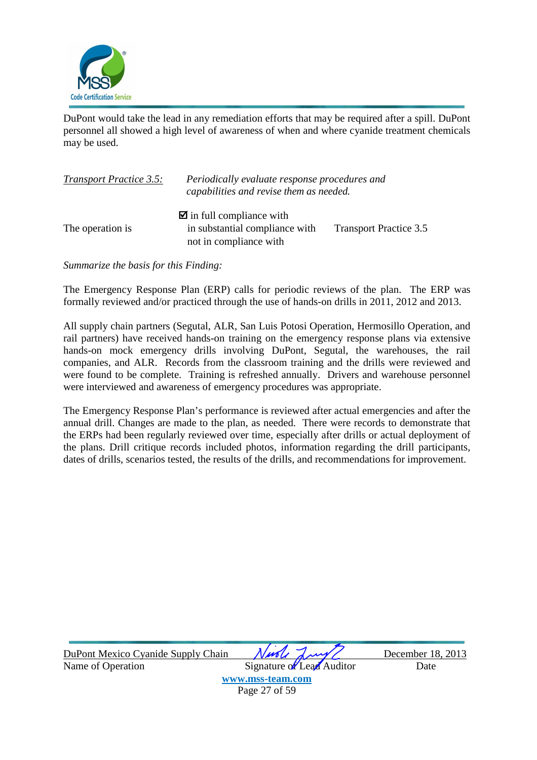DuPont would take the lead in any remediation efforts that may be required after a spill. DuPont personnel all showed a high level of awareness of when and where cyanide treatment chemicals may be used.

*Transport Practice 3.5:* *Periodically evaluate response procedures and capabilities and revise them as needed.*

The operation is

☑ in full compliance with
in substantial compliance with
not in compliance with

Transport Practice 3.5

*Summarize the basis for this Finding:*

The Emergency Response Plan (ERP) calls for periodic reviews of the plan. The ERP was formally reviewed and/or practiced through the use of hands-on drills in 2011, 2012 and 2013.

All supply chain partners (Segutal, ALR, San Luis Potosi Operation, Hermosillo Operation, and rail partners) have received hands-on training on the emergency response plans via extensive hands-on mock emergency drills involving DuPont, Segutal, the warehouses, the rail companies, and ALR. Records from the classroom training and the drills were reviewed and were found to be complete. Training is refreshed annually. Drivers and warehouse personnel were interviewed and awareness of emergency procedures was appropriate.

The Emergency Response Plan's performance is reviewed after actual emergencies and after the annual drill. Changes are made to the plan, as needed. There were records to demonstrate that the ERPs had been regularly reviewed over time, especially after drills or actual deployment of the plans. Drill critique records included photos, information regarding the drill participants, dates of drills, scenarios tested, the results of the drills, and recommendations for improvement.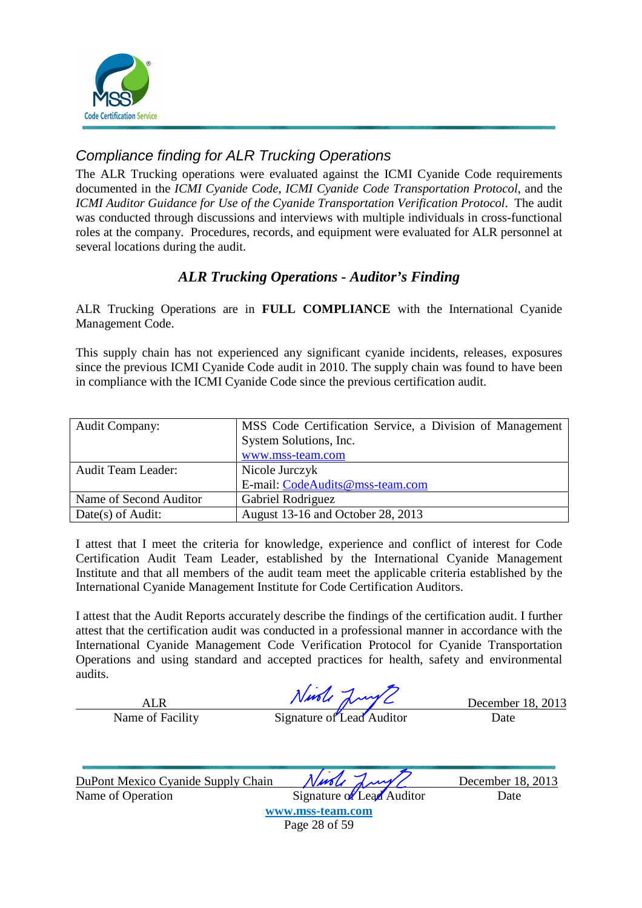## Compliance finding for ALR Trucking Operations

The ALR Trucking operations were evaluated against the ICMI Cyanide Code requirements documented in the *ICMI Cyanide Code*, *ICMI Cyanide Code Transportation Protocol*, and the *ICMI Auditor Guidance for Use of the Cyanide Transportation Verification Protocol*. The audit was conducted through discussions and interviews with multiple individuals in cross-functional roles at the company. Procedures, records, and equipment were evaluated for ALR personnel at several locations during the audit.

### *ALR Trucking Operations - Auditor's Finding*

ALR Trucking Operations are in **FULL COMPLIANCE** with the International Cyanide Management Code.

This supply chain has not experienced any significant cyanide incidents, releases, exposures since the previous ICMI Cyanide Code audit in 2010. The supply chain was found to have been in compliance with the ICMI Cyanide Code since the previous certification audit.

| | |
|---|---|
| Audit Company: | MSS Code Certification Service, a Division of Management System Solutions, Inc. www.mss-team.com |
| Audit Team Leader: | Nicole Jurczyk E-mail: CodeAudits@mss-team.com |
| Name of Second Auditor | Gabriel Rodriguez |
| Date(s) of Audit: | August 13-16 and October 28, 2013 |

I attest that I meet the criteria for knowledge, experience and conflict of interest for Code Certification Audit Team Leader, established by the International Cyanide Management Institute and that all members of the audit team meet the applicable criteria established by the International Cyanide Management Institute for Code Certification Auditors.

I attest that the Audit Reports accurately describe the findings of the certification audit. I further attest that the certification audit was conducted in a professional manner in accordance with the International Cyanide Management Code Verification Protocol for Cyanide Transportation Operations and using standard and accepted practices for health, safety and environmental audits.

| ALR | *[signature]* | December 18, 2013 |
|---|---|---|
| Name of Facility | Signature of Lead Auditor | Date |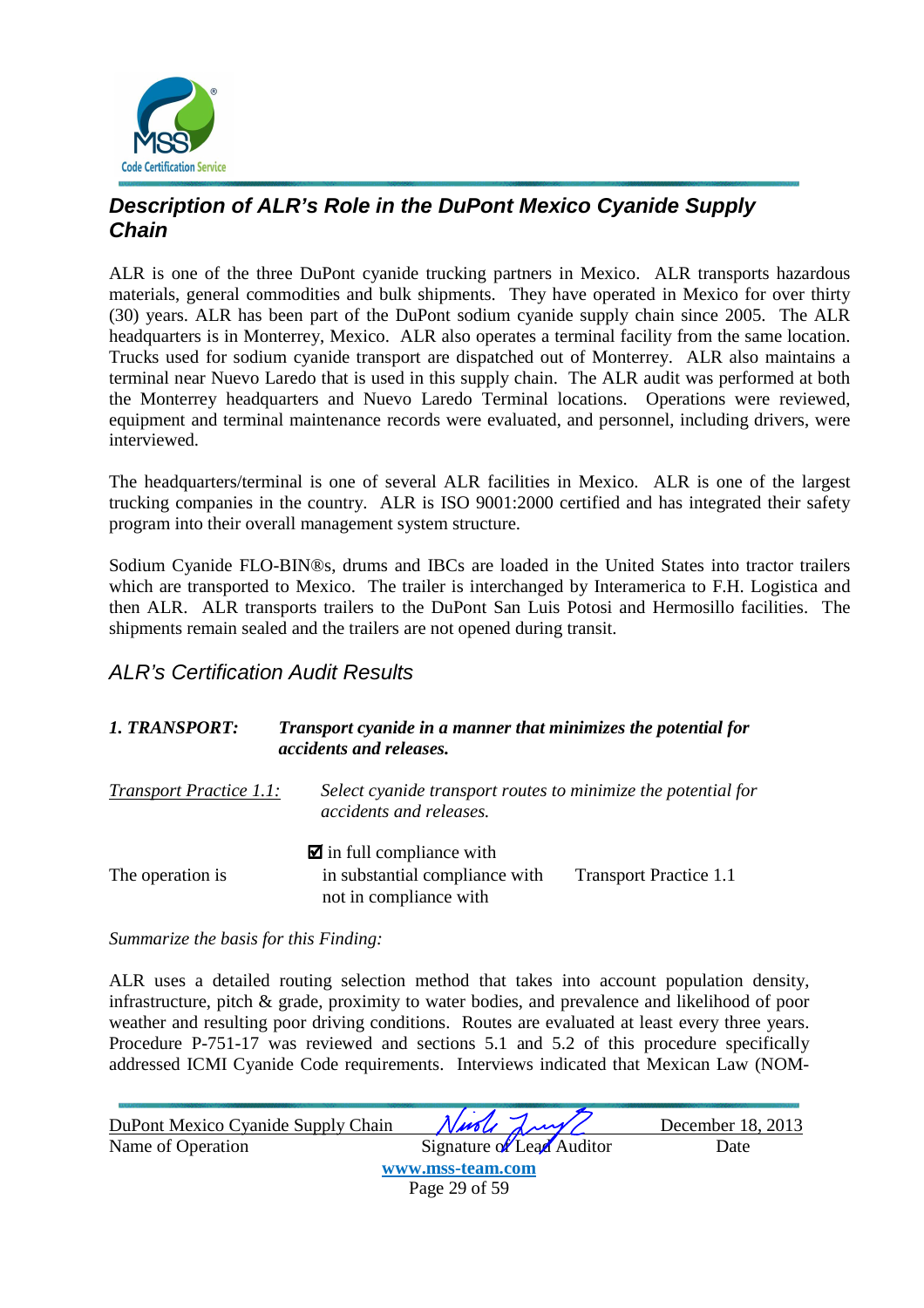## Description of ALR's Role in the DuPont Mexico Cyanide Supply Chain

ALR is one of the three DuPont cyanide trucking partners in Mexico. ALR transports hazardous materials, general commodities and bulk shipments. They have operated in Mexico for over thirty (30) years. ALR has been part of the DuPont sodium cyanide supply chain since 2005. The ALR headquarters is in Monterrey, Mexico. ALR also operates a terminal facility from the same location. Trucks used for sodium cyanide transport are dispatched out of Monterrey. ALR also maintains a terminal near Nuevo Laredo that is used in this supply chain. The ALR audit was performed at both the Monterrey headquarters and Nuevo Laredo Terminal locations. Operations were reviewed, equipment and terminal maintenance records were evaluated, and personnel, including drivers, were interviewed.

The headquarters/terminal is one of several ALR facilities in Mexico. ALR is one of the largest trucking companies in the country. ALR is ISO 9001:2000 certified and has integrated their safety program into their overall management system structure.

Sodium Cyanide FLO-BIN®s, drums and IBCs are loaded in the United States into tractor trailers which are transported to Mexico. The trailer is interchanged by Interamerica to F.H. Logistica and then ALR. ALR transports trailers to the DuPont San Luis Potosi and Hermosillo facilities. The shipments remain sealed and the trailers are not opened during transit.

### ALR's Certification Audit Results

***1. TRANSPORT:*** ***Transport cyanide in a manner that minimizes the potential for accidents and releases.***

*Transport Practice 1.1:* *Select cyanide transport routes to minimize the potential for accidents and releases.*

The operation is

- ☑ in full compliance with
- in substantial compliance with
- not in compliance with

Transport Practice 1.1

*Summarize the basis for this Finding:*

ALR uses a detailed routing selection method that takes into account population density, infrastructure, pitch & grade, proximity to water bodies, and prevalence and likelihood of poor weather and resulting poor driving conditions. Routes are evaluated at least every three years. Procedure P-751-17 was reviewed and sections 5.1 and 5.2 of this procedure specifically addressed ICMI Cyanide Code requirements. Interviews indicated that Mexican Law (NOM-

DuPont Mexico Cyanide Supply Chain — Name of Operation; Signature of Lead Auditor; December 18, 2013 — Date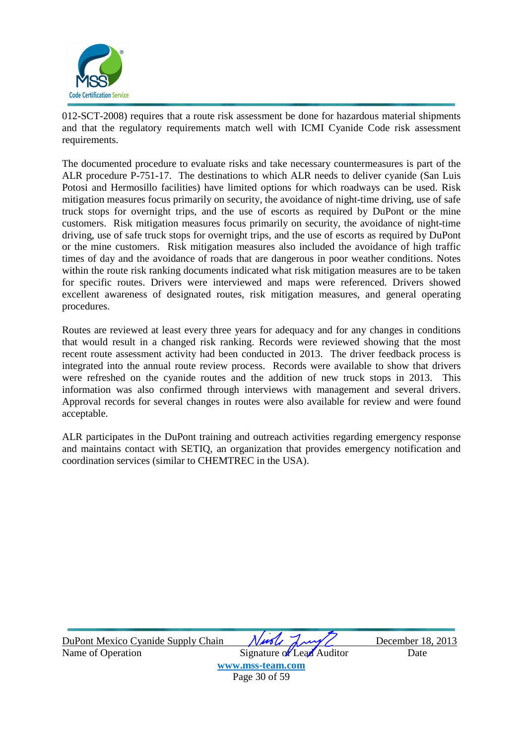012-SCT-2008) requires that a route risk assessment be done for hazardous material shipments and that the regulatory requirements match well with ICMI Cyanide Code risk assessment requirements.

The documented procedure to evaluate risks and take necessary countermeasures is part of the ALR procedure P-751-17. The destinations to which ALR needs to deliver cyanide (San Luis Potosi and Hermosillo facilities) have limited options for which roadways can be used. Risk mitigation measures focus primarily on security, the avoidance of night-time driving, use of safe truck stops for overnight trips, and the use of escorts as required by DuPont or the mine customers. Risk mitigation measures focus primarily on security, the avoidance of night-time driving, use of safe truck stops for overnight trips, and the use of escorts as required by DuPont or the mine customers. Risk mitigation measures also included the avoidance of high traffic times of day and the avoidance of roads that are dangerous in poor weather conditions. Notes within the route risk ranking documents indicated what risk mitigation measures are to be taken for specific routes. Drivers were interviewed and maps were referenced. Drivers showed excellent awareness of designated routes, risk mitigation measures, and general operating procedures.

Routes are reviewed at least every three years for adequacy and for any changes in conditions that would result in a changed risk ranking. Records were reviewed showing that the most recent route assessment activity had been conducted in 2013. The driver feedback process is integrated into the annual route review process. Records were available to show that drivers were refreshed on the cyanide routes and the addition of new truck stops in 2013. This information was also confirmed through interviews with management and several drivers. Approval records for several changes in routes were also available for review and were found acceptable.

ALR participates in the DuPont training and outreach activities regarding emergency response and maintains contact with SETIQ, an organization that provides emergency notification and coordination services (similar to CHEMTREC in the USA).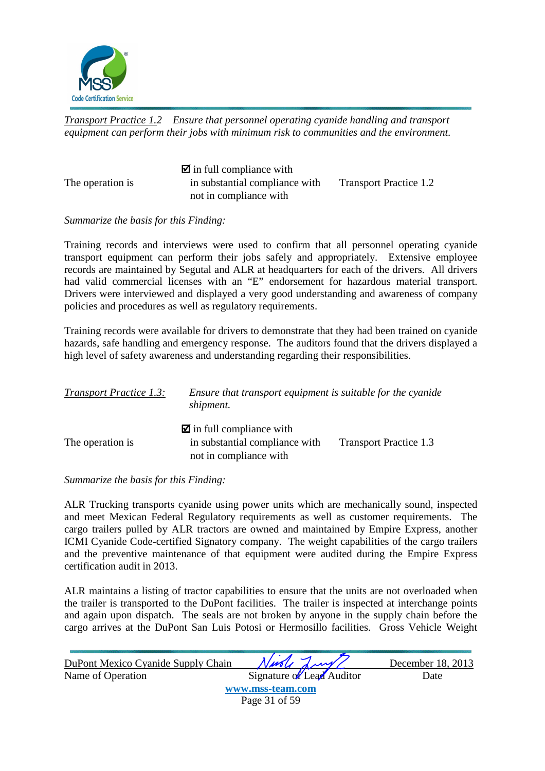*Transport Practice 1.2* *Ensure that personnel operating cyanide handling and transport equipment can perform their jobs with minimum risk to communities and the environment.*

The operation is

☑ in full compliance with
in substantial compliance with
not in compliance with

Transport Practice 1.2

*Summarize the basis for this Finding:*

Training records and interviews were used to confirm that all personnel operating cyanide transport equipment can perform their jobs safely and appropriately. Extensive employee records are maintained by Segutal and ALR at headquarters for each of the drivers. All drivers had valid commercial licenses with an "E" endorsement for hazardous material transport. Drivers were interviewed and displayed a very good understanding and awareness of company policies and procedures as well as regulatory requirements.

Training records were available for drivers to demonstrate that they had been trained on cyanide hazards, safe handling and emergency response. The auditors found that the drivers displayed a high level of safety awareness and understanding regarding their responsibilities.

*Transport Practice 1.3:* *Ensure that transport equipment is suitable for the cyanide shipment.*

The operation is

☑ in full compliance with
in substantial compliance with
not in compliance with

Transport Practice 1.3

*Summarize the basis for this Finding:*

ALR Trucking transports cyanide using power units which are mechanically sound, inspected and meet Mexican Federal Regulatory requirements as well as customer requirements. The cargo trailers pulled by ALR tractors are owned and maintained by Empire Express, another ICMI Cyanide Code-certified Signatory company. The weight capabilities of the cargo trailers and the preventive maintenance of that equipment were audited during the Empire Express certification audit in 2013.

ALR maintains a listing of tractor capabilities to ensure that the units are not overloaded when the trailer is transported to the DuPont facilities. The trailer is inspected at interchange points and again upon dispatch. The seals are not broken by anyone in the supply chain before the cargo arrives at the DuPont San Luis Potosi or Hermosillo facilities. Gross Vehicle Weight

| DuPont Mexico Cyanide Supply Chain | [signature] | December 18, 2013 |
|---|---|---|
| Name of Operation | Signature of Lead Auditor | Date |

www.mss-team.com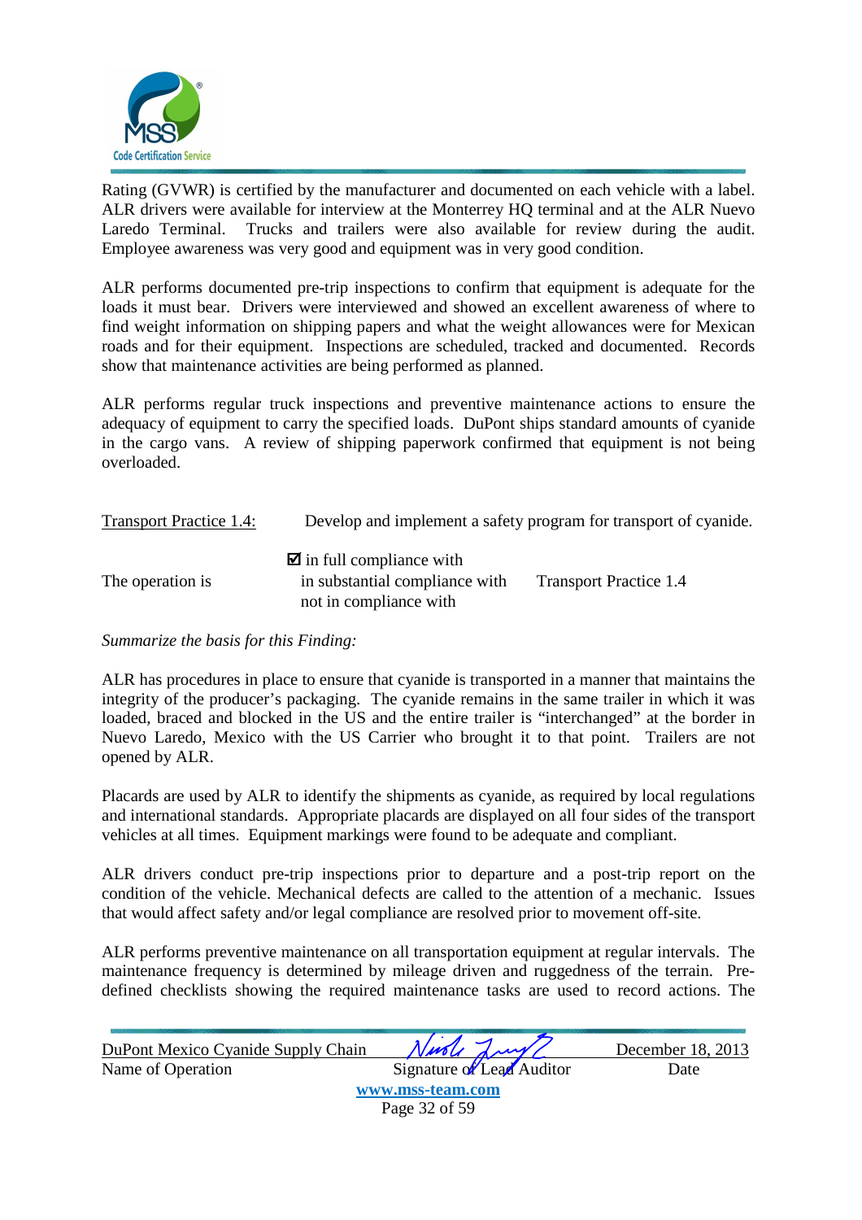Rating (GVWR) is certified by the manufacturer and documented on each vehicle with a label. ALR drivers were available for interview at the Monterrey HQ terminal and at the ALR Nuevo Laredo Terminal. Trucks and trailers were also available for review during the audit. Employee awareness was very good and equipment was in very good condition.

ALR performs documented pre-trip inspections to confirm that equipment is adequate for the loads it must bear. Drivers were interviewed and showed an excellent awareness of where to find weight information on shipping papers and what the weight allowances were for Mexican roads and for their equipment. Inspections are scheduled, tracked and documented. Records show that maintenance activities are being performed as planned.

ALR performs regular truck inspections and preventive maintenance actions to ensure the adequacy of equipment to carry the specified loads. DuPont ships standard amounts of cyanide in the cargo vans. A review of shipping paperwork confirmed that equipment is not being overloaded.

Transport Practice 1.4: Develop and implement a safety program for transport of cyanide.

The operation is

- ☑ in full compliance with
- in substantial compliance with
- not in compliance with

Transport Practice 1.4

*Summarize the basis for this Finding:*

ALR has procedures in place to ensure that cyanide is transported in a manner that maintains the integrity of the producer's packaging. The cyanide remains in the same trailer in which it was loaded, braced and blocked in the US and the entire trailer is "interchanged" at the border in Nuevo Laredo, Mexico with the US Carrier who brought it to that point. Trailers are not opened by ALR.

Placards are used by ALR to identify the shipments as cyanide, as required by local regulations and international standards. Appropriate placards are displayed on all four sides of the transport vehicles at all times. Equipment markings were found to be adequate and compliant.

ALR drivers conduct pre-trip inspections prior to departure and a post-trip report on the condition of the vehicle. Mechanical defects are called to the attention of a mechanic. Issues that would affect safety and/or legal compliance are resolved prior to movement off-site.

ALR performs preventive maintenance on all transportation equipment at regular intervals. The maintenance frequency is determined by mileage driven and ruggedness of the terrain. Pre-defined checklists showing the required maintenance tasks are used to record actions. The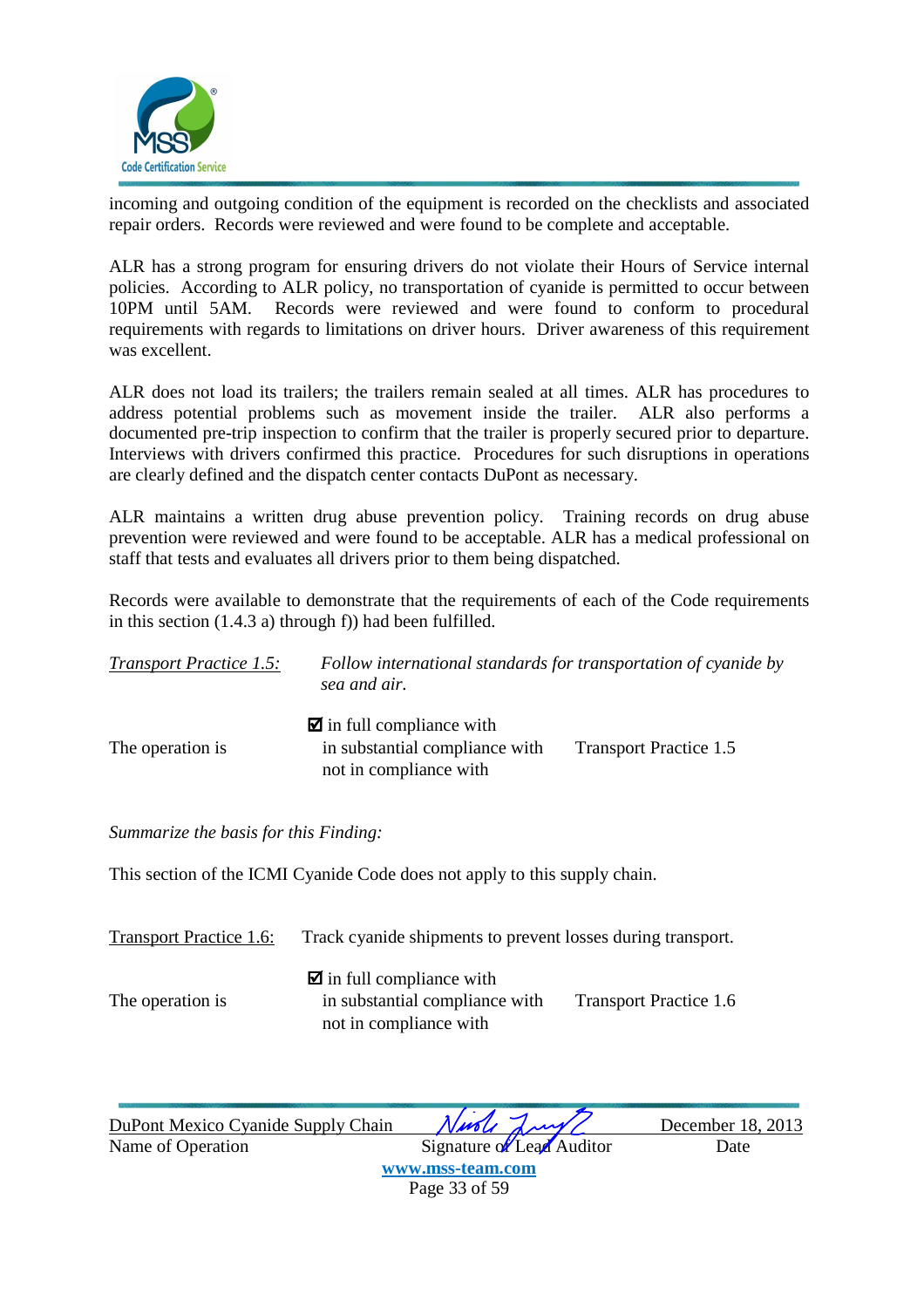incoming and outgoing condition of the equipment is recorded on the checklists and associated repair orders. Records were reviewed and were found to be complete and acceptable.

ALR has a strong program for ensuring drivers do not violate their Hours of Service internal policies. According to ALR policy, no transportation of cyanide is permitted to occur between 10PM until 5AM. Records were reviewed and were found to conform to procedural requirements with regards to limitations on driver hours. Driver awareness of this requirement was excellent.

ALR does not load its trailers; the trailers remain sealed at all times. ALR has procedures to address potential problems such as movement inside the trailer. ALR also performs a documented pre-trip inspection to confirm that the trailer is properly secured prior to departure. Interviews with drivers confirmed this practice. Procedures for such disruptions in operations are clearly defined and the dispatch center contacts DuPont as necessary.

ALR maintains a written drug abuse prevention policy. Training records on drug abuse prevention were reviewed and were found to be acceptable. ALR has a medical professional on staff that tests and evaluates all drivers prior to them being dispatched.

Records were available to demonstrate that the requirements of each of the Code requirements in this section (1.4.3 a) through f)) had been fulfilled.

*Transport Practice 1.5:* *Follow international standards for transportation of cyanide by sea and air.*

The operation is
- ☑ in full compliance with
- in substantial compliance with
- not in compliance with

Transport Practice 1.5

*Summarize the basis for this Finding:*

This section of the ICMI Cyanide Code does not apply to this supply chain.

Transport Practice 1.6: Track cyanide shipments to prevent losses during transport.

The operation is
- ☑ in full compliance with
- in substantial compliance with
- not in compliance with

Transport Practice 1.6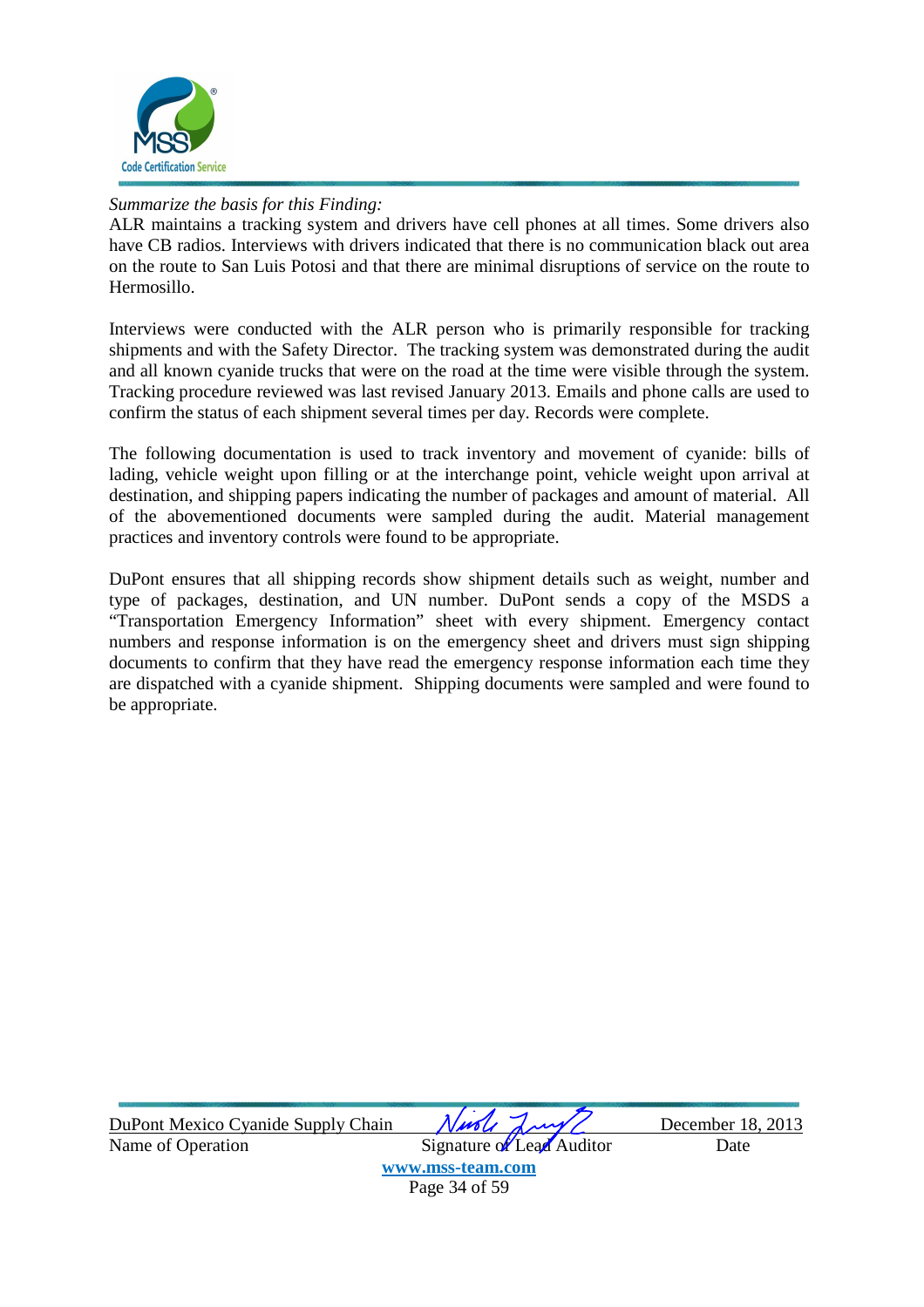*Summarize the basis for this Finding:*
ALR maintains a tracking system and drivers have cell phones at all times. Some drivers also have CB radios. Interviews with drivers indicated that there is no communication black out area on the route to San Luis Potosi and that there are minimal disruptions of service on the route to Hermosillo.

Interviews were conducted with the ALR person who is primarily responsible for tracking shipments and with the Safety Director. The tracking system was demonstrated during the audit and all known cyanide trucks that were on the road at the time were visible through the system. Tracking procedure reviewed was last revised January 2013. Emails and phone calls are used to confirm the status of each shipment several times per day. Records were complete.

The following documentation is used to track inventory and movement of cyanide: bills of lading, vehicle weight upon filling or at the interchange point, vehicle weight upon arrival at destination, and shipping papers indicating the number of packages and amount of material. All of the abovementioned documents were sampled during the audit. Material management practices and inventory controls were found to be appropriate.

DuPont ensures that all shipping records show shipment details such as weight, number and type of packages, destination, and UN number. DuPont sends a copy of the MSDS a "Transportation Emergency Information" sheet with every shipment. Emergency contact numbers and response information is on the emergency sheet and drivers must sign shipping documents to confirm that they have read the emergency response information each time they are dispatched with a cyanide shipment. Shipping documents were sampled and were found to be appropriate.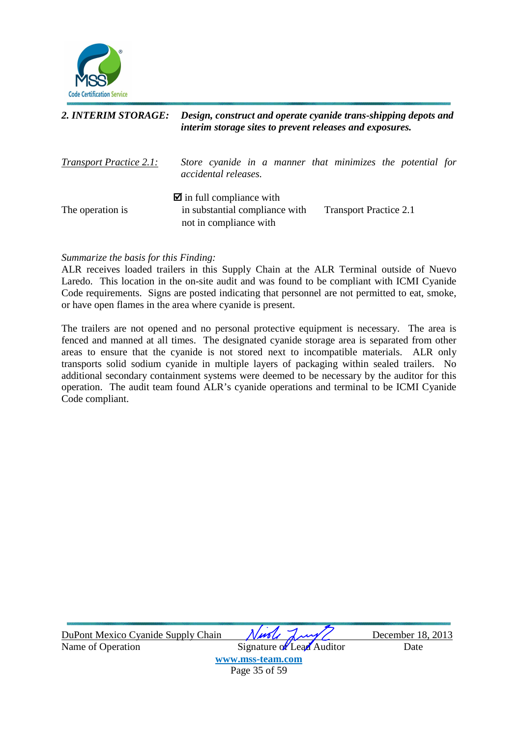**2. INTERIM STORAGE:** ***Design, construct and operate cyanide trans-shipping depots and interim storage sites to prevent releases and exposures.***

*Transport Practice 2.1:* *Store cyanide in a manner that minimizes the potential for accidental releases.*

The operation is

- ☑ in full compliance with
- in substantial compliance with
- not in compliance with

Transport Practice 2.1

*Summarize the basis for this Finding:*

ALR receives loaded trailers in this Supply Chain at the ALR Terminal outside of Nuevo Laredo. This location in the on-site audit and was found to be compliant with ICMI Cyanide Code requirements. Signs are posted indicating that personnel are not permitted to eat, smoke, or have open flames in the area where cyanide is present.

The trailers are not opened and no personal protective equipment is necessary. The area is fenced and manned at all times. The designated cyanide storage area is separated from other areas to ensure that the cyanide is not stored next to incompatible materials. ALR only transports solid sodium cyanide in multiple layers of packaging within sealed trailers. No additional secondary containment systems were deemed to be necessary by the auditor for this operation. The audit team found ALR's cyanide operations and terminal to be ICMI Cyanide Code compliant.

| DuPont Mexico Cyanide Supply Chain | | December 18, 2013 |
|---|---|---|
| Name of Operation | Signature of Lead Auditor | Date |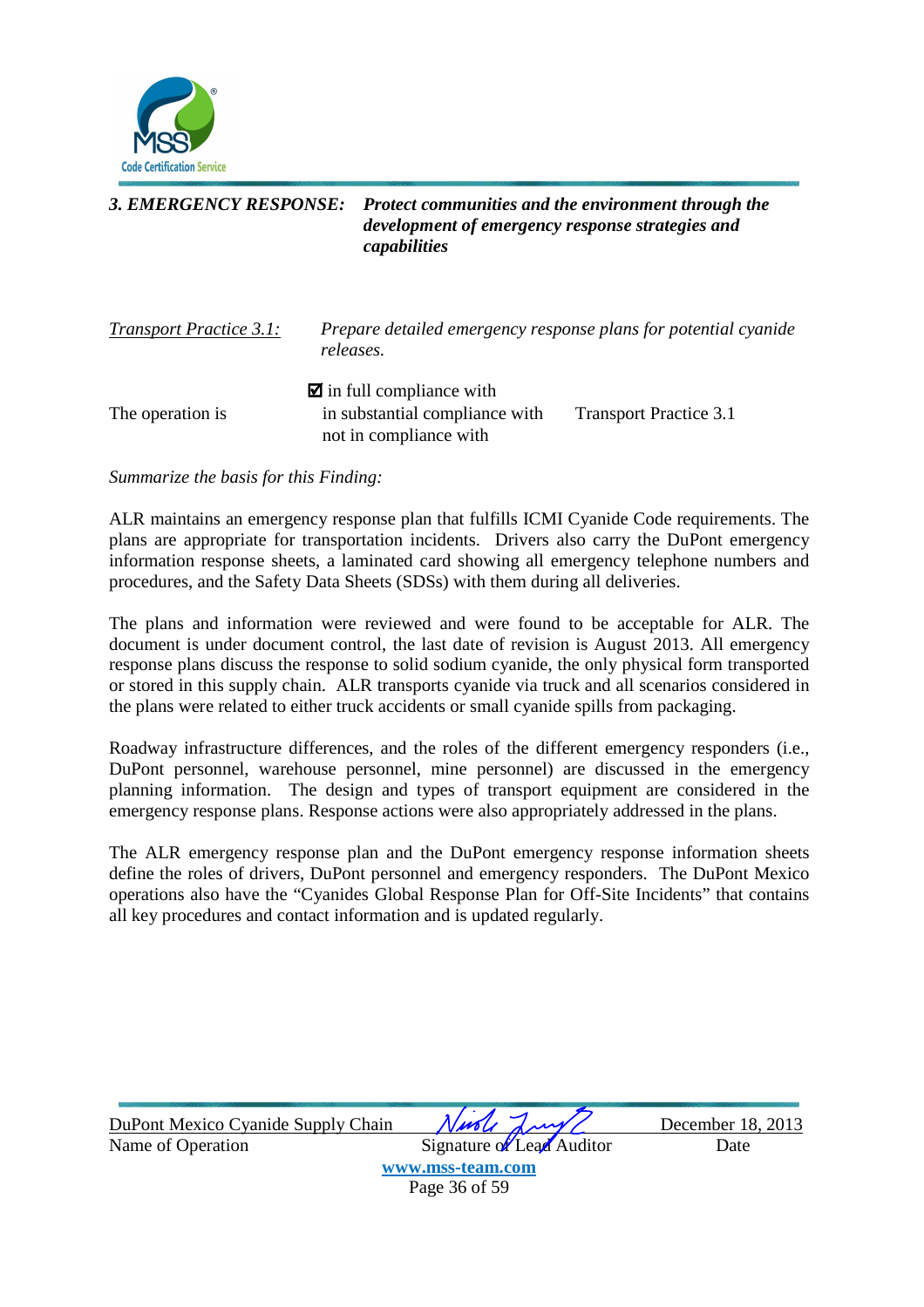### 3. EMERGENCY RESPONSE: *Protect communities and the environment through the development of emergency response strategies and capabilities*

*Transport Practice 3.1:* *Prepare detailed emergency response plans for potential cyanide releases.*

The operation is

☑ in full compliance with
in substantial compliance with
not in compliance with

Transport Practice 3.1

*Summarize the basis for this Finding:*

ALR maintains an emergency response plan that fulfills ICMI Cyanide Code requirements. The plans are appropriate for transportation incidents. Drivers also carry the DuPont emergency information response sheets, a laminated card showing all emergency telephone numbers and procedures, and the Safety Data Sheets (SDSs) with them during all deliveries.

The plans and information were reviewed and were found to be acceptable for ALR. The document is under document control, the last date of revision is August 2013. All emergency response plans discuss the response to solid sodium cyanide, the only physical form transported or stored in this supply chain. ALR transports cyanide via truck and all scenarios considered in the plans were related to either truck accidents or small cyanide spills from packaging.

Roadway infrastructure differences, and the roles of the different emergency responders (i.e., DuPont personnel, warehouse personnel, mine personnel) are discussed in the emergency planning information. The design and types of transport equipment are considered in the emergency response plans. Response actions were also appropriately addressed in the plans.

The ALR emergency response plan and the DuPont emergency response information sheets define the roles of drivers, DuPont personnel and emergency responders. The DuPont Mexico operations also have the "Cyanides Global Response Plan for Off-Site Incidents" that contains all key procedures and contact information and is updated regularly.

| DuPont Mexico Cyanide Supply Chain | | December 18, 2013 |
|---|---|---|
| Name of Operation | Signature of Lead Auditor | Date |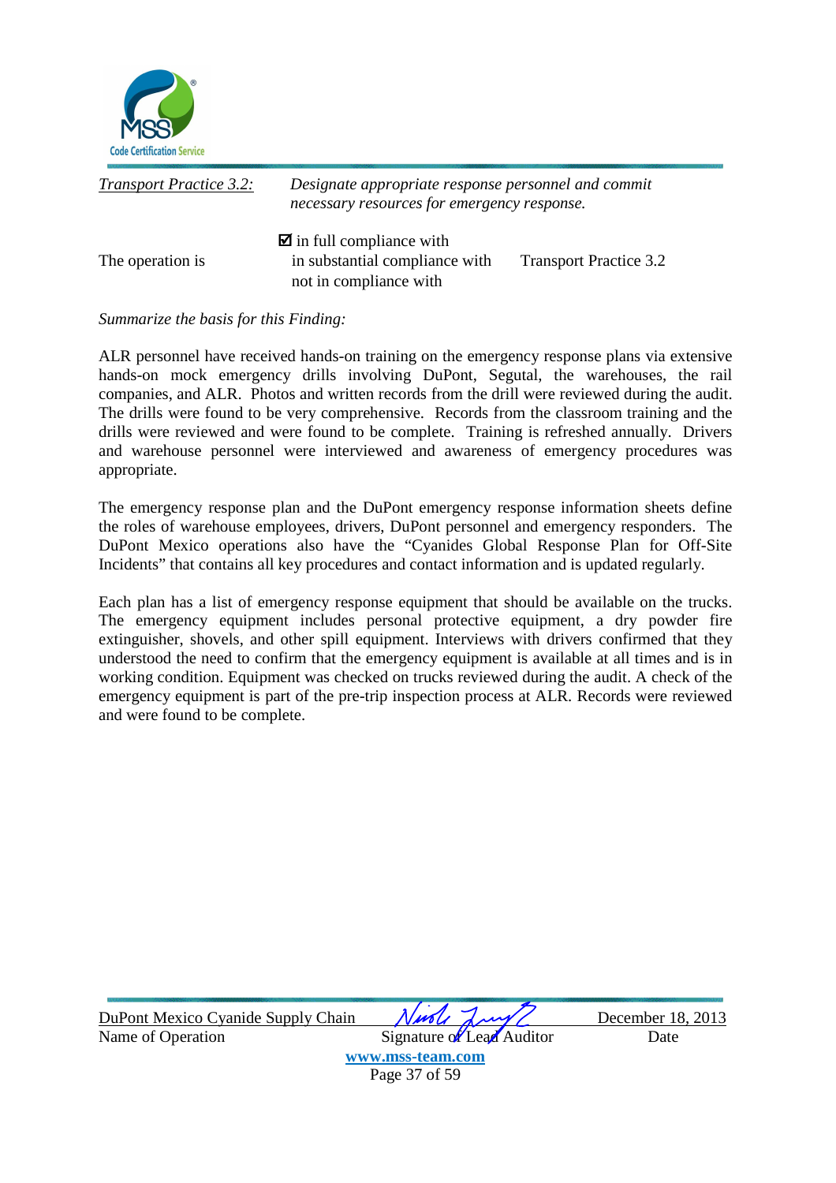*Transport Practice 3.2:* *Designate appropriate response personnel and commit necessary resources for emergency response.*

The operation is

☑ in full compliance with
in substantial compliance with
not in compliance with

Transport Practice 3.2

*Summarize the basis for this Finding:*

ALR personnel have received hands-on training on the emergency response plans via extensive hands-on mock emergency drills involving DuPont, Segutal, the warehouses, the rail companies, and ALR. Photos and written records from the drill were reviewed during the audit. The drills were found to be very comprehensive. Records from the classroom training and the drills were reviewed and were found to be complete. Training is refreshed annually. Drivers and warehouse personnel were interviewed and awareness of emergency procedures was appropriate.

The emergency response plan and the DuPont emergency response information sheets define the roles of warehouse employees, drivers, DuPont personnel and emergency responders. The DuPont Mexico operations also have the "Cyanides Global Response Plan for Off-Site Incidents" that contains all key procedures and contact information and is updated regularly.

Each plan has a list of emergency response equipment that should be available on the trucks. The emergency equipment includes personal protective equipment, a dry powder fire extinguisher, shovels, and other spill equipment. Interviews with drivers confirmed that they understood the need to confirm that the emergency equipment is available at all times and is in working condition. Equipment was checked on trucks reviewed during the audit. A check of the emergency equipment is part of the pre-trip inspection process at ALR. Records were reviewed and were found to be complete.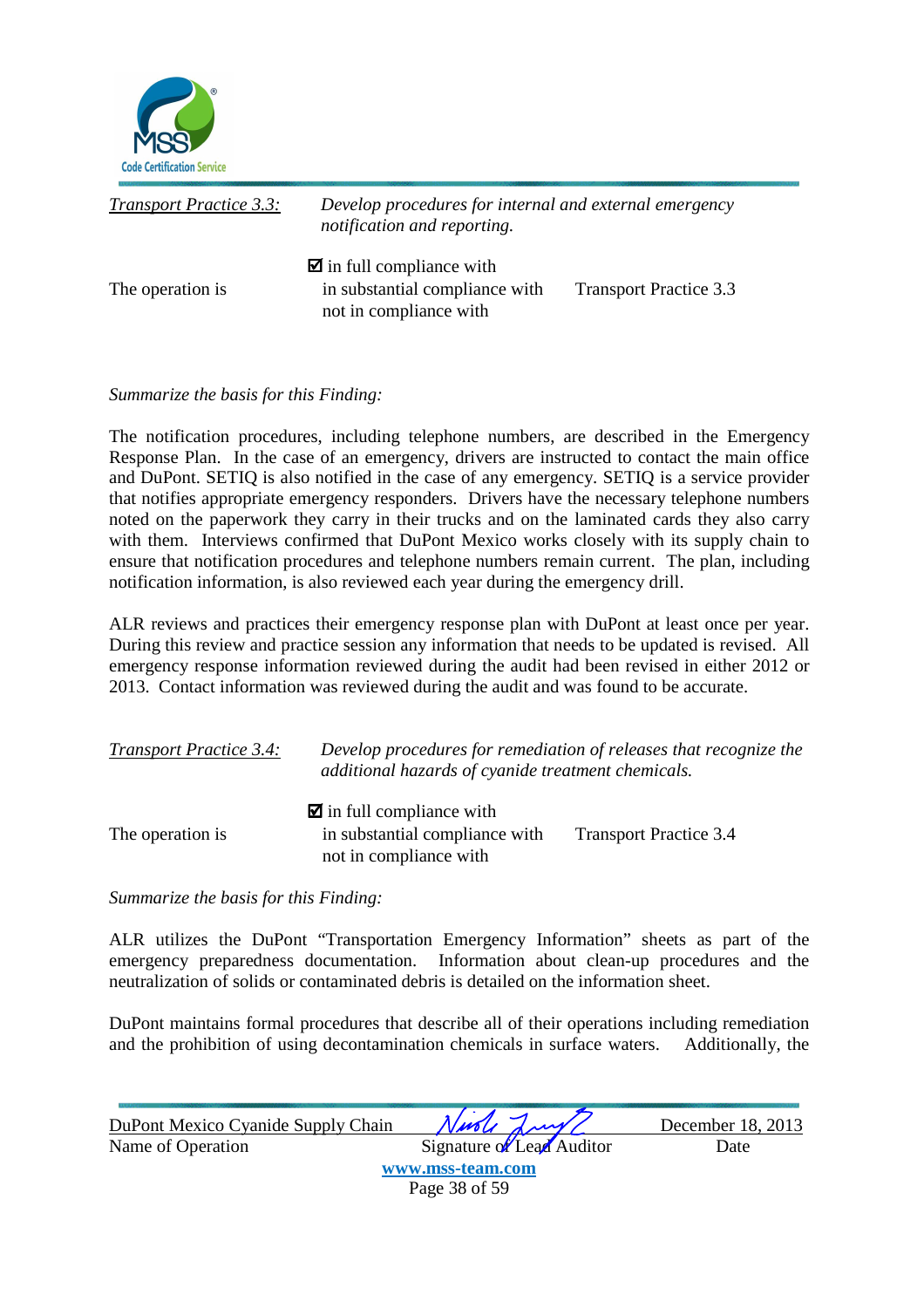*Transport Practice 3.3:* *Develop procedures for internal and external emergency notification and reporting.*

The operation is

☑ in full compliance with
in substantial compliance with
not in compliance with

Transport Practice 3.3

*Summarize the basis for this Finding:*

The notification procedures, including telephone numbers, are described in the Emergency Response Plan. In the case of an emergency, drivers are instructed to contact the main office and DuPont. SETIQ is also notified in the case of any emergency. SETIQ is a service provider that notifies appropriate emergency responders. Drivers have the necessary telephone numbers noted on the paperwork they carry in their trucks and on the laminated cards they also carry with them. Interviews confirmed that DuPont Mexico works closely with its supply chain to ensure that notification procedures and telephone numbers remain current. The plan, including notification information, is also reviewed each year during the emergency drill.

ALR reviews and practices their emergency response plan with DuPont at least once per year. During this review and practice session any information that needs to be updated is revised. All emergency response information reviewed during the audit had been revised in either 2012 or 2013. Contact information was reviewed during the audit and was found to be accurate.

*Transport Practice 3.4:* *Develop procedures for remediation of releases that recognize the additional hazards of cyanide treatment chemicals.*

The operation is

☑ in full compliance with
in substantial compliance with
not in compliance with

Transport Practice 3.4

*Summarize the basis for this Finding:*

ALR utilizes the DuPont "Transportation Emergency Information" sheets as part of the emergency preparedness documentation. Information about clean-up procedures and the neutralization of solids or contaminated debris is detailed on the information sheet.

DuPont maintains formal procedures that describe all of their operations including remediation and the prohibition of using decontamination chemicals in surface waters. Additionally, the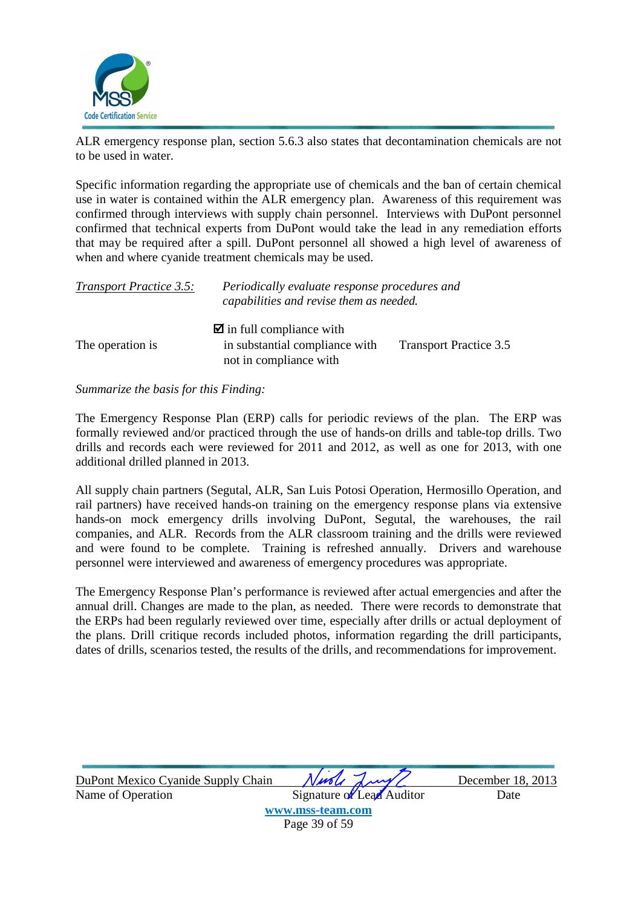ALR emergency response plan, section 5.6.3 also states that decontamination chemicals are not to be used in water.

Specific information regarding the appropriate use of chemicals and the ban of certain chemical use in water is contained within the ALR emergency plan. Awareness of this requirement was confirmed through interviews with supply chain personnel. Interviews with DuPont personnel confirmed that technical experts from DuPont would take the lead in any remediation efforts that may be required after a spill. DuPont personnel all showed a high level of awareness of when and where cyanide treatment chemicals may be used.

<u>*Transport Practice 3.5:*</u> *Periodically evaluate response procedures and capabilities and revise them as needed.*

| | | |
|---|---|---|
| | ☑ in full compliance with | |
| The operation is | in substantial compliance with | Transport Practice 3.5 |
| | not in compliance with | |

*Summarize the basis for this Finding:*

The Emergency Response Plan (ERP) calls for periodic reviews of the plan. The ERP was formally reviewed and/or practiced through the use of hands-on drills and table-top drills. Two drills and records each were reviewed for 2011 and 2012, as well as one for 2013, with one additional drilled planned in 2013.

All supply chain partners (Segutal, ALR, San Luis Potosi Operation, Hermosillo Operation, and rail partners) have received hands-on training on the emergency response plans via extensive hands-on mock emergency drills involving DuPont, Segutal, the warehouses, the rail companies, and ALR. Records from the ALR classroom training and the drills were reviewed and were found to be complete. Training is refreshed annually. Drivers and warehouse personnel were interviewed and awareness of emergency procedures was appropriate.

The Emergency Response Plan's performance is reviewed after actual emergencies and after the annual drill. Changes are made to the plan, as needed. There were records to demonstrate that the ERPs had been regularly reviewed over time, especially after drills or actual deployment of the plans. Drill critique records included photos, information regarding the drill participants, dates of drills, scenarios tested, the results of the drills, and recommendations for improvement.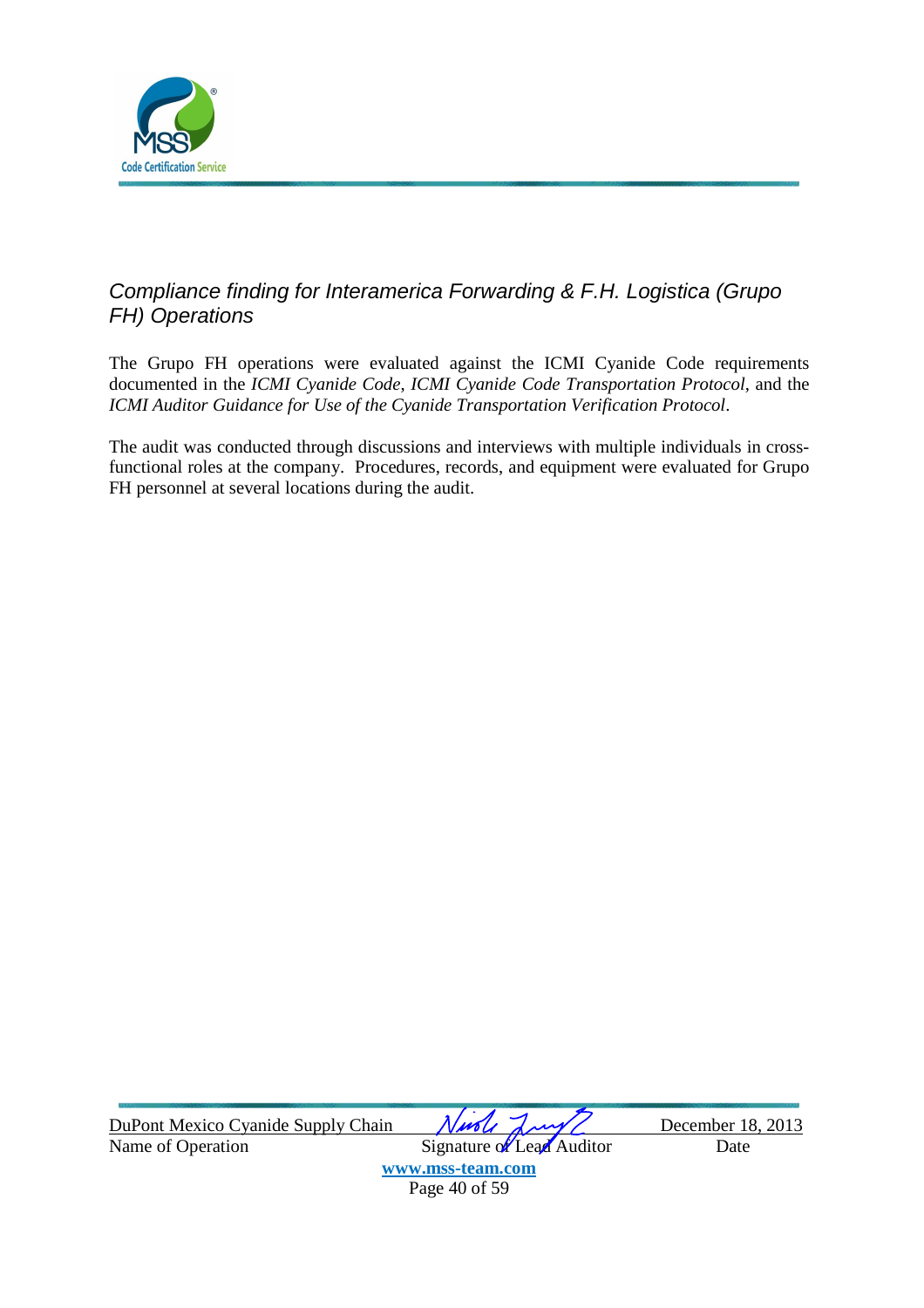## *Compliance finding for Interamerica Forwarding & F.H. Logistica (Grupo FH) Operations*

The Grupo FH operations were evaluated against the ICMI Cyanide Code requirements documented in the *ICMI Cyanide Code*, *ICMI Cyanide Code Transportation Protocol*, and the *ICMI Auditor Guidance for Use of the Cyanide Transportation Verification Protocol*.

The audit was conducted through discussions and interviews with multiple individuals in cross-functional roles at the company. Procedures, records, and equipment were evaluated for Grupo FH personnel at several locations during the audit.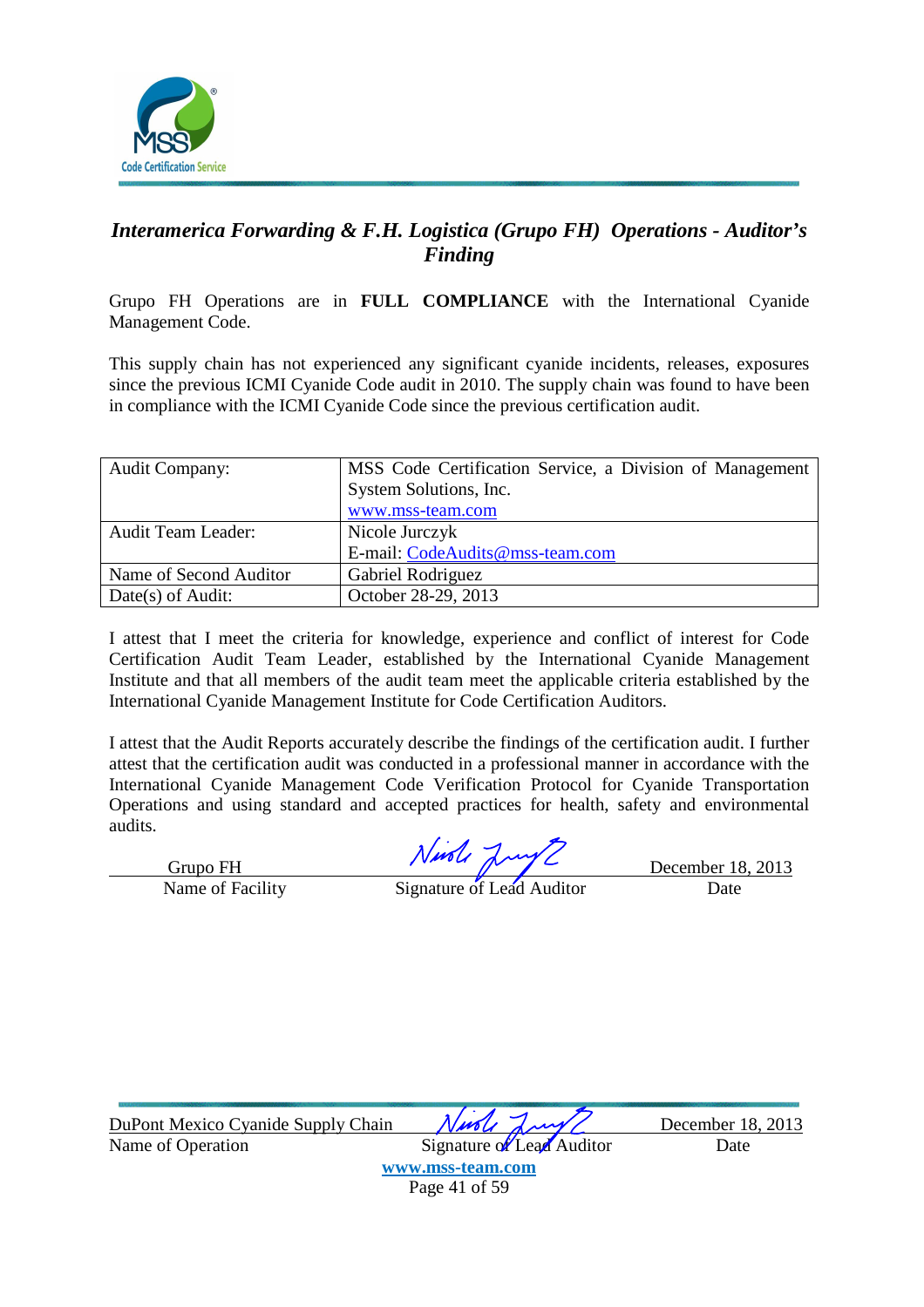## *Interamerica Forwarding & F.H. Logistica (Grupo FH) Operations - Auditor's Finding*

Grupo FH Operations are in **FULL COMPLIANCE** with the International Cyanide Management Code.

This supply chain has not experienced any significant cyanide incidents, releases, exposures since the previous ICMI Cyanide Code audit in 2010. The supply chain was found to have been in compliance with the ICMI Cyanide Code since the previous certification audit.

| Audit Company: | MSS Code Certification Service, a Division of Management System Solutions, Inc. www.mss-team.com |
|---|---|
| Audit Team Leader: | Nicole Jurczyk E-mail: CodeAudits@mss-team.com |
| Name of Second Auditor | Gabriel Rodriguez |
| Date(s) of Audit: | October 28-29, 2013 |

I attest that I meet the criteria for knowledge, experience and conflict of interest for Code Certification Audit Team Leader, established by the International Cyanide Management Institute and that all members of the audit team meet the applicable criteria established by the International Cyanide Management Institute for Code Certification Auditors.

I attest that the Audit Reports accurately describe the findings of the certification audit. I further attest that the certification audit was conducted in a professional manner in accordance with the International Cyanide Management Code Verification Protocol for Cyanide Transportation Operations and using standard and accepted practices for health, safety and environmental audits.

| Grupo FH | *[signature]* | December 18, 2013 |
|---|---|---|
| Name of Facility | Signature of Lead Auditor | Date |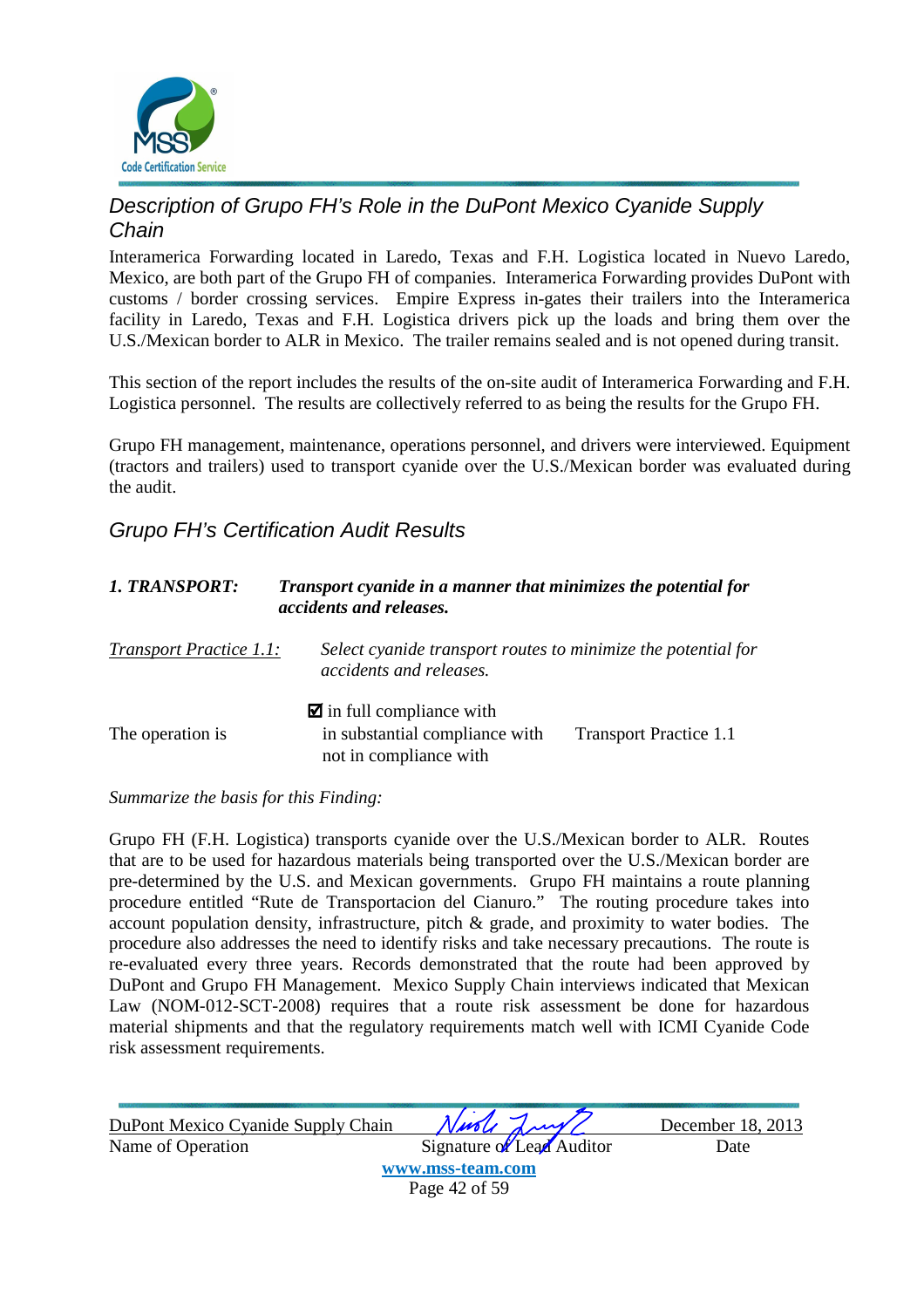## Description of Grupo FH's Role in the DuPont Mexico Cyanide Supply Chain

Interamerica Forwarding located in Laredo, Texas and F.H. Logistica located in Nuevo Laredo, Mexico, are both part of the Grupo FH of companies. Interamerica Forwarding provides DuPont with customs / border crossing services. Empire Express in-gates their trailers into the Interamerica facility in Laredo, Texas and F.H. Logistica drivers pick up the loads and bring them over the U.S./Mexican border to ALR in Mexico. The trailer remains sealed and is not opened during transit.

This section of the report includes the results of the on-site audit of Interamerica Forwarding and F.H. Logistica personnel. The results are collectively referred to as being the results for the Grupo FH.

Grupo FH management, maintenance, operations personnel, and drivers were interviewed. Equipment (tractors and trailers) used to transport cyanide over the U.S./Mexican border was evaluated during the audit.

## Grupo FH's Certification Audit Results

***1. TRANSPORT:*** ***Transport cyanide in a manner that minimizes the potential for accidents and releases.***

*Transport Practice 1.1:* *Select cyanide transport routes to minimize the potential for accidents and releases.*

The operation is

☑ in full compliance with
in substantial compliance with
not in compliance with

Transport Practice 1.1

*Summarize the basis for this Finding:*

Grupo FH (F.H. Logistica) transports cyanide over the U.S./Mexican border to ALR. Routes that are to be used for hazardous materials being transported over the U.S./Mexican border are pre-determined by the U.S. and Mexican governments. Grupo FH maintains a route planning procedure entitled "Rute de Transportacion del Cianuro." The routing procedure takes into account population density, infrastructure, pitch & grade, and proximity to water bodies. The procedure also addresses the need to identify risks and take necessary precautions. The route is re-evaluated every three years. Records demonstrated that the route had been approved by DuPont and Grupo FH Management. Mexico Supply Chain interviews indicated that Mexican Law (NOM-012-SCT-2008) requires that a route risk assessment be done for hazardous material shipments and that the regulatory requirements match well with ICMI Cyanide Code risk assessment requirements.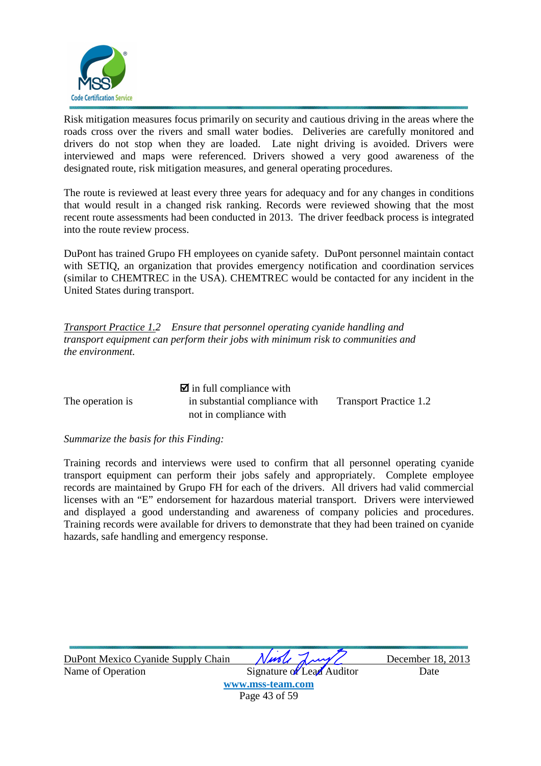Risk mitigation measures focus primarily on security and cautious driving in the areas where the roads cross over the rivers and small water bodies. Deliveries are carefully monitored and drivers do not stop when they are loaded. Late night driving is avoided. Drivers were interviewed and maps were referenced. Drivers showed a very good awareness of the designated route, risk mitigation measures, and general operating procedures.

The route is reviewed at least every three years for adequacy and for any changes in conditions that would result in a changed risk ranking. Records were reviewed showing that the most recent route assessments had been conducted in 2013. The driver feedback process is integrated into the route review process.

DuPont has trained Grupo FH employees on cyanide safety. DuPont personnel maintain contact with SETIQ, an organization that provides emergency notification and coordination services (similar to CHEMTREC in the USA). CHEMTREC would be contacted for any incident in the United States during transport.

*<u>Transport Practice 1.2</u> Ensure that personnel operating cyanide handling and transport equipment can perform their jobs with minimum risk to communities and the environment.*

| | | |
|---|---|---|
| | ☑ in full compliance with | |
| The operation is | in substantial compliance with | Transport Practice 1.2 |
| | not in compliance with | |

*Summarize the basis for this Finding:*

Training records and interviews were used to confirm that all personnel operating cyanide transport equipment can perform their jobs safely and appropriately. Complete employee records are maintained by Grupo FH for each of the drivers. All drivers had valid commercial licenses with an "E" endorsement for hazardous material transport. Drivers were interviewed and displayed a good understanding and awareness of company policies and procedures. Training records were available for drivers to demonstrate that they had been trained on cyanide hazards, safe handling and emergency response.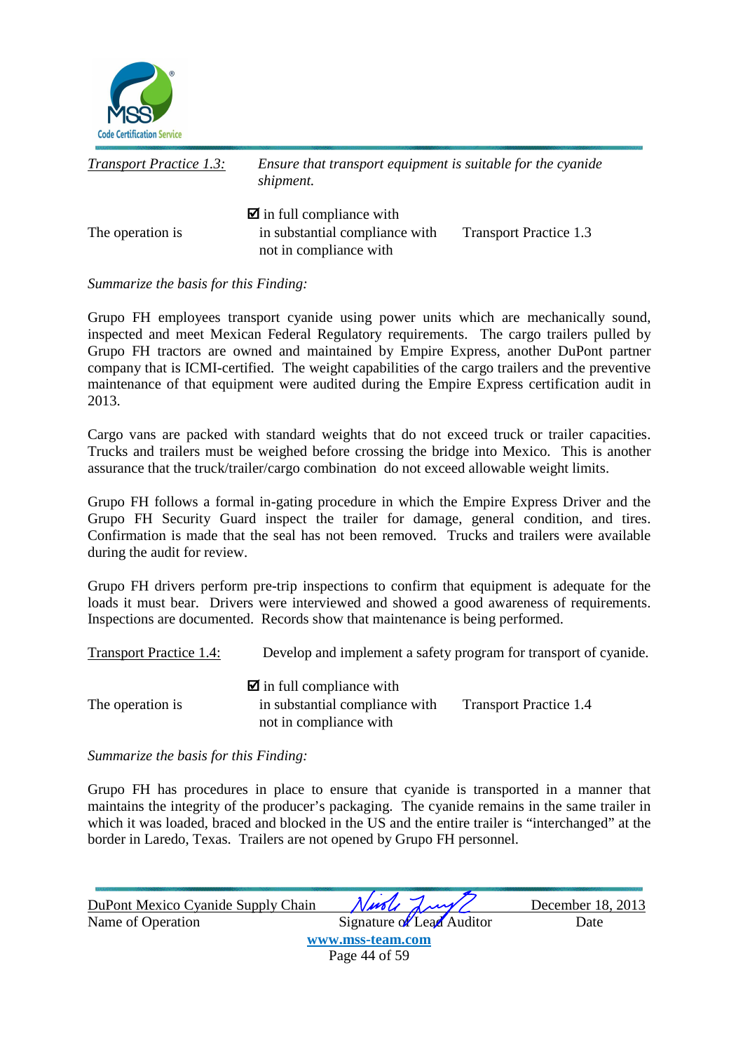*Transport Practice 1.3:* *Ensure that transport equipment is suitable for the cyanide shipment.*

The operation is ☑ in full compliance with / in substantial compliance with / not in compliance with Transport Practice 1.3

*Summarize the basis for this Finding:*

Grupo FH employees transport cyanide using power units which are mechanically sound, inspected and meet Mexican Federal Regulatory requirements. The cargo trailers pulled by Grupo FH tractors are owned and maintained by Empire Express, another DuPont partner company that is ICMI-certified. The weight capabilities of the cargo trailers and the preventive maintenance of that equipment were audited during the Empire Express certification audit in 2013.

Cargo vans are packed with standard weights that do not exceed truck or trailer capacities. Trucks and trailers must be weighed before crossing the bridge into Mexico. This is another assurance that the truck/trailer/cargo combination do not exceed allowable weight limits.

Grupo FH follows a formal in-gating procedure in which the Empire Express Driver and the Grupo FH Security Guard inspect the trailer for damage, general condition, and tires. Confirmation is made that the seal has not been removed. Trucks and trailers were available during the audit for review.

Grupo FH drivers perform pre-trip inspections to confirm that equipment is adequate for the loads it must bear. Drivers were interviewed and showed a good awareness of requirements. Inspections are documented. Records show that maintenance is being performed.

Transport Practice 1.4: Develop and implement a safety program for transport of cyanide.

The operation is ☑ in full compliance with / in substantial compliance with / not in compliance with Transport Practice 1.4

*Summarize the basis for this Finding:*

Grupo FH has procedures in place to ensure that cyanide is transported in a manner that maintains the integrity of the producer's packaging. The cyanide remains in the same trailer in which it was loaded, braced and blocked in the US and the entire trailer is "interchanged" at the border in Laredo, Texas. Trailers are not opened by Grupo FH personnel.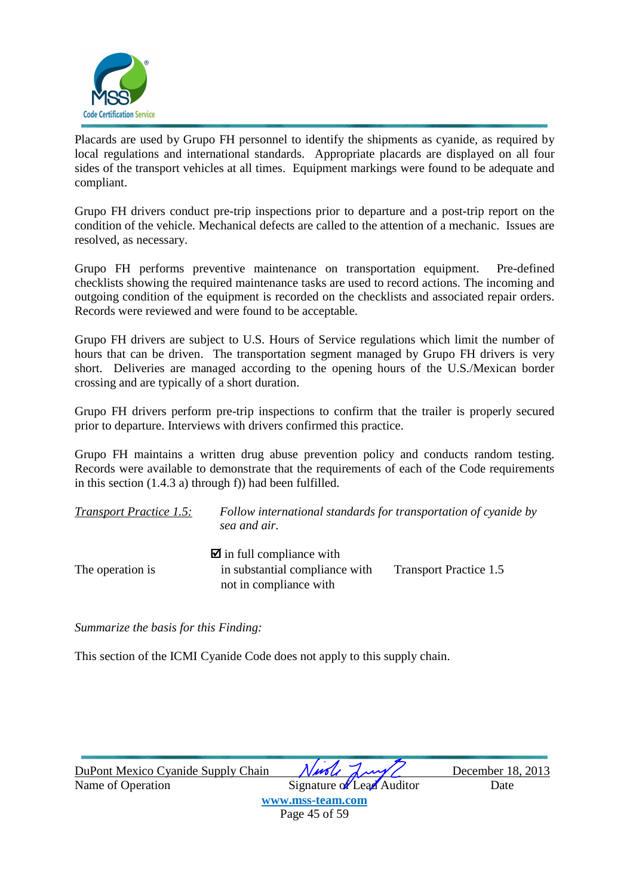Placards are used by Grupo FH personnel to identify the shipments as cyanide, as required by local regulations and international standards. Appropriate placards are displayed on all four sides of the transport vehicles at all times. Equipment markings were found to be adequate and compliant.

Grupo FH drivers conduct pre-trip inspections prior to departure and a post-trip report on the condition of the vehicle. Mechanical defects are called to the attention of a mechanic. Issues are resolved, as necessary.

Grupo FH performs preventive maintenance on transportation equipment. Pre-defined checklists showing the required maintenance tasks are used to record actions. The incoming and outgoing condition of the equipment is recorded on the checklists and associated repair orders. Records were reviewed and were found to be acceptable.

Grupo FH drivers are subject to U.S. Hours of Service regulations which limit the number of hours that can be driven. The transportation segment managed by Grupo FH drivers is very short. Deliveries are managed according to the opening hours of the U.S./Mexican border crossing and are typically of a short duration.

Grupo FH drivers perform pre-trip inspections to confirm that the trailer is properly secured prior to departure. Interviews with drivers confirmed this practice.

Grupo FH maintains a written drug abuse prevention policy and conducts random testing. Records were available to demonstrate that the requirements of each of the Code requirements in this section (1.4.3 a) through f)) had been fulfilled.

*Transport Practice 1.5:* *Follow international standards for transportation of cyanide by sea and air.*

The operation is
- ☑ in full compliance with
- in substantial compliance with
- not in compliance with

Transport Practice 1.5

*Summarize the basis for this Finding:*

This section of the ICMI Cyanide Code does not apply to this supply chain.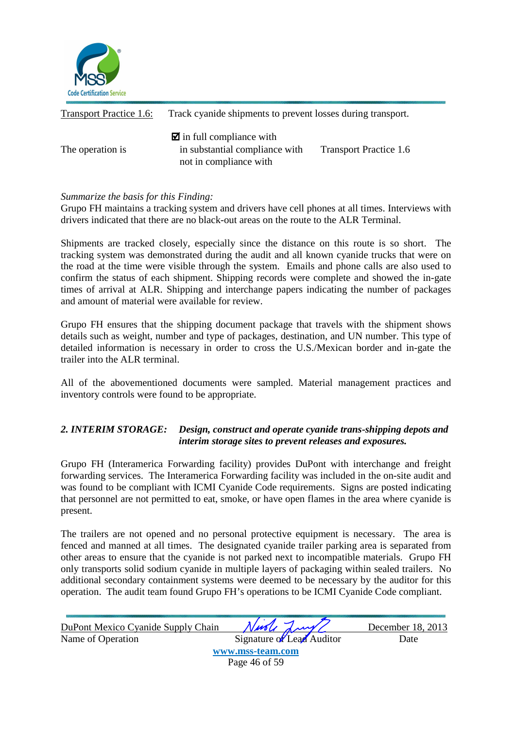Transport Practice 1.6: Track cyanide shipments to prevent losses during transport.

The operation is

☑ in full compliance with
☐ in substantial compliance with
☐ not in compliance with

Transport Practice 1.6

*Summarize the basis for this Finding:*

Grupo FH maintains a tracking system and drivers have cell phones at all times. Interviews with drivers indicated that there are no black-out areas on the route to the ALR Terminal.

Shipments are tracked closely, especially since the distance on this route is so short. The tracking system was demonstrated during the audit and all known cyanide trucks that were on the road at the time were visible through the system. Emails and phone calls are also used to confirm the status of each shipment. Shipping records were complete and showed the in-gate times of arrival at ALR. Shipping and interchange papers indicating the number of packages and amount of material were available for review.

Grupo FH ensures that the shipping document package that travels with the shipment shows details such as weight, number and type of packages, destination, and UN number. This type of detailed information is necessary in order to cross the U.S./Mexican border and in-gate the trailer into the ALR terminal.

All of the abovementioned documents were sampled. Material management practices and inventory controls were found to be appropriate.

## *2. INTERIM STORAGE: Design, construct and operate cyanide trans-shipping depots and interim storage sites to prevent releases and exposures.*

Grupo FH (Interamerica Forwarding facility) provides DuPont with interchange and freight forwarding services. The Interamerica Forwarding facility was included in the on-site audit and was found to be compliant with ICMI Cyanide Code requirements. Signs are posted indicating that personnel are not permitted to eat, smoke, or have open flames in the area where cyanide is present.

The trailers are not opened and no personal protective equipment is necessary. The area is fenced and manned at all times. The designated cyanide trailer parking area is separated from other areas to ensure that the cyanide is not parked next to incompatible materials. Grupo FH only transports solid sodium cyanide in multiple layers of packaging within sealed trailers. No additional secondary containment systems were deemed to be necessary by the auditor for this operation. The audit team found Grupo FH's operations to be ICMI Cyanide Code compliant.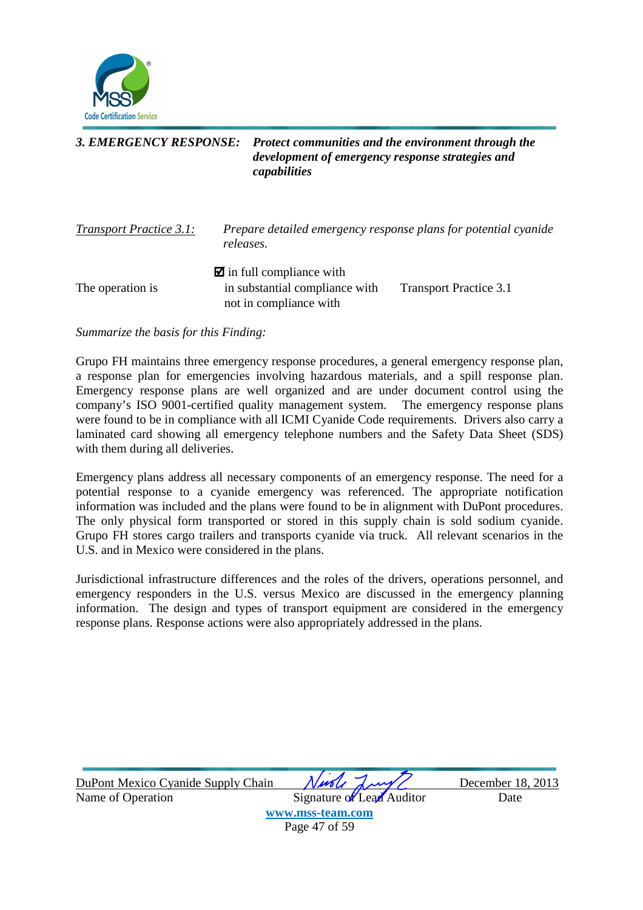***3. EMERGENCY RESPONSE:*** ***Protect communities and the environment through the development of emergency response strategies and capabilities***

*Transport Practice 3.1:* *Prepare detailed emergency response plans for potential cyanide releases.*

The operation is

☑ in full compliance with
in substantial compliance with
not in compliance with

Transport Practice 3.1

*Summarize the basis for this Finding:*

Grupo FH maintains three emergency response procedures, a general emergency response plan, a response plan for emergencies involving hazardous materials, and a spill response plan. Emergency response plans are well organized and are under document control using the company's ISO 9001-certified quality management system. The emergency response plans were found to be in compliance with all ICMI Cyanide Code requirements. Drivers also carry a laminated card showing all emergency telephone numbers and the Safety Data Sheet (SDS) with them during all deliveries.

Emergency plans address all necessary components of an emergency response. The need for a potential response to a cyanide emergency was referenced. The appropriate notification information was included and the plans were found to be in alignment with DuPont procedures. The only physical form transported or stored in this supply chain is sold sodium cyanide. Grupo FH stores cargo trailers and transports cyanide via truck. All relevant scenarios in the U.S. and in Mexico were considered in the plans.

Jurisdictional infrastructure differences and the roles of the drivers, operations personnel, and emergency responders in the U.S. versus Mexico are discussed in the emergency planning information. The design and types of transport equipment are considered in the emergency response plans. Response actions were also appropriately addressed in the plans.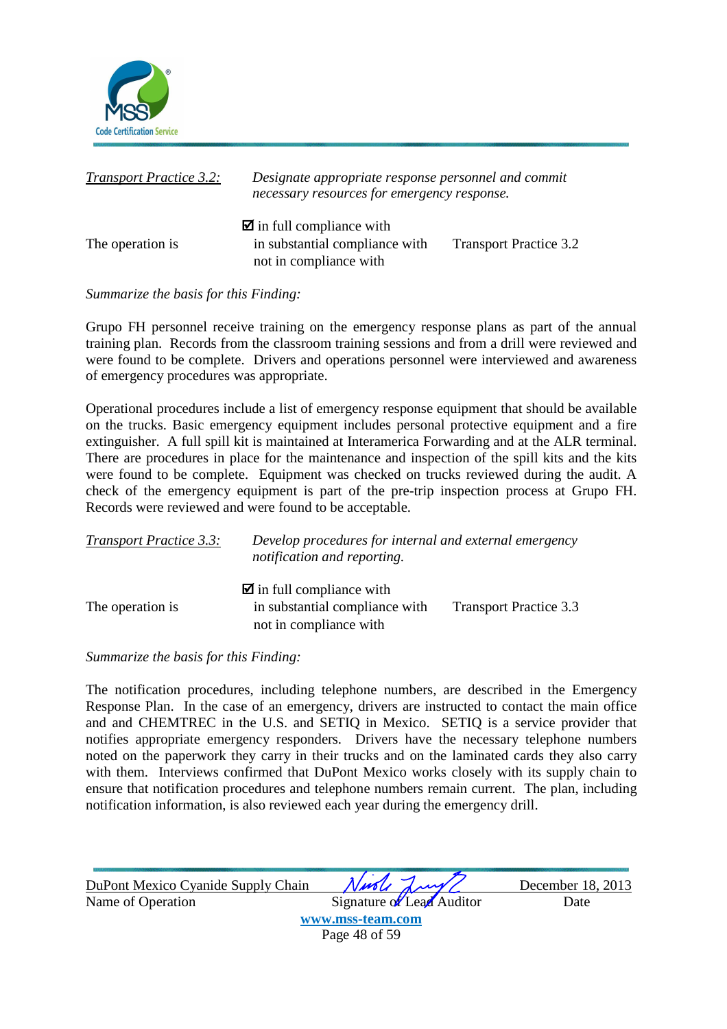*Transport Practice 3.2:* *Designate appropriate response personnel and commit necessary resources for emergency response.*

The operation is

☑ in full compliance with
in substantial compliance with
not in compliance with

Transport Practice 3.2

*Summarize the basis for this Finding:*

Grupo FH personnel receive training on the emergency response plans as part of the annual training plan. Records from the classroom training sessions and from a drill were reviewed and were found to be complete. Drivers and operations personnel were interviewed and awareness of emergency procedures was appropriate.

Operational procedures include a list of emergency response equipment that should be available on the trucks. Basic emergency equipment includes personal protective equipment and a fire extinguisher. A full spill kit is maintained at Interamerica Forwarding and at the ALR terminal. There are procedures in place for the maintenance and inspection of the spill kits and the kits were found to be complete. Equipment was checked on trucks reviewed during the audit. A check of the emergency equipment is part of the pre-trip inspection process at Grupo FH. Records were reviewed and were found to be acceptable.

*Transport Practice 3.3:* *Develop procedures for internal and external emergency notification and reporting.*

The operation is

☑ in full compliance with
in substantial compliance with
not in compliance with

Transport Practice 3.3

*Summarize the basis for this Finding:*

The notification procedures, including telephone numbers, are described in the Emergency Response Plan. In the case of an emergency, drivers are instructed to contact the main office and and CHEMTREC in the U.S. and SETIQ in Mexico. SETIQ is a service provider that notifies appropriate emergency responders. Drivers have the necessary telephone numbers noted on the paperwork they carry in their trucks and on the laminated cards they also carry with them. Interviews confirmed that DuPont Mexico works closely with its supply chain to ensure that notification procedures and telephone numbers remain current. The plan, including notification information, is also reviewed each year during the emergency drill.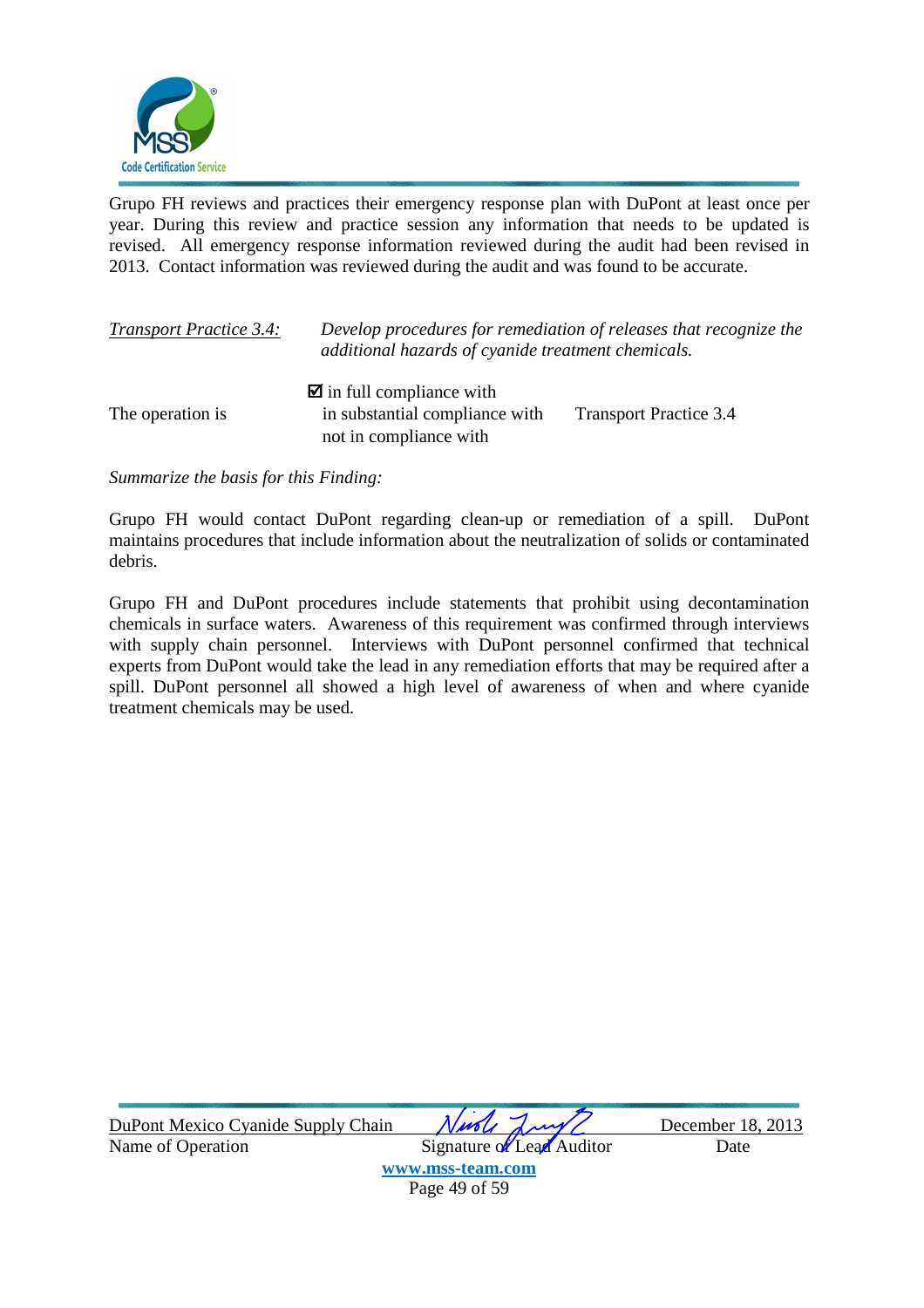Grupo FH reviews and practices their emergency response plan with DuPont at least once per year. During this review and practice session any information that needs to be updated is revised. All emergency response information reviewed during the audit had been revised in 2013. Contact information was reviewed during the audit and was found to be accurate.

*Transport Practice 3.4:* *Develop procedures for remediation of releases that recognize the additional hazards of cyanide treatment chemicals.*

The operation is
- ☑ in full compliance with
- in substantial compliance with
- not in compliance with

Transport Practice 3.4

*Summarize the basis for this Finding:*

Grupo FH would contact DuPont regarding clean-up or remediation of a spill. DuPont maintains procedures that include information about the neutralization of solids or contaminated debris.

Grupo FH and DuPont procedures include statements that prohibit using decontamination chemicals in surface waters. Awareness of this requirement was confirmed through interviews with supply chain personnel. Interviews with DuPont personnel confirmed that technical experts from DuPont would take the lead in any remediation efforts that may be required after a spill. DuPont personnel all showed a high level of awareness of when and where cyanide treatment chemicals may be used.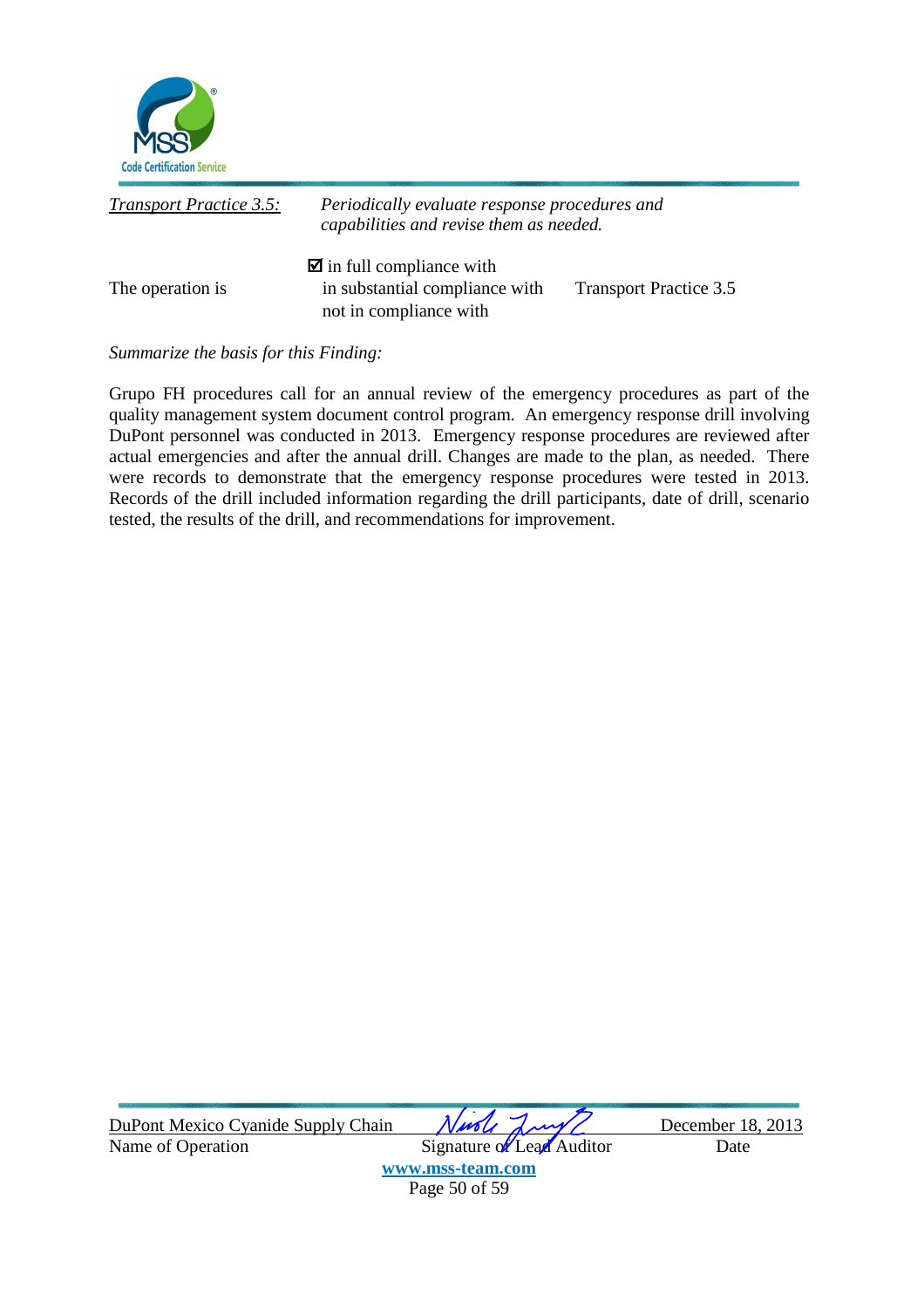*Transport Practice 3.5:* *Periodically evaluate response procedures and capabilities and revise them as needed.*

The operation is

- ☑ in full compliance with
- in substantial compliance with
- not in compliance with

Transport Practice 3.5

*Summarize the basis for this Finding:*

Grupo FH procedures call for an annual review of the emergency procedures as part of the quality management system document control program. An emergency response drill involving DuPont personnel was conducted in 2013. Emergency response procedures are reviewed after actual emergencies and after the annual drill. Changes are made to the plan, as needed. There were records to demonstrate that the emergency response procedures were tested in 2013. Records of the drill included information regarding the drill participants, date of drill, scenario tested, the results of the drill, and recommendations for improvement.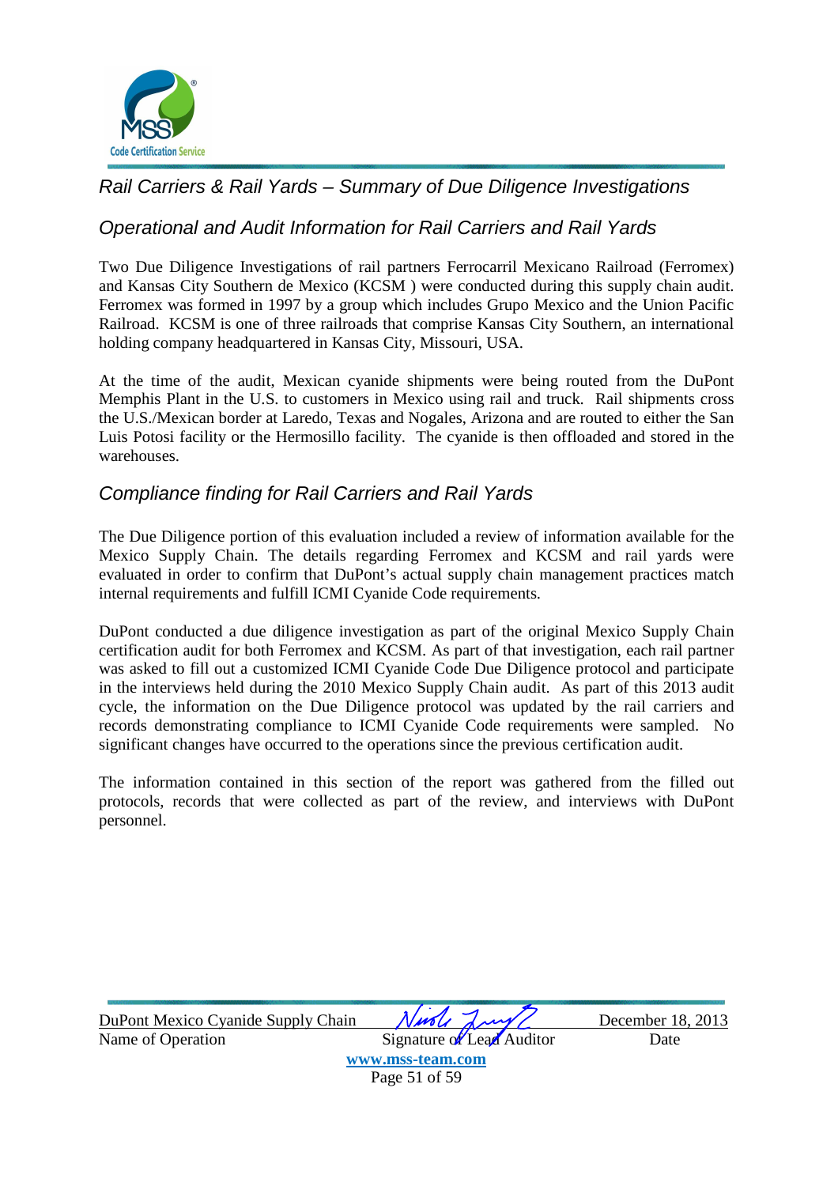## Rail Carriers & Rail Yards – Summary of Due Diligence Investigations

### Operational and Audit Information for Rail Carriers and Rail Yards

Two Due Diligence Investigations of rail partners Ferrocarril Mexicano Railroad (Ferromex) and Kansas City Southern de Mexico (KCSM ) were conducted during this supply chain audit. Ferromex was formed in 1997 by a group which includes Grupo Mexico and the Union Pacific Railroad. KCSM is one of three railroads that comprise Kansas City Southern, an international holding company headquartered in Kansas City, Missouri, USA.

At the time of the audit, Mexican cyanide shipments were being routed from the DuPont Memphis Plant in the U.S. to customers in Mexico using rail and truck. Rail shipments cross the U.S./Mexican border at Laredo, Texas and Nogales, Arizona and are routed to either the San Luis Potosi facility or the Hermosillo facility. The cyanide is then offloaded and stored in the warehouses.

### Compliance finding for Rail Carriers and Rail Yards

The Due Diligence portion of this evaluation included a review of information available for the Mexico Supply Chain. The details regarding Ferromex and KCSM and rail yards were evaluated in order to confirm that DuPont's actual supply chain management practices match internal requirements and fulfill ICMI Cyanide Code requirements.

DuPont conducted a due diligence investigation as part of the original Mexico Supply Chain certification audit for both Ferromex and KCSM. As part of that investigation, each rail partner was asked to fill out a customized ICMI Cyanide Code Due Diligence protocol and participate in the interviews held during the 2010 Mexico Supply Chain audit. As part of this 2013 audit cycle, the information on the Due Diligence protocol was updated by the rail carriers and records demonstrating compliance to ICMI Cyanide Code requirements were sampled. No significant changes have occurred to the operations since the previous certification audit.

The information contained in this section of the report was gathered from the filled out protocols, records that were collected as part of the review, and interviews with DuPont personnel.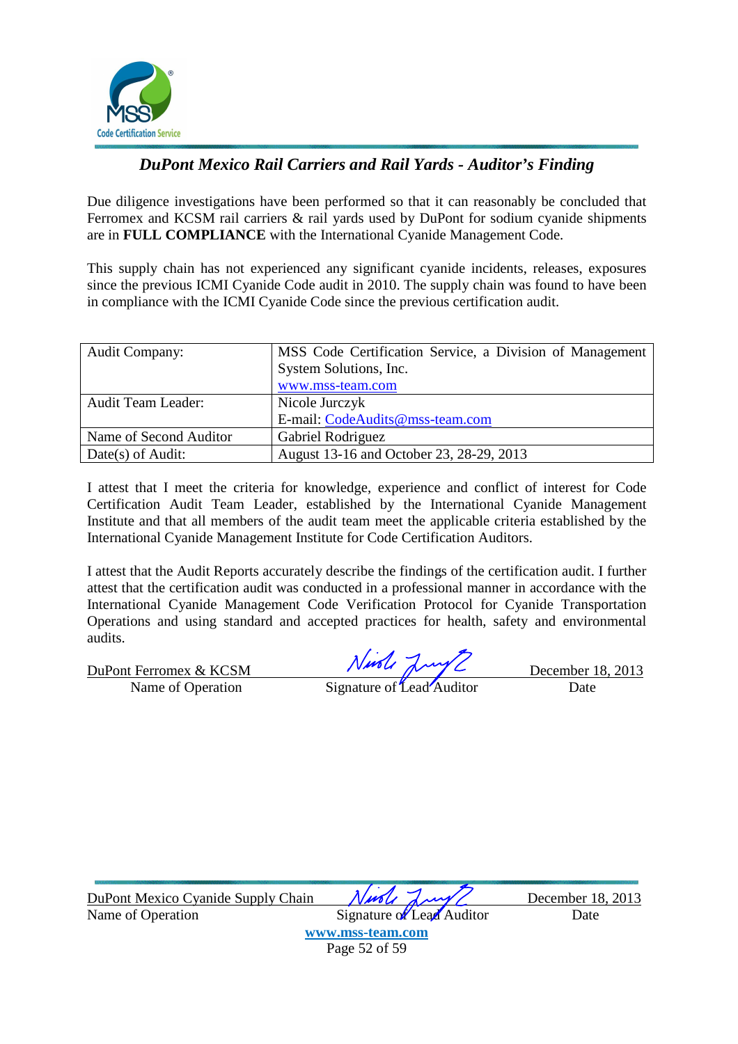## *DuPont Mexico Rail Carriers and Rail Yards - Auditor's Finding*

Due diligence investigations have been performed so that it can reasonably be concluded that Ferromex and KCSM rail carriers & rail yards used by DuPont for sodium cyanide shipments are in **FULL COMPLIANCE** with the International Cyanide Management Code.

This supply chain has not experienced any significant cyanide incidents, releases, exposures since the previous ICMI Cyanide Code audit in 2010. The supply chain was found to have been in compliance with the ICMI Cyanide Code since the previous certification audit.

| | |
|---|---|
| Audit Company: | MSS Code Certification Service, a Division of Management System Solutions, Inc. www.mss-team.com |
| Audit Team Leader: | Nicole Jurczyk<br>E-mail: CodeAudits@mss-team.com |
| Name of Second Auditor | Gabriel Rodriguez |
| Date(s) of Audit: | August 13-16 and October 23, 28-29, 2013 |

I attest that I meet the criteria for knowledge, experience and conflict of interest for Code Certification Audit Team Leader, established by the International Cyanide Management Institute and that all members of the audit team meet the applicable criteria established by the International Cyanide Management Institute for Code Certification Auditors.

I attest that the Audit Reports accurately describe the findings of the certification audit. I further attest that the certification audit was conducted in a professional manner in accordance with the International Cyanide Management Code Verification Protocol for Cyanide Transportation Operations and using standard and accepted practices for health, safety and environmental audits.

| DuPont Ferromex & KCSM | *[signature]* | December 18, 2013 |
|---|---|---|
| Name of Operation | Signature of Lead Auditor | Date |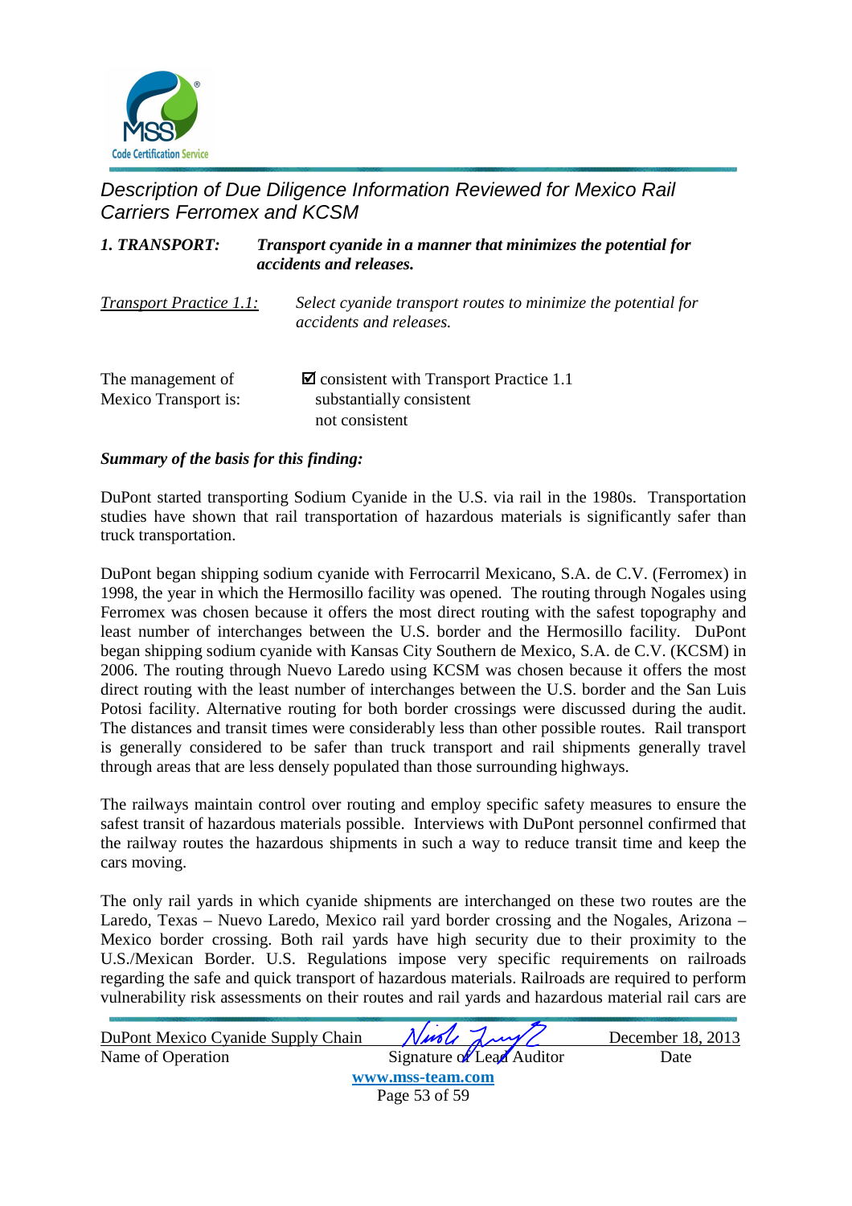## Description of Due Diligence Information Reviewed for Mexico Rail Carriers Ferromex and KCSM

***1. TRANSPORT:*** ***Transport cyanide in a manner that minimizes the potential for accidents and releases.***

*Transport Practice 1.1:* *Select cyanide transport routes to minimize the potential for accidents and releases.*

The management of Mexico Transport is:

☑ consistent with Transport Practice 1.1
substantially consistent
not consistent

***Summary of the basis for this finding:***

DuPont started transporting Sodium Cyanide in the U.S. via rail in the 1980s. Transportation studies have shown that rail transportation of hazardous materials is significantly safer than truck transportation.

DuPont began shipping sodium cyanide with Ferrocarril Mexicano, S.A. de C.V. (Ferromex) in 1998, the year in which the Hermosillo facility was opened. The routing through Nogales using Ferromex was chosen because it offers the most direct routing with the safest topography and least number of interchanges between the U.S. border and the Hermosillo facility. DuPont began shipping sodium cyanide with Kansas City Southern de Mexico, S.A. de C.V. (KCSM) in 2006. The routing through Nuevo Laredo using KCSM was chosen because it offers the most direct routing with the least number of interchanges between the U.S. border and the San Luis Potosi facility. Alternative routing for both border crossings were discussed during the audit. The distances and transit times were considerably less than other possible routes. Rail transport is generally considered to be safer than truck transport and rail shipments generally travel through areas that are less densely populated than those surrounding highways.

The railways maintain control over routing and employ specific safety measures to ensure the safest transit of hazardous materials possible. Interviews with DuPont personnel confirmed that the railway routes the hazardous shipments in such a way to reduce transit time and keep the cars moving.

The only rail yards in which cyanide shipments are interchanged on these two routes are the Laredo, Texas – Nuevo Laredo, Mexico rail yard border crossing and the Nogales, Arizona – Mexico border crossing. Both rail yards have high security due to their proximity to the U.S./Mexican Border. U.S. Regulations impose very specific requirements on railroads regarding the safe and quick transport of hazardous materials. Railroads are required to perform vulnerability risk assessments on their routes and rail yards and hazardous material rail cars are

| DuPont Mexico Cyanide Supply Chain | [signature] | December 18, 2013 |
|---|---|---|
| Name of Operation | Signature of Lead Auditor | Date |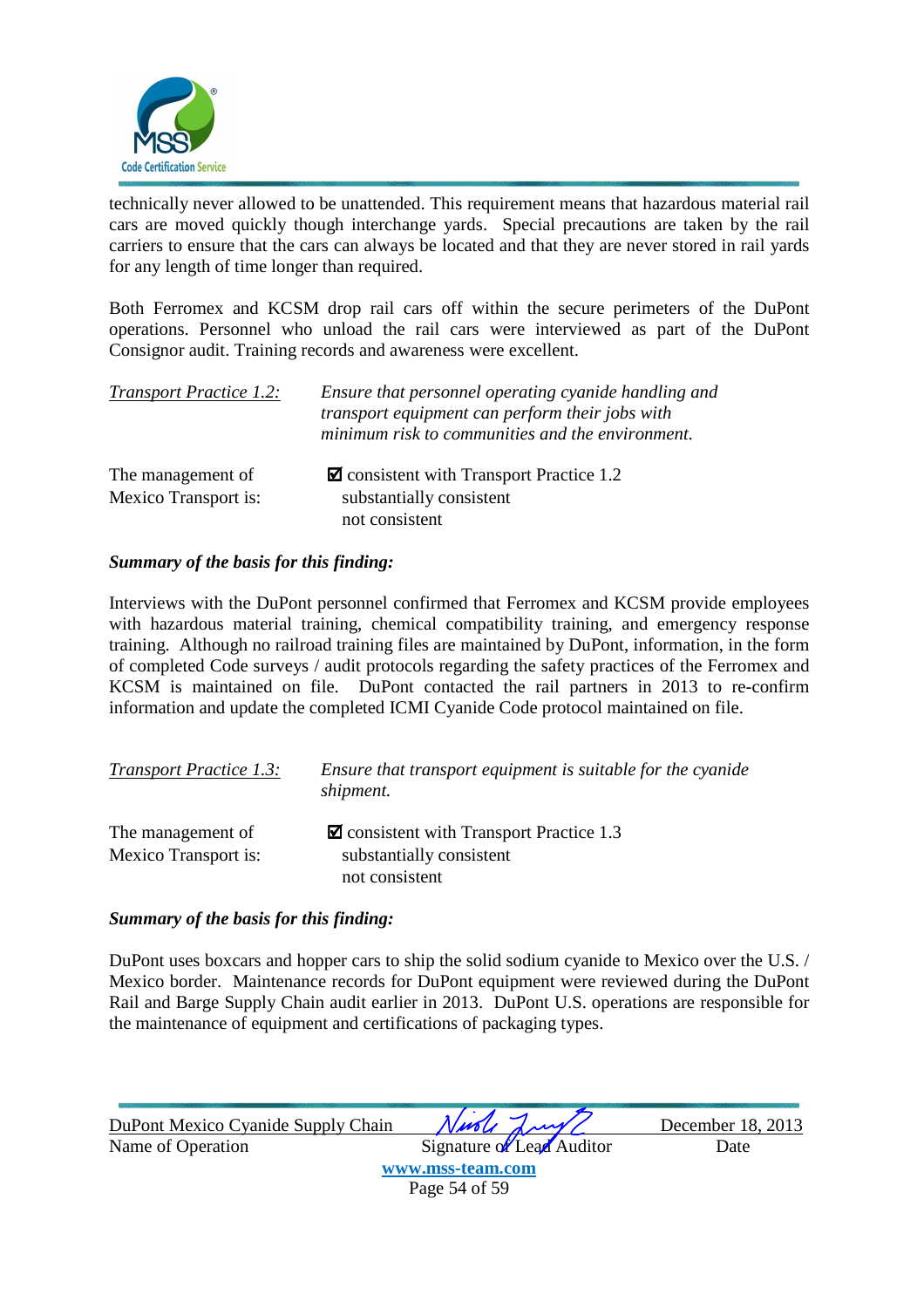technically never allowed to be unattended. This requirement means that hazardous material rail cars are moved quickly though interchange yards. Special precautions are taken by the rail carriers to ensure that the cars can always be located and that they are never stored in rail yards for any length of time longer than required.

Both Ferromex and KCSM drop rail cars off within the secure perimeters of the DuPont operations. Personnel who unload the rail cars were interviewed as part of the DuPont Consignor audit. Training records and awareness were excellent.

| *Transport Practice 1.2:* | *Ensure that personnel operating cyanide handling and transport equipment can perform their jobs with minimum risk to communities and the environment.* |
|---|---|

The management of Mexico Transport is:

☑ consistent with Transport Practice 1.2
substantially consistent
not consistent

***Summary of the basis for this finding:***

Interviews with the DuPont personnel confirmed that Ferromex and KCSM provide employees with hazardous material training, chemical compatibility training, and emergency response training. Although no railroad training files are maintained by DuPont, information, in the form of completed Code surveys / audit protocols regarding the safety practices of the Ferromex and KCSM is maintained on file. DuPont contacted the rail partners in 2013 to re-confirm information and update the completed ICMI Cyanide Code protocol maintained on file.

| *Transport Practice 1.3:* | *Ensure that transport equipment is suitable for the cyanide shipment.* |
|---|---|

The management of Mexico Transport is:

☑ consistent with Transport Practice 1.3
substantially consistent
not consistent

***Summary of the basis for this finding:***

DuPont uses boxcars and hopper cars to ship the solid sodium cyanide to Mexico over the U.S. / Mexico border. Maintenance records for DuPont equipment were reviewed during the DuPont Rail and Barge Supply Chain audit earlier in 2013. DuPont U.S. operations are responsible for the maintenance of equipment and certifications of packaging types.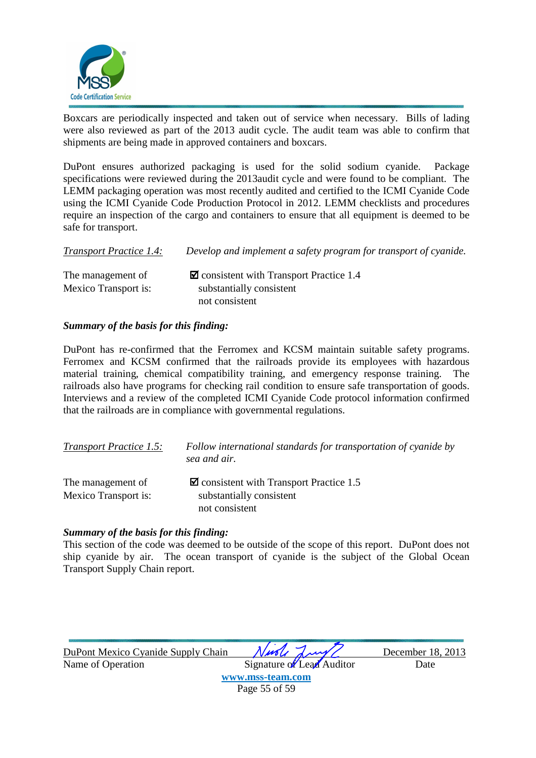Boxcars are periodically inspected and taken out of service when necessary. Bills of lading were also reviewed as part of the 2013 audit cycle. The audit team was able to confirm that shipments are being made in approved containers and boxcars.

DuPont ensures authorized packaging is used for the solid sodium cyanide. Package specifications were reviewed during the 2013audit cycle and were found to be compliant. The LEMM packaging operation was most recently audited and certified to the ICMI Cyanide Code using the ICMI Cyanide Code Production Protocol in 2012. LEMM checklists and procedures require an inspection of the cargo and containers to ensure that all equipment is deemed to be safe for transport.

<u>*Transport Practice 1.4:*</u> *Develop and implement a safety program for transport of cyanide.*

The management of Mexico Transport is:

☑ consistent with Transport Practice 1.4
substantially consistent
not consistent

***Summary of the basis for this finding:***

DuPont has re-confirmed that the Ferromex and KCSM maintain suitable safety programs. Ferromex and KCSM confirmed that the railroads provide its employees with hazardous material training, chemical compatibility training, and emergency response training. The railroads also have programs for checking rail condition to ensure safe transportation of goods. Interviews and a review of the completed ICMI Cyanide Code protocol information confirmed that the railroads are in compliance with governmental regulations.

<u>*Transport Practice 1.5:*</u> *Follow international standards for transportation of cyanide by sea and air.*

The management of Mexico Transport is:

☑ consistent with Transport Practice 1.5
substantially consistent
not consistent

***Summary of the basis for this finding:***

This section of the code was deemed to be outside of the scope of this report. DuPont does not ship cyanide by air. The ocean transport of cyanide is the subject of the Global Ocean Transport Supply Chain report.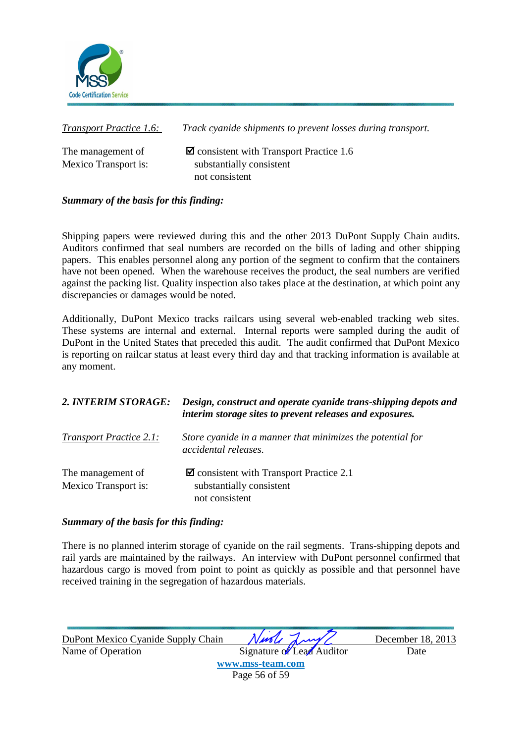*Transport Practice 1.6:* *Track cyanide shipments to prevent losses during transport.*

The management of Mexico Transport is:

☑ consistent with Transport Practice 1.6
substantially consistent
not consistent

***Summary of the basis for this finding:***

Shipping papers were reviewed during this and the other 2013 DuPont Supply Chain audits. Auditors confirmed that seal numbers are recorded on the bills of lading and other shipping papers. This enables personnel along any portion of the segment to confirm that the containers have not been opened. When the warehouse receives the product, the seal numbers are verified against the packing list. Quality inspection also takes place at the destination, at which point any discrepancies or damages would be noted.

Additionally, DuPont Mexico tracks railcars using several web-enabled tracking web sites. These systems are internal and external. Internal reports were sampled during the audit of DuPont in the United States that preceded this audit. The audit confirmed that DuPont Mexico is reporting on railcar status at least every third day and that tracking information is available at any moment.

***2. INTERIM STORAGE:*** ***Design, construct and operate cyanide trans-shipping depots and interim storage sites to prevent releases and exposures.***

*Transport Practice 2.1:* *Store cyanide in a manner that minimizes the potential for accidental releases.*

The management of Mexico Transport is:

☑ consistent with Transport Practice 2.1
substantially consistent
not consistent

***Summary of the basis for this finding:***

There is no planned interim storage of cyanide on the rail segments. Trans-shipping depots and rail yards are maintained by the railways. An interview with DuPont personnel confirmed that hazardous cargo is moved from point to point as quickly as possible and that personnel have received training in the segregation of hazardous materials.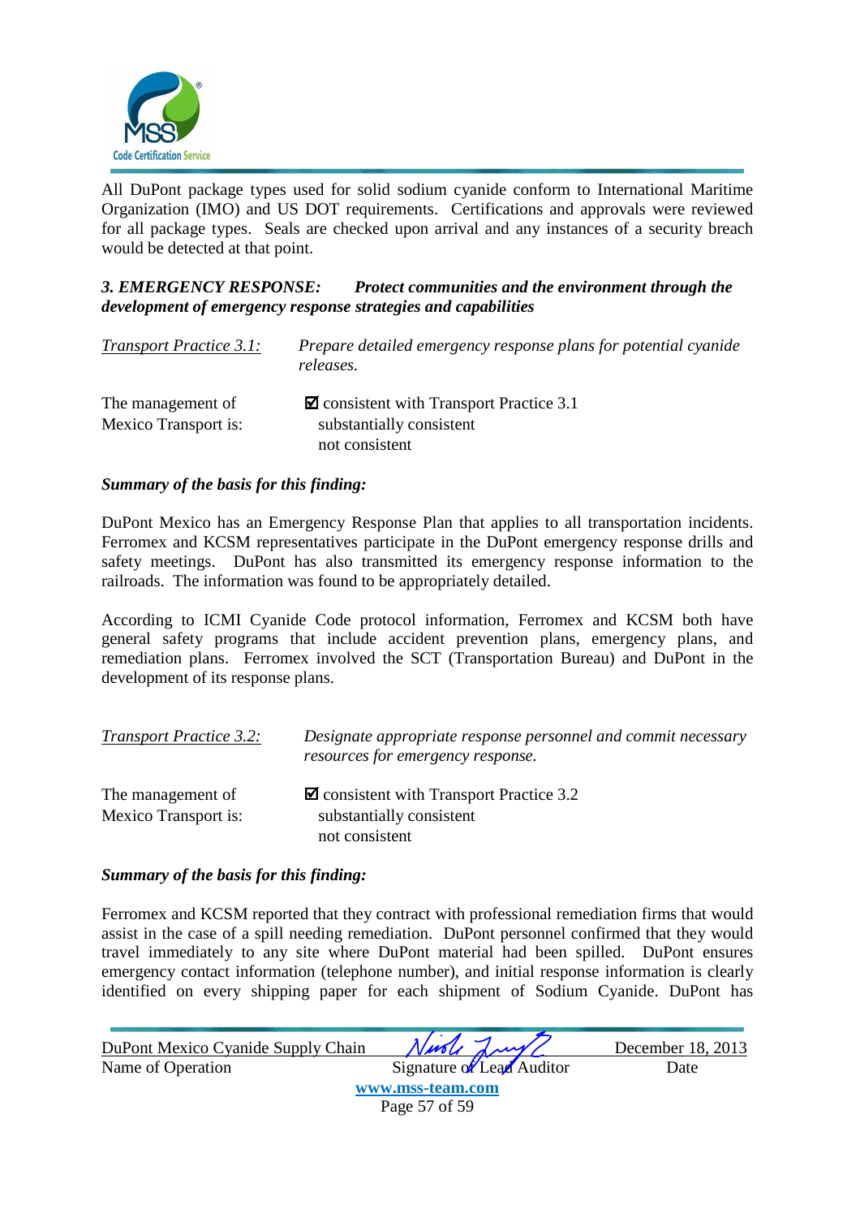All DuPont package types used for solid sodium cyanide conform to International Maritime Organization (IMO) and US DOT requirements. Certifications and approvals were reviewed for all package types. Seals are checked upon arrival and any instances of a security breach would be detected at that point.

### *3. EMERGENCY RESPONSE: Protect communities and the environment through the development of emergency response strategies and capabilities*

| <u>*Transport Practice 3.1:*</u> | *Prepare detailed emergency response plans for potential cyanide releases.* |
|---|---|
| The management of Mexico Transport is: | ☑ consistent with Transport Practice 3.1<br>substantially consistent<br>not consistent |

***Summary of the basis for this finding:***

DuPont Mexico has an Emergency Response Plan that applies to all transportation incidents. Ferromex and KCSM representatives participate in the DuPont emergency response drills and safety meetings. DuPont has also transmitted its emergency response information to the railroads. The information was found to be appropriately detailed.

According to ICMI Cyanide Code protocol information, Ferromex and KCSM both have general safety programs that include accident prevention plans, emergency plans, and remediation plans. Ferromex involved the SCT (Transportation Bureau) and DuPont in the development of its response plans.

| <u>*Transport Practice 3.2:*</u> | *Designate appropriate response personnel and commit necessary resources for emergency response.* |
|---|---|
| The management of Mexico Transport is: | ☑ consistent with Transport Practice 3.2<br>substantially consistent<br>not consistent |

***Summary of the basis for this finding:***

Ferromex and KCSM reported that they contract with professional remediation firms that would assist in the case of a spill needing remediation. DuPont personnel confirmed that they would travel immediately to any site where DuPont material had been spilled. DuPont ensures emergency contact information (telephone number), and initial response information is clearly identified on every shipping paper for each shipment of Sodium Cyanide. DuPont has

| DuPont Mexico Cyanide Supply Chain | *[signature]* | December 18, 2013 |
|---|---|---|
| Name of Operation | Signature of Lead Auditor | Date |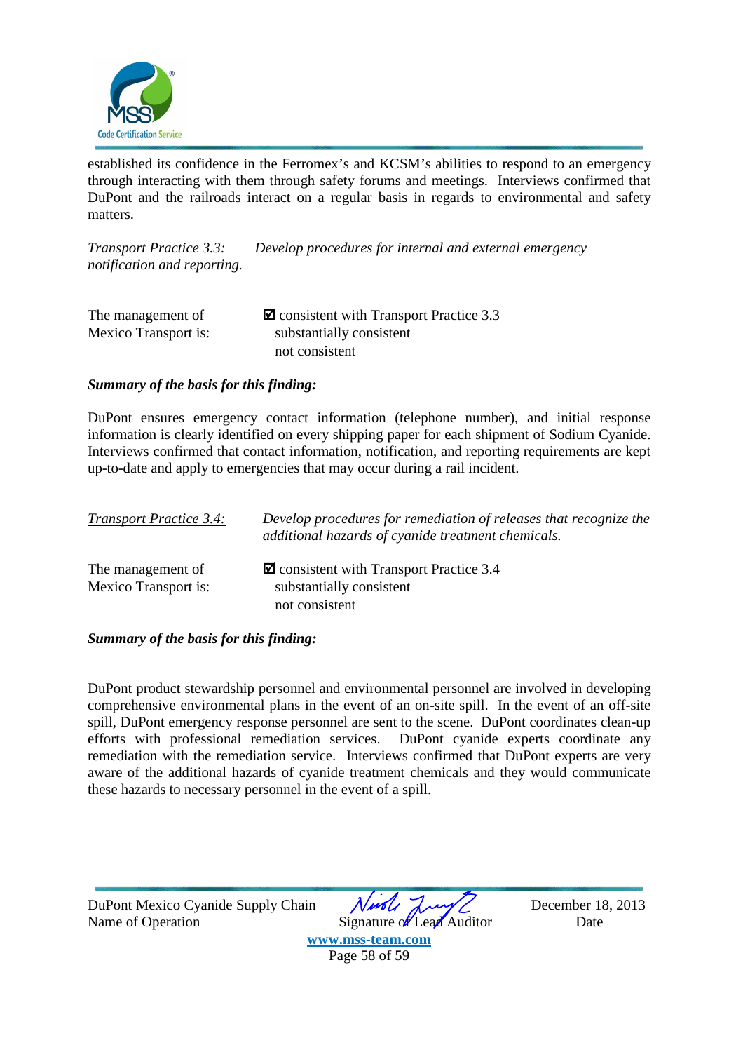established its confidence in the Ferromex's and KCSM's abilities to respond to an emergency through interacting with them through safety forums and meetings. Interviews confirmed that DuPont and the railroads interact on a regular basis in regards to environmental and safety matters.

*Transport Practice 3.3:* *Develop procedures for internal and external emergency notification and reporting.*

The management of Mexico Transport is:

☑ consistent with Transport Practice 3.3
substantially consistent
not consistent

***Summary of the basis for this finding:***

DuPont ensures emergency contact information (telephone number), and initial response information is clearly identified on every shipping paper for each shipment of Sodium Cyanide. Interviews confirmed that contact information, notification, and reporting requirements are kept up-to-date and apply to emergencies that may occur during a rail incident.

*Transport Practice 3.4:* *Develop procedures for remediation of releases that recognize the additional hazards of cyanide treatment chemicals.*

The management of Mexico Transport is:

☑ consistent with Transport Practice 3.4
substantially consistent
not consistent

***Summary of the basis for this finding:***

DuPont product stewardship personnel and environmental personnel are involved in developing comprehensive environmental plans in the event of an on-site spill. In the event of an off-site spill, DuPont emergency response personnel are sent to the scene. DuPont coordinates clean-up efforts with professional remediation services. DuPont cyanide experts coordinate any remediation with the remediation service. Interviews confirmed that DuPont experts are very aware of the additional hazards of cyanide treatment chemicals and they would communicate these hazards to necessary personnel in the event of a spill.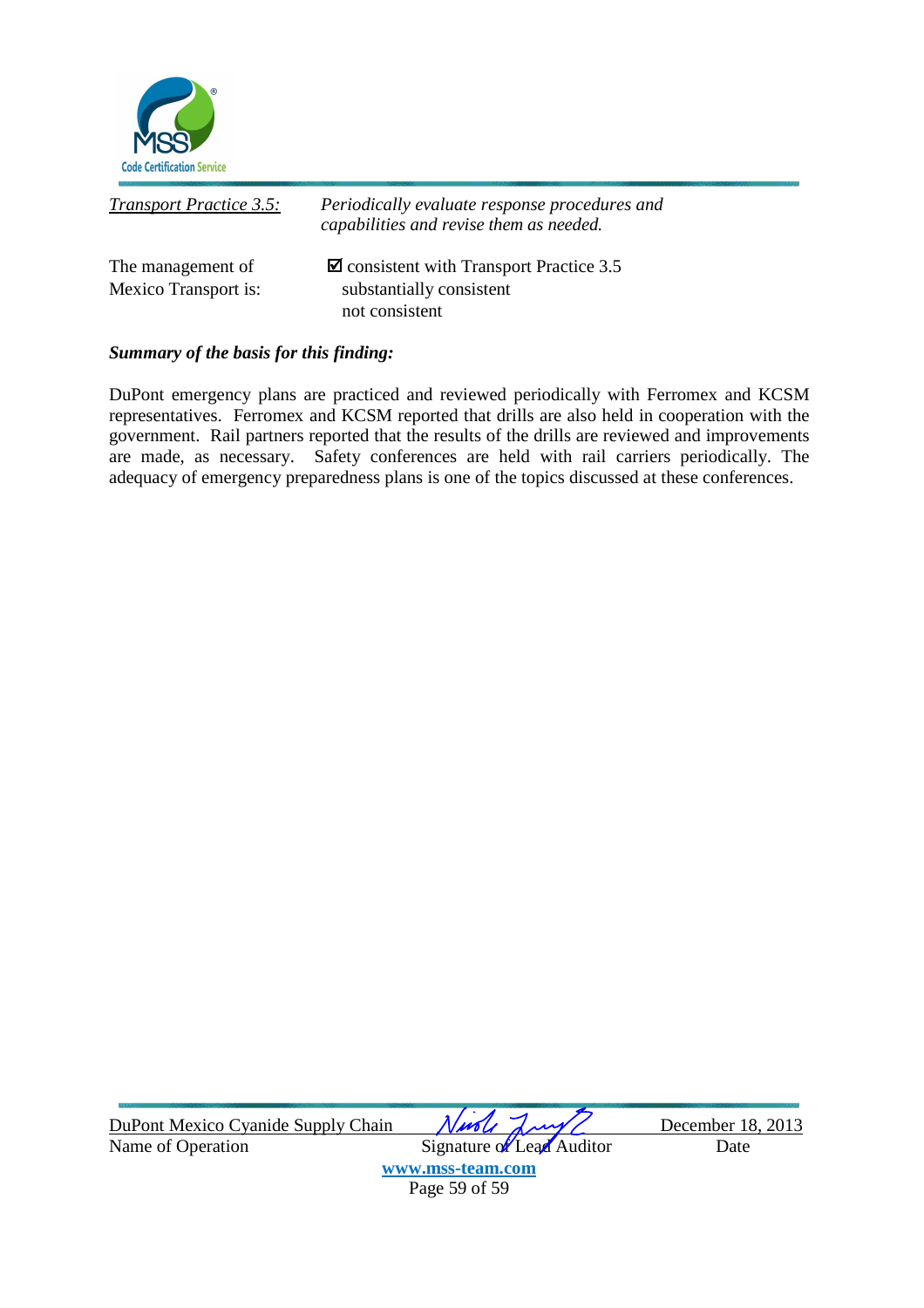*Transport Practice 3.5:* *Periodically evaluate response procedures and capabilities and revise them as needed.*

The management of Mexico Transport is:

☑ consistent with Transport Practice 3.5
substantially consistent
not consistent

***Summary of the basis for this finding:***

DuPont emergency plans are practiced and reviewed periodically with Ferromex and KCSM representatives. Ferromex and KCSM reported that drills are also held in cooperation with the government. Rail partners reported that the results of the drills are reviewed and improvements are made, as necessary. Safety conferences are held with rail carriers periodically. The adequacy of emergency preparedness plans is one of the topics discussed at these conferences.